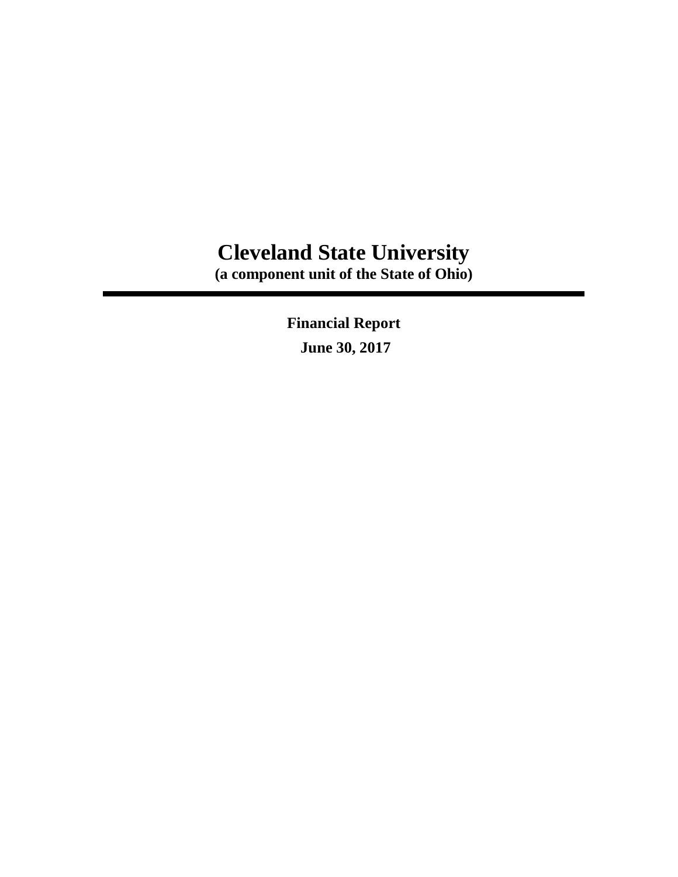# Cleveland State University

**(a component unit of the State of Ohio)**

---

**Financial Report**

**June 30, 2017**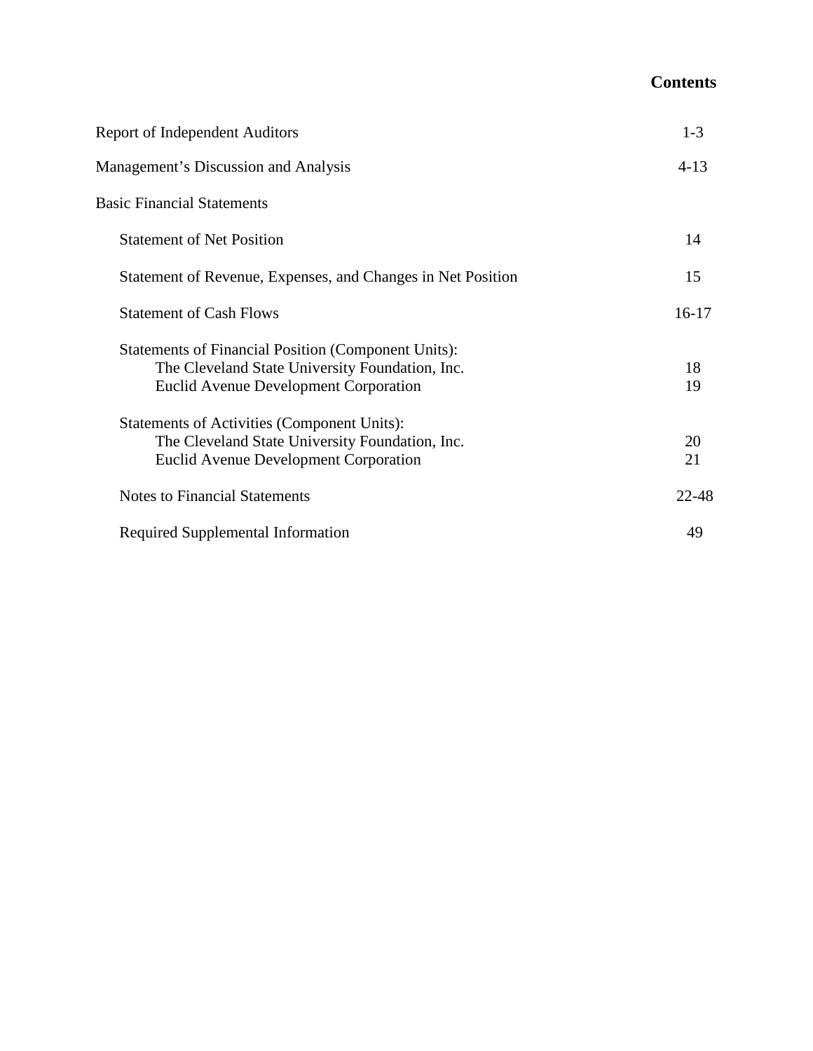# Contents

| | |
|---|---|
| Report of Independent Auditors | 1-3 |
| Management's Discussion and Analysis | 4-13 |
| Basic Financial Statements | |
| Statement of Net Position | 14 |
| Statement of Revenue, Expenses, and Changes in Net Position | 15 |
| Statement of Cash Flows | 16-17 |
| Statements of Financial Position (Component Units): | |
| The Cleveland State University Foundation, Inc. | 18 |
| Euclid Avenue Development Corporation | 19 |
| Statements of Activities (Component Units): | |
| The Cleveland State University Foundation, Inc. | 20 |
| Euclid Avenue Development Corporation | 21 |
| Notes to Financial Statements | 22-48 |
| Required Supplemental Information | 49 |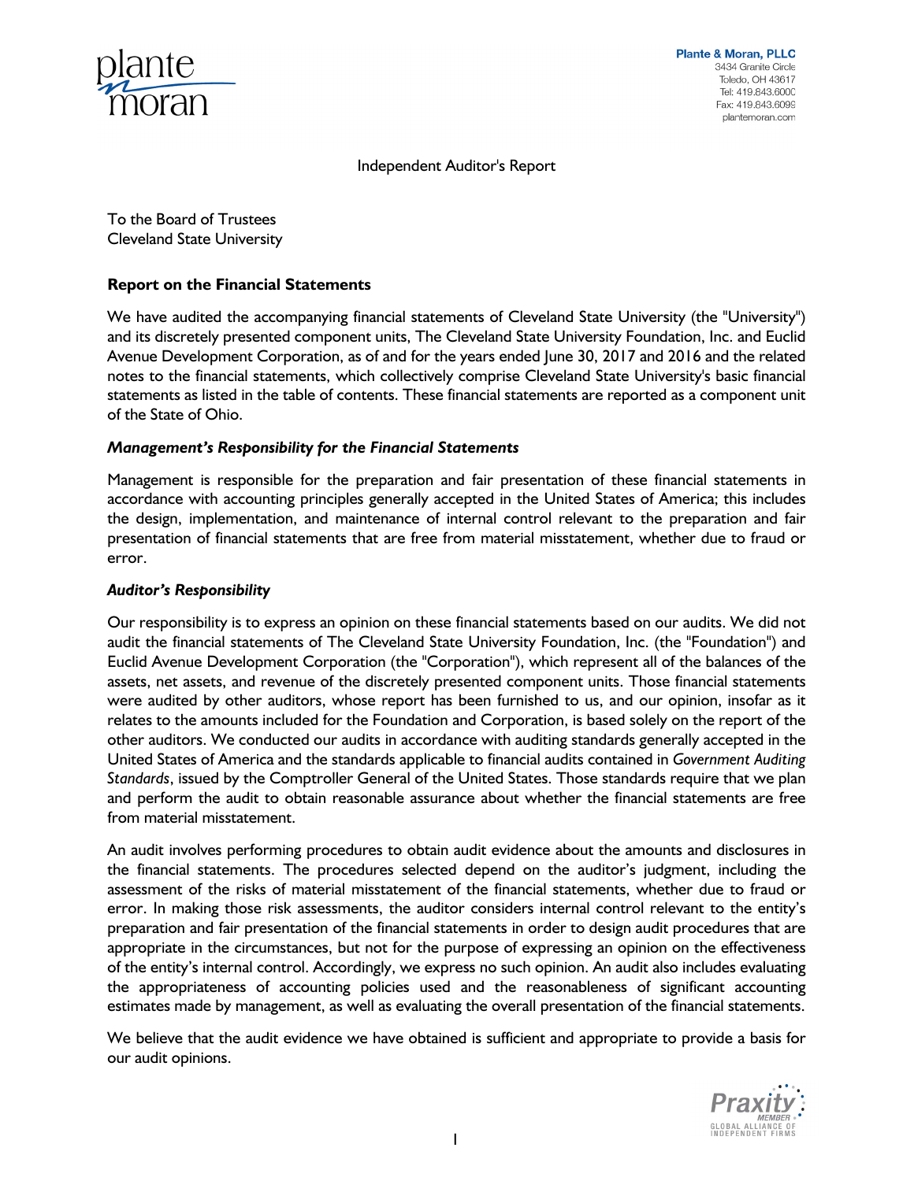Plante & Moran, PLLC
3434 Granite Circle
Toledo, OH 43617
Tel: 419.843.6000
Fax: 419.843.6099
plantemoran.com

Independent Auditor's Report

To the Board of Trustees
Cleveland State University

## Report on the Financial Statements

We have audited the accompanying financial statements of Cleveland State University (the "University") and its discretely presented component units, The Cleveland State University Foundation, Inc. and Euclid Avenue Development Corporation, as of and for the years ended June 30, 2017 and 2016 and the related notes to the financial statements, which collectively comprise Cleveland State University's basic financial statements as listed in the table of contents. These financial statements are reported as a component unit of the State of Ohio.

### *Management's Responsibility for the Financial Statements*

Management is responsible for the preparation and fair presentation of these financial statements in accordance with accounting principles generally accepted in the United States of America; this includes the design, implementation, and maintenance of internal control relevant to the preparation and fair presentation of financial statements that are free from material misstatement, whether due to fraud or error.

### *Auditor's Responsibility*

Our responsibility is to express an opinion on these financial statements based on our audits. We did not audit the financial statements of The Cleveland State University Foundation, Inc. (the "Foundation") and Euclid Avenue Development Corporation (the "Corporation"), which represent all of the balances of the assets, net assets, and revenue of the discretely presented component units. Those financial statements were audited by other auditors, whose report has been furnished to us, and our opinion, insofar as it relates to the amounts included for the Foundation and Corporation, is based solely on the report of the other auditors. We conducted our audits in accordance with auditing standards generally accepted in the United States of America and the standards applicable to financial audits contained in *Government Auditing Standards*, issued by the Comptroller General of the United States. Those standards require that we plan and perform the audit to obtain reasonable assurance about whether the financial statements are free from material misstatement.

An audit involves performing procedures to obtain audit evidence about the amounts and disclosures in the financial statements. The procedures selected depend on the auditor's judgment, including the assessment of the risks of material misstatement of the financial statements, whether due to fraud or error. In making those risk assessments, the auditor considers internal control relevant to the entity's preparation and fair presentation of the financial statements in order to design audit procedures that are appropriate in the circumstances, but not for the purpose of expressing an opinion on the effectiveness of the entity's internal control. Accordingly, we express no such opinion. An audit also includes evaluating the appropriateness of accounting policies used and the reasonableness of significant accounting estimates made by management, as well as evaluating the overall presentation of the financial statements.

We believe that the audit evidence we have obtained is sufficient and appropriate to provide a basis for our audit opinions.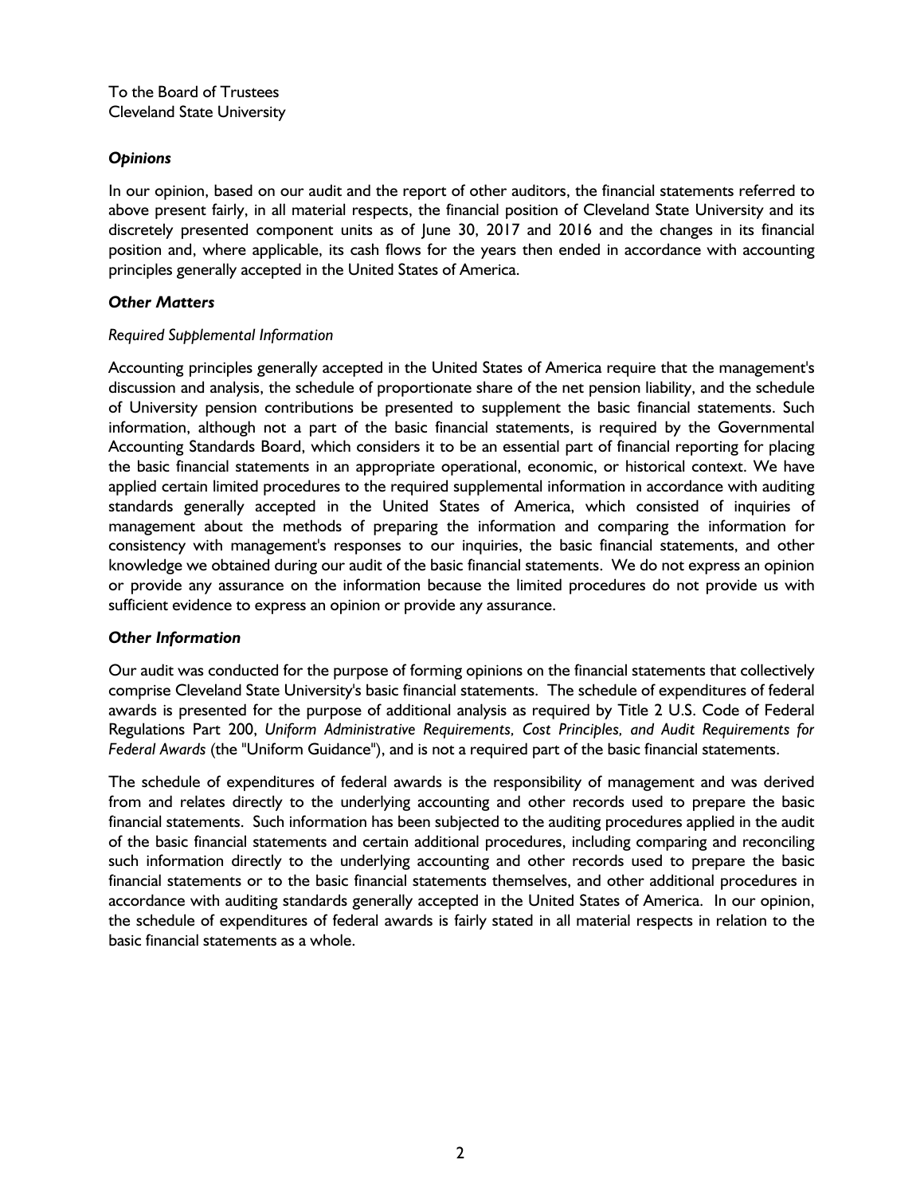To the Board of Trustees
Cleveland State University

***Opinions***

In our opinion, based on our audit and the report of other auditors, the financial statements referred to above present fairly, in all material respects, the financial position of Cleveland State University and its discretely presented component units as of June 30, 2017 and 2016 and the changes in its financial position and, where applicable, its cash flows for the years then ended in accordance with accounting principles generally accepted in the United States of America.

***Other Matters***

*Required Supplemental Information*

Accounting principles generally accepted in the United States of America require that the management's discussion and analysis, the schedule of proportionate share of the net pension liability, and the schedule of University pension contributions be presented to supplement the basic financial statements. Such information, although not a part of the basic financial statements, is required by the Governmental Accounting Standards Board, which considers it to be an essential part of financial reporting for placing the basic financial statements in an appropriate operational, economic, or historical context. We have applied certain limited procedures to the required supplemental information in accordance with auditing standards generally accepted in the United States of America, which consisted of inquiries of management about the methods of preparing the information and comparing the information for consistency with management's responses to our inquiries, the basic financial statements, and other knowledge we obtained during our audit of the basic financial statements. We do not express an opinion or provide any assurance on the information because the limited procedures do not provide us with sufficient evidence to express an opinion or provide any assurance.

***Other Information***

Our audit was conducted for the purpose of forming opinions on the financial statements that collectively comprise Cleveland State University's basic financial statements. The schedule of expenditures of federal awards is presented for the purpose of additional analysis as required by Title 2 U.S. Code of Federal Regulations Part 200, *Uniform Administrative Requirements, Cost Principles, and Audit Requirements for Federal Awards* (the "Uniform Guidance"), and is not a required part of the basic financial statements.

The schedule of expenditures of federal awards is the responsibility of management and was derived from and relates directly to the underlying accounting and other records used to prepare the basic financial statements. Such information has been subjected to the auditing procedures applied in the audit of the basic financial statements and certain additional procedures, including comparing and reconciling such information directly to the underlying accounting and other records used to prepare the basic financial statements or to the basic financial statements themselves, and other additional procedures in accordance with auditing standards generally accepted in the United States of America. In our opinion, the schedule of expenditures of federal awards is fairly stated in all material respects in relation to the basic financial statements as a whole.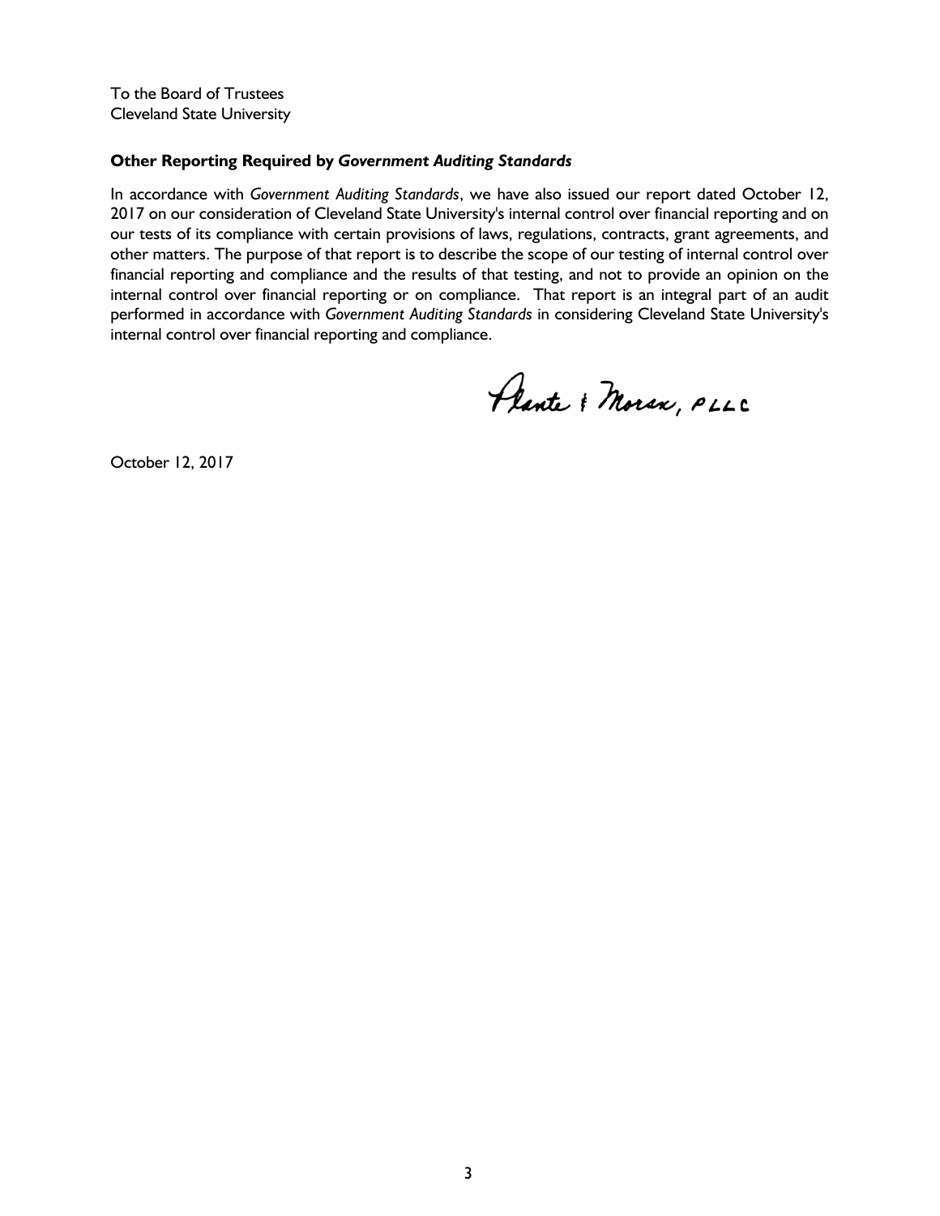To the Board of Trustees
Cleveland State University

**Other Reporting Required by *Government Auditing Standards***

In accordance with *Government Auditing Standards*, we have also issued our report dated October 12, 2017 on our consideration of Cleveland State University's internal control over financial reporting and on our tests of its compliance with certain provisions of laws, regulations, contracts, grant agreements, and other matters. The purpose of that report is to describe the scope of our testing of internal control over financial reporting and compliance and the results of that testing, and not to provide an opinion on the internal control over financial reporting or on compliance. That report is an integral part of an audit performed in accordance with *Government Auditing Standards* in considering Cleveland State University's internal control over financial reporting and compliance.

Plante & Moran, PLLC

October 12, 2017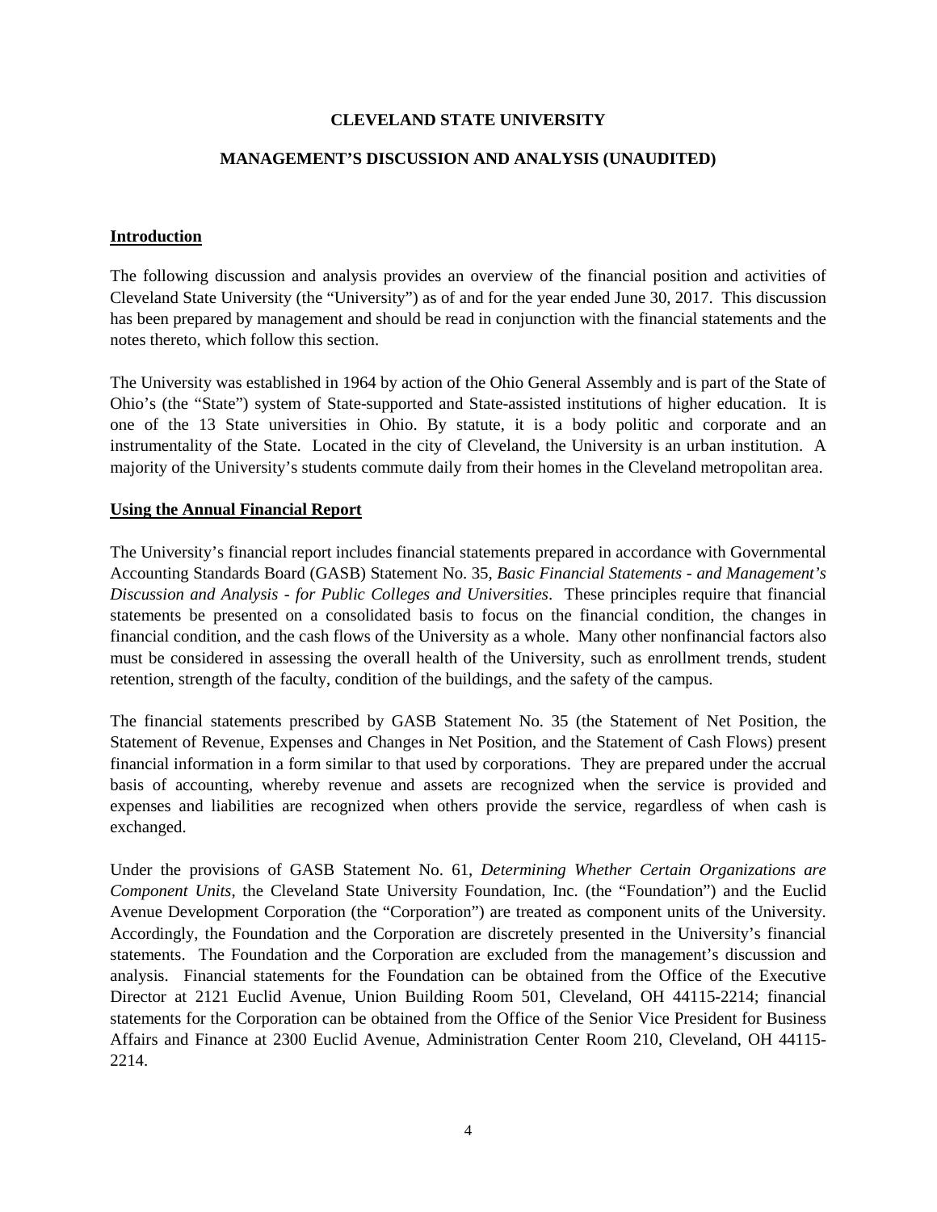**CLEVELAND STATE UNIVERSITY**

**MANAGEMENT'S DISCUSSION AND ANALYSIS (UNAUDITED)**

## Introduction

The following discussion and analysis provides an overview of the financial position and activities of Cleveland State University (the "University") as of and for the year ended June 30, 2017. This discussion has been prepared by management and should be read in conjunction with the financial statements and the notes thereto, which follow this section.

The University was established in 1964 by action of the Ohio General Assembly and is part of the State of Ohio's (the "State") system of State-supported and State-assisted institutions of higher education. It is one of the 13 State universities in Ohio. By statute, it is a body politic and corporate and an instrumentality of the State. Located in the city of Cleveland, the University is an urban institution. A majority of the University's students commute daily from their homes in the Cleveland metropolitan area.

## Using the Annual Financial Report

The University's financial report includes financial statements prepared in accordance with Governmental Accounting Standards Board (GASB) Statement No. 35, *Basic Financial Statements - and Management's Discussion and Analysis - for Public Colleges and Universities*. These principles require that financial statements be presented on a consolidated basis to focus on the financial condition, the changes in financial condition, and the cash flows of the University as a whole. Many other nonfinancial factors also must be considered in assessing the overall health of the University, such as enrollment trends, student retention, strength of the faculty, condition of the buildings, and the safety of the campus.

The financial statements prescribed by GASB Statement No. 35 (the Statement of Net Position, the Statement of Revenue, Expenses and Changes in Net Position, and the Statement of Cash Flows) present financial information in a form similar to that used by corporations. They are prepared under the accrual basis of accounting, whereby revenue and assets are recognized when the service is provided and expenses and liabilities are recognized when others provide the service, regardless of when cash is exchanged.

Under the provisions of GASB Statement No. 61, *Determining Whether Certain Organizations are Component Units*, the Cleveland State University Foundation, Inc. (the "Foundation") and the Euclid Avenue Development Corporation (the "Corporation") are treated as component units of the University. Accordingly, the Foundation and the Corporation are discretely presented in the University's financial statements. The Foundation and the Corporation are excluded from the management's discussion and analysis. Financial statements for the Foundation can be obtained from the Office of the Executive Director at 2121 Euclid Avenue, Union Building Room 501, Cleveland, OH 44115-2214; financial statements for the Corporation can be obtained from the Office of the Senior Vice President for Business Affairs and Finance at 2300 Euclid Avenue, Administration Center Room 210, Cleveland, OH 44115-2214.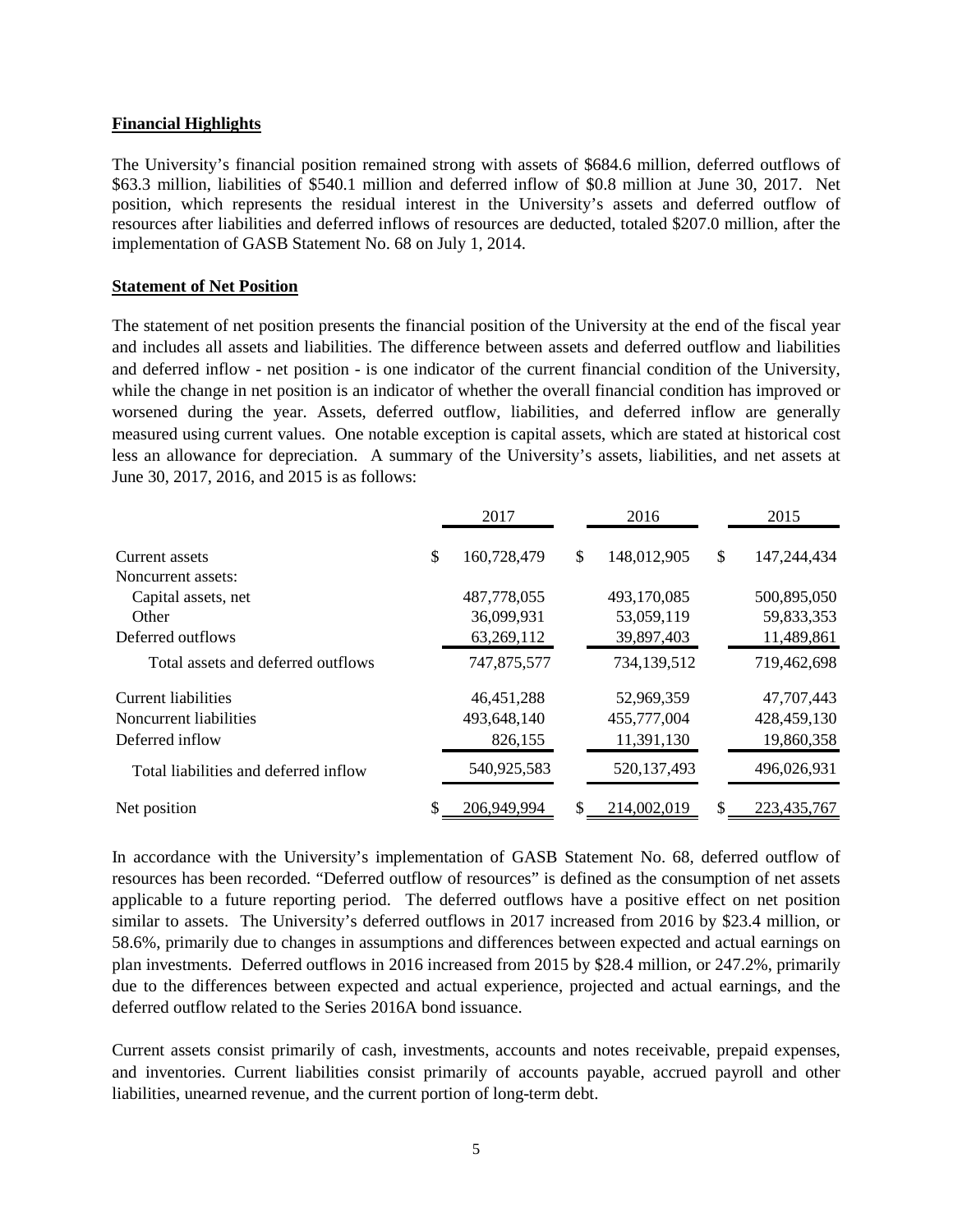## Financial Highlights

The University's financial position remained strong with assets of $684.6 million, deferred outflows of $63.3 million, liabilities of $540.1 million and deferred inflow of $0.8 million at June 30, 2017. Net position, which represents the residual interest in the University's assets and deferred outflow of resources after liabilities and deferred inflows of resources are deducted, totaled $207.0 million, after the implementation of GASB Statement No. 68 on July 1, 2014.

## Statement of Net Position

The statement of net position presents the financial position of the University at the end of the fiscal year and includes all assets and liabilities. The difference between assets and deferred outflow and liabilities and deferred inflow - net position - is one indicator of the current financial condition of the University, while the change in net position is an indicator of whether the overall financial condition has improved or worsened during the year. Assets, deferred outflow, liabilities, and deferred inflow are generally measured using current values. One notable exception is capital assets, which are stated at historical cost less an allowance for depreciation. A summary of the University's assets, liabilities, and net assets at June 30, 2017, 2016, and 2015 is as follows:

| | 2017 | 2016 | 2015 |
|---|---|---|---|
| Current assets | $ 160,728,479 | $ 148,012,905 | $ 147,244,434 |
| Noncurrent assets: | | | |
| Capital assets, net | 487,778,055 | 493,170,085 | 500,895,050 |
| Other | 36,099,931 | 53,059,119 | 59,833,353 |
| Deferred outflows | 63,269,112 | 39,897,403 | 11,489,861 |
| Total assets and deferred outflows | 747,875,577 | 734,139,512 | 719,462,698 |
| Current liabilities | 46,451,288 | 52,969,359 | 47,707,443 |
| Noncurrent liabilities | 493,648,140 | 455,777,004 | 428,459,130 |
| Deferred inflow | 826,155 | 11,391,130 | 19,860,358 |
| Total liabilities and deferred inflow | 540,925,583 | 520,137,493 | 496,026,931 |
| Net position | $ 206,949,994 | $ 214,002,019 | $ 223,435,767 |

In accordance with the University's implementation of GASB Statement No. 68, deferred outflow of resources has been recorded. "Deferred outflow of resources" is defined as the consumption of net assets applicable to a future reporting period. The deferred outflows have a positive effect on net position similar to assets. The University's deferred outflows in 2017 increased from 2016 by $23.4 million, or 58.6%, primarily due to changes in assumptions and differences between expected and actual earnings on plan investments. Deferred outflows in 2016 increased from 2015 by $28.4 million, or 247.2%, primarily due to the differences between expected and actual experience, projected and actual earnings, and the deferred outflow related to the Series 2016A bond issuance.

Current assets consist primarily of cash, investments, accounts and notes receivable, prepaid expenses, and inventories. Current liabilities consist primarily of accounts payable, accrued payroll and other liabilities, unearned revenue, and the current portion of long-term debt.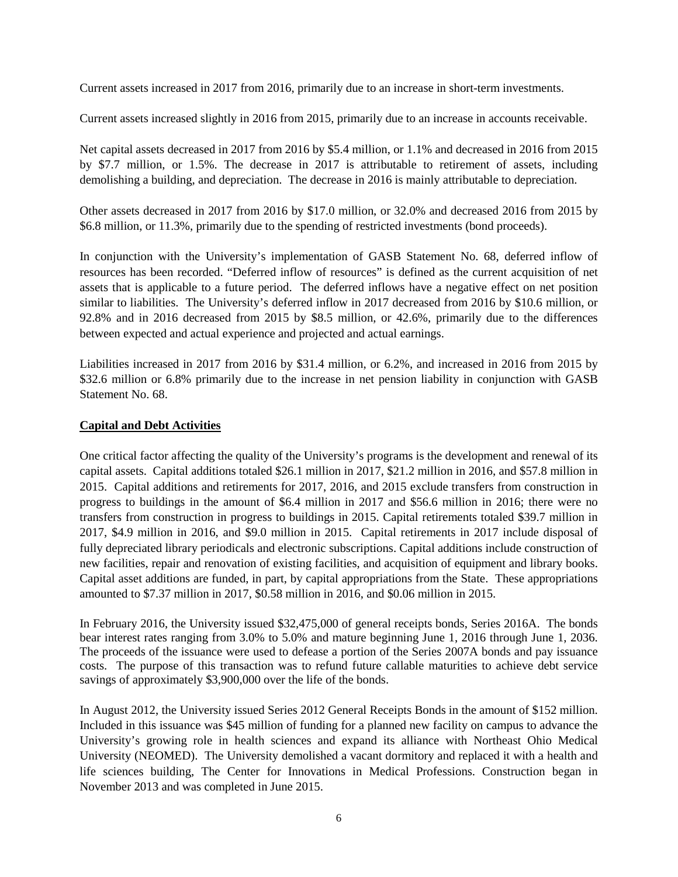Current assets increased in 2017 from 2016, primarily due to an increase in short-term investments.

Current assets increased slightly in 2016 from 2015, primarily due to an increase in accounts receivable.

Net capital assets decreased in 2017 from 2016 by $5.4 million, or 1.1% and decreased in 2016 from 2015 by $7.7 million, or 1.5%. The decrease in 2017 is attributable to retirement of assets, including demolishing a building, and depreciation. The decrease in 2016 is mainly attributable to depreciation.

Other assets decreased in 2017 from 2016 by $17.0 million, or 32.0% and decreased 2016 from 2015 by $6.8 million, or 11.3%, primarily due to the spending of restricted investments (bond proceeds).

In conjunction with the University's implementation of GASB Statement No. 68, deferred inflow of resources has been recorded. "Deferred inflow of resources" is defined as the current acquisition of net assets that is applicable to a future period. The deferred inflows have a negative effect on net position similar to liabilities. The University's deferred inflow in 2017 decreased from 2016 by $10.6 million, or 92.8% and in 2016 decreased from 2015 by $8.5 million, or 42.6%, primarily due to the differences between expected and actual experience and projected and actual earnings.

Liabilities increased in 2017 from 2016 by $31.4 million, or 6.2%, and increased in 2016 from 2015 by $32.6 million or 6.8% primarily due to the increase in net pension liability in conjunction with GASB Statement No. 68.

**Capital and Debt Activities**

One critical factor affecting the quality of the University's programs is the development and renewal of its capital assets. Capital additions totaled $26.1 million in 2017, $21.2 million in 2016, and $57.8 million in 2015. Capital additions and retirements for 2017, 2016, and 2015 exclude transfers from construction in progress to buildings in the amount of $6.4 million in 2017 and $56.6 million in 2016; there were no transfers from construction in progress to buildings in 2015. Capital retirements totaled $39.7 million in 2017, $4.9 million in 2016, and $9.0 million in 2015. Capital retirements in 2017 include disposal of fully depreciated library periodicals and electronic subscriptions. Capital additions include construction of new facilities, repair and renovation of existing facilities, and acquisition of equipment and library books. Capital asset additions are funded, in part, by capital appropriations from the State. These appropriations amounted to $7.37 million in 2017, $0.58 million in 2016, and $0.06 million in 2015.

In February 2016, the University issued $32,475,000 of general receipts bonds, Series 2016A. The bonds bear interest rates ranging from 3.0% to 5.0% and mature beginning June 1, 2016 through June 1, 2036. The proceeds of the issuance were used to defease a portion of the Series 2007A bonds and pay issuance costs. The purpose of this transaction was to refund future callable maturities to achieve debt service savings of approximately $3,900,000 over the life of the bonds.

In August 2012, the University issued Series 2012 General Receipts Bonds in the amount of $152 million. Included in this issuance was $45 million of funding for a planned new facility on campus to advance the University's growing role in health sciences and expand its alliance with Northeast Ohio Medical University (NEOMED). The University demolished a vacant dormitory and replaced it with a health and life sciences building, The Center for Innovations in Medical Professions. Construction began in November 2013 and was completed in June 2015.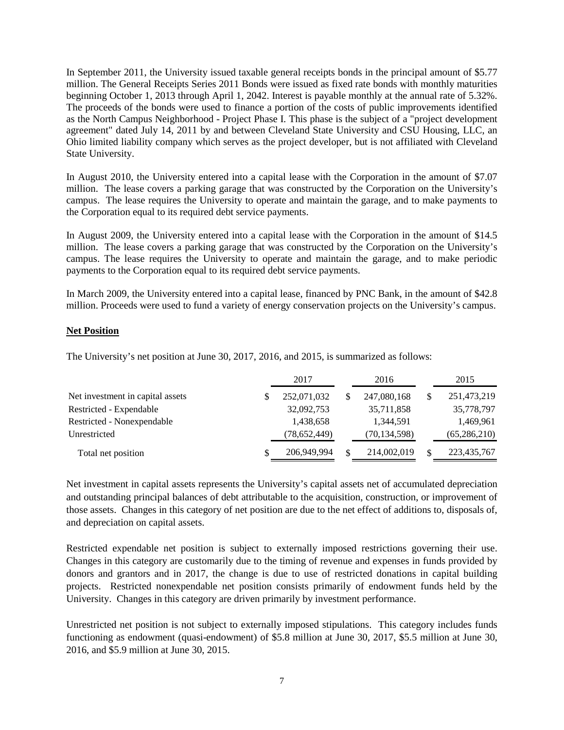In September 2011, the University issued taxable general receipts bonds in the principal amount of $5.77 million. The General Receipts Series 2011 Bonds were issued as fixed rate bonds with monthly maturities beginning October 1, 2013 through April 1, 2042. Interest is payable monthly at the annual rate of 5.32%. The proceeds of the bonds were used to finance a portion of the costs of public improvements identified as the North Campus Neighborhood - Project Phase I. This phase is the subject of a "project development agreement" dated July 14, 2011 by and between Cleveland State University and CSU Housing, LLC, an Ohio limited liability company which serves as the project developer, but is not affiliated with Cleveland State University.

In August 2010, the University entered into a capital lease with the Corporation in the amount of $7.07 million. The lease covers a parking garage that was constructed by the Corporation on the University's campus. The lease requires the University to operate and maintain the garage, and to make payments to the Corporation equal to its required debt service payments.

In August 2009, the University entered into a capital lease with the Corporation in the amount of $14.5 million. The lease covers a parking garage that was constructed by the Corporation on the University's campus. The lease requires the University to operate and maintain the garage, and to make periodic payments to the Corporation equal to its required debt service payments.

In March 2009, the University entered into a capital lease, financed by PNC Bank, in the amount of $42.8 million. Proceeds were used to fund a variety of energy conservation projects on the University's campus.

**Net Position**

The University's net position at June 30, 2017, 2016, and 2015, is summarized as follows:

| | 2017 | 2016 | 2015 |
|---|---|---|---|
| Net investment in capital assets | $ 252,071,032 | $ 247,080,168 | $ 251,473,219 |
| Restricted - Expendable | 32,092,753 | 35,711,858 | 35,778,797 |
| Restricted - Nonexpendable | 1,438,658 | 1,344,591 | 1,469,961 |
| Unrestricted | (78,652,449) | (70,134,598) | (65,286,210) |
| Total net position | $ 206,949,994 | $ 214,002,019 | $ 223,435,767 |

Net investment in capital assets represents the University's capital assets net of accumulated depreciation and outstanding principal balances of debt attributable to the acquisition, construction, or improvement of those assets. Changes in this category of net position are due to the net effect of additions to, disposals of, and depreciation on capital assets.

Restricted expendable net position is subject to externally imposed restrictions governing their use. Changes in this category are customarily due to the timing of revenue and expenses in funds provided by donors and grantors and in 2017, the change is due to use of restricted donations in capital building projects. Restricted nonexpendable net position consists primarily of endowment funds held by the University. Changes in this category are driven primarily by investment performance.

Unrestricted net position is not subject to externally imposed stipulations. This category includes funds functioning as endowment (quasi-endowment) of $5.8 million at June 30, 2017, $5.5 million at June 30, 2016, and $5.9 million at June 30, 2015.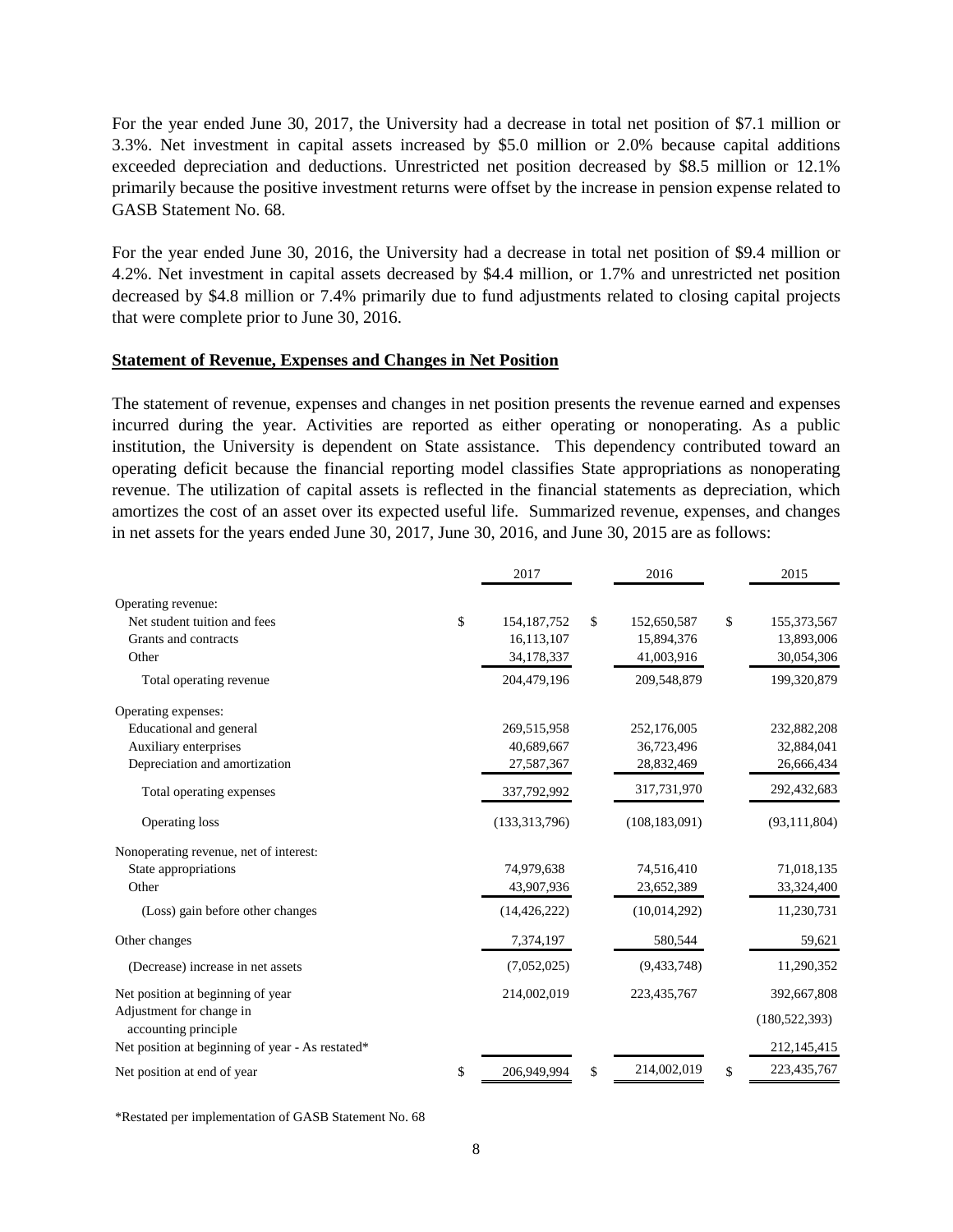For the year ended June 30, 2017, the University had a decrease in total net position of $7.1 million or 3.3%. Net investment in capital assets increased by $5.0 million or 2.0% because capital additions exceeded depreciation and deductions. Unrestricted net position decreased by $8.5 million or 12.1% primarily because the positive investment returns were offset by the increase in pension expense related to GASB Statement No. 68.

For the year ended June 30, 2016, the University had a decrease in total net position of $9.4 million or 4.2%. Net investment in capital assets decreased by $4.4 million, or 1.7% and unrestricted net position decreased by $4.8 million or 7.4% primarily due to fund adjustments related to closing capital projects that were complete prior to June 30, 2016.

## Statement of Revenue, Expenses and Changes in Net Position

The statement of revenue, expenses and changes in net position presents the revenue earned and expenses incurred during the year. Activities are reported as either operating or nonoperating. As a public institution, the University is dependent on State assistance. This dependency contributed toward an operating deficit because the financial reporting model classifies State appropriations as nonoperating revenue. The utilization of capital assets is reflected in the financial statements as depreciation, which amortizes the cost of an asset over its expected useful life. Summarized revenue, expenses, and changes in net assets for the years ended June 30, 2017, June 30, 2016, and June 30, 2015 are as follows:

| | 2017 | 2016 | 2015 |
|---|---|---|---|
| Operating revenue: | | | |
| Net student tuition and fees | $ 154,187,752 | $ 152,650,587 | $ 155,373,567 |
| Grants and contracts | 16,113,107 | 15,894,376 | 13,893,006 |
| Other | 34,178,337 | 41,003,916 | 30,054,306 |
| Total operating revenue | 204,479,196 | 209,548,879 | 199,320,879 |
| Operating expenses: | | | |
| Educational and general | 269,515,958 | 252,176,005 | 232,882,208 |
| Auxiliary enterprises | 40,689,667 | 36,723,496 | 32,884,041 |
| Depreciation and amortization | 27,587,367 | 28,832,469 | 26,666,434 |
| Total operating expenses | 337,792,992 | 317,731,970 | 292,432,683 |
| Operating loss | (133,313,796) | (108,183,091) | (93,111,804) |
| Nonoperating revenue, net of interest: | | | |
| State appropriations | 74,979,638 | 74,516,410 | 71,018,135 |
| Other | 43,907,936 | 23,652,389 | 33,324,400 |
| (Loss) gain before other changes | (14,426,222) | (10,014,292) | 11,230,731 |
| Other changes | 7,374,197 | 580,544 | 59,621 |
| (Decrease) increase in net assets | (7,052,025) | (9,433,748) | 11,290,352 |
| Net position at beginning of year | 214,002,019 | 223,435,767 | 392,667,808 |
| Adjustment for change in accounting principle | | | (180,522,393) |
| Net position at beginning of year - As restated* | | | 212,145,415 |
| Net position at end of year | $ 206,949,994 | $ 214,002,019 | $ 223,435,767 |

*Restated per implementation of GASB Statement No. 68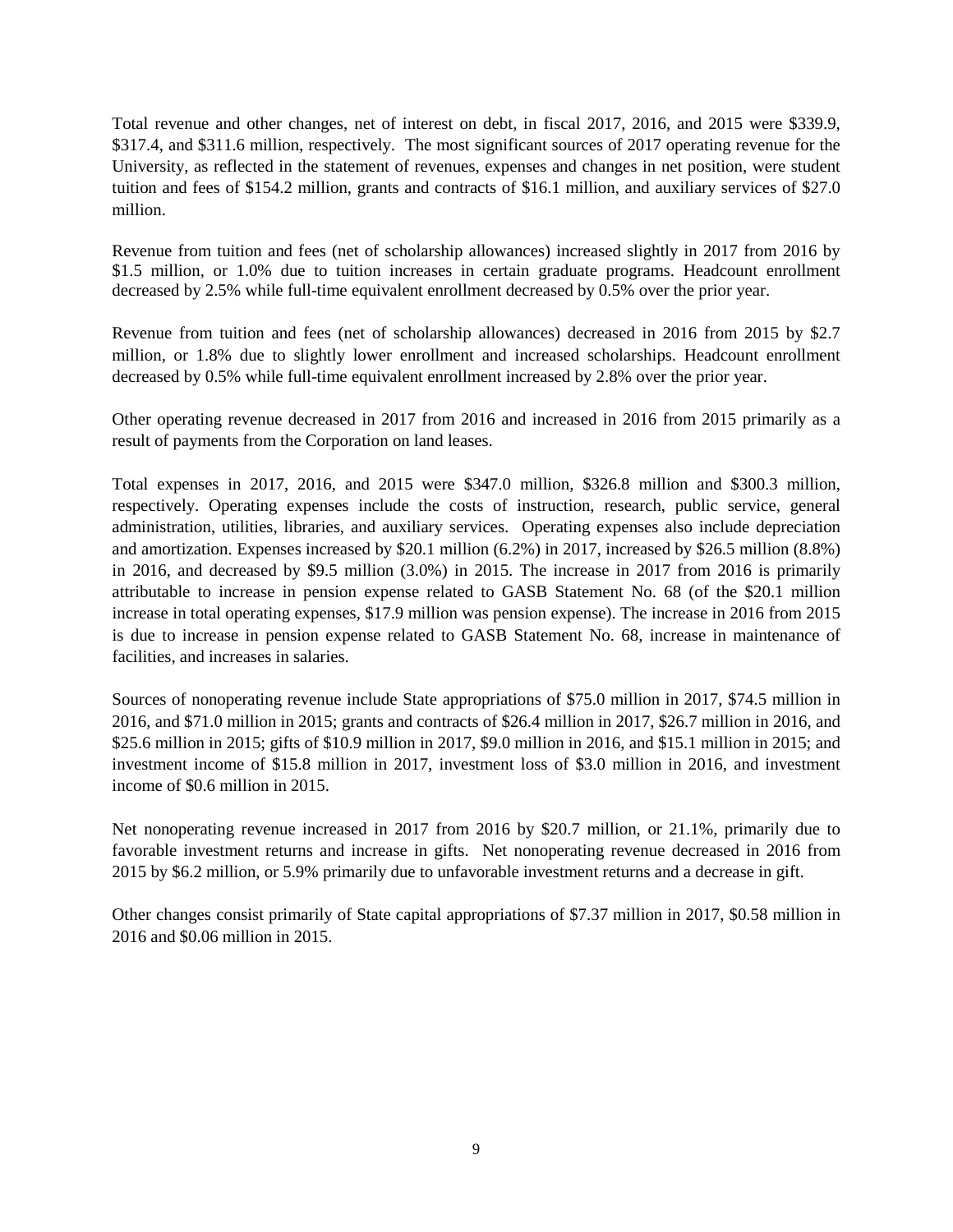Total revenue and other changes, net of interest on debt, in fiscal 2017, 2016, and 2015 were $339.9, $317.4, and $311.6 million, respectively. The most significant sources of 2017 operating revenue for the University, as reflected in the statement of revenues, expenses and changes in net position, were student tuition and fees of $154.2 million, grants and contracts of $16.1 million, and auxiliary services of $27.0 million.

Revenue from tuition and fees (net of scholarship allowances) increased slightly in 2017 from 2016 by $1.5 million, or 1.0% due to tuition increases in certain graduate programs. Headcount enrollment decreased by 2.5% while full-time equivalent enrollment decreased by 0.5% over the prior year.

Revenue from tuition and fees (net of scholarship allowances) decreased in 2016 from 2015 by $2.7 million, or 1.8% due to slightly lower enrollment and increased scholarships. Headcount enrollment decreased by 0.5% while full-time equivalent enrollment increased by 2.8% over the prior year.

Other operating revenue decreased in 2017 from 2016 and increased in 2016 from 2015 primarily as a result of payments from the Corporation on land leases.

Total expenses in 2017, 2016, and 2015 were $347.0 million, $326.8 million and $300.3 million, respectively. Operating expenses include the costs of instruction, research, public service, general administration, utilities, libraries, and auxiliary services. Operating expenses also include depreciation and amortization. Expenses increased by $20.1 million (6.2%) in 2017, increased by $26.5 million (8.8%) in 2016, and decreased by $9.5 million (3.0%) in 2015. The increase in 2017 from 2016 is primarily attributable to increase in pension expense related to GASB Statement No. 68 (of the $20.1 million increase in total operating expenses, $17.9 million was pension expense). The increase in 2016 from 2015 is due to increase in pension expense related to GASB Statement No. 68, increase in maintenance of facilities, and increases in salaries.

Sources of nonoperating revenue include State appropriations of $75.0 million in 2017, $74.5 million in 2016, and $71.0 million in 2015; grants and contracts of $26.4 million in 2017, $26.7 million in 2016, and $25.6 million in 2015; gifts of $10.9 million in 2017, $9.0 million in 2016, and $15.1 million in 2015; and investment income of $15.8 million in 2017, investment loss of $3.0 million in 2016, and investment income of $0.6 million in 2015.

Net nonoperating revenue increased in 2017 from 2016 by $20.7 million, or 21.1%, primarily due to favorable investment returns and increase in gifts. Net nonoperating revenue decreased in 2016 from 2015 by $6.2 million, or 5.9% primarily due to unfavorable investment returns and a decrease in gift.

Other changes consist primarily of State capital appropriations of $7.37 million in 2017, $0.58 million in 2016 and $0.06 million in 2015.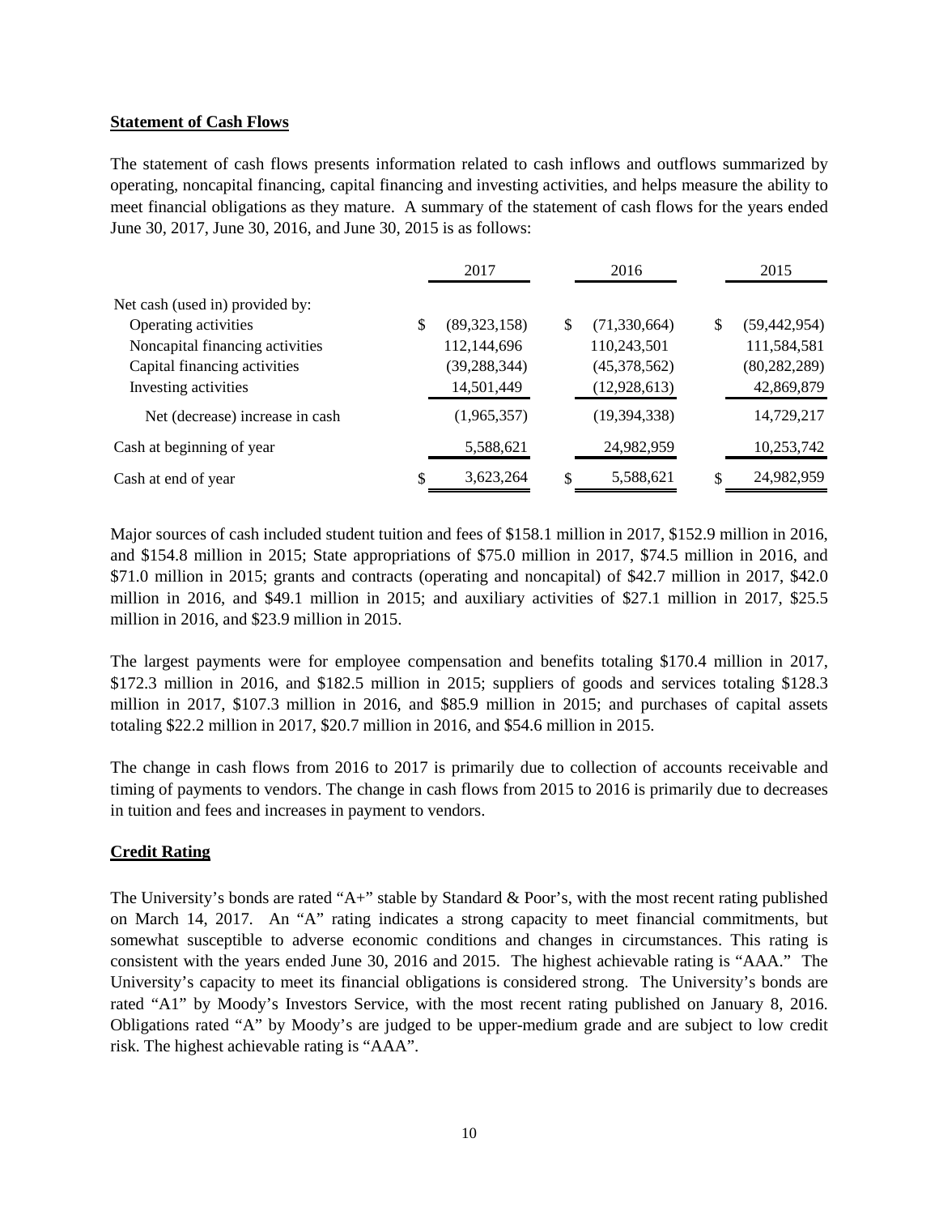## Statement of Cash Flows

The statement of cash flows presents information related to cash inflows and outflows summarized by operating, noncapital financing, capital financing and investing activities, and helps measure the ability to meet financial obligations as they mature. A summary of the statement of cash flows for the years ended June 30, 2017, June 30, 2016, and June 30, 2015 is as follows:

| | 2017 | 2016 | 2015 |
|---|---|---|---|
| Net cash (used in) provided by: | | | |
| Operating activities | $ (89,323,158) | $ (71,330,664) | $ (59,442,954) |
| Noncapital financing activities | 112,144,696 | 110,243,501 | 111,584,581 |
| Capital financing activities | (39,288,344) | (45,378,562) | (80,282,289) |
| Investing activities | 14,501,449 | (12,928,613) | 42,869,879 |
| Net (decrease) increase in cash | (1,965,357) | (19,394,338) | 14,729,217 |
| Cash at beginning of year | 5,588,621 | 24,982,959 | 10,253,742 |
| Cash at end of year | $ 3,623,264 | $ 5,588,621 | $ 24,982,959 |

Major sources of cash included student tuition and fees of $158.1 million in 2017, $152.9 million in 2016, and $154.8 million in 2015; State appropriations of $75.0 million in 2017, $74.5 million in 2016, and $71.0 million in 2015; grants and contracts (operating and noncapital) of $42.7 million in 2017, $42.0 million in 2016, and $49.1 million in 2015; and auxiliary activities of $27.1 million in 2017, $25.5 million in 2016, and $23.9 million in 2015.

The largest payments were for employee compensation and benefits totaling $170.4 million in 2017, $172.3 million in 2016, and $182.5 million in 2015; suppliers of goods and services totaling $128.3 million in 2017, $107.3 million in 2016, and $85.9 million in 2015; and purchases of capital assets totaling $22.2 million in 2017, $20.7 million in 2016, and $54.6 million in 2015.

The change in cash flows from 2016 to 2017 is primarily due to collection of accounts receivable and timing of payments to vendors. The change in cash flows from 2015 to 2016 is primarily due to decreases in tuition and fees and increases in payment to vendors.

## Credit Rating

The University's bonds are rated "A+" stable by Standard & Poor's, with the most recent rating published on March 14, 2017. An "A" rating indicates a strong capacity to meet financial commitments, but somewhat susceptible to adverse economic conditions and changes in circumstances. This rating is consistent with the years ended June 30, 2016 and 2015. The highest achievable rating is "AAA." The University's capacity to meet its financial obligations is considered strong. The University's bonds are rated "A1" by Moody's Investors Service, with the most recent rating published on January 8, 2016. Obligations rated "A" by Moody's are judged to be upper-medium grade and are subject to low credit risk. The highest achievable rating is "AAA".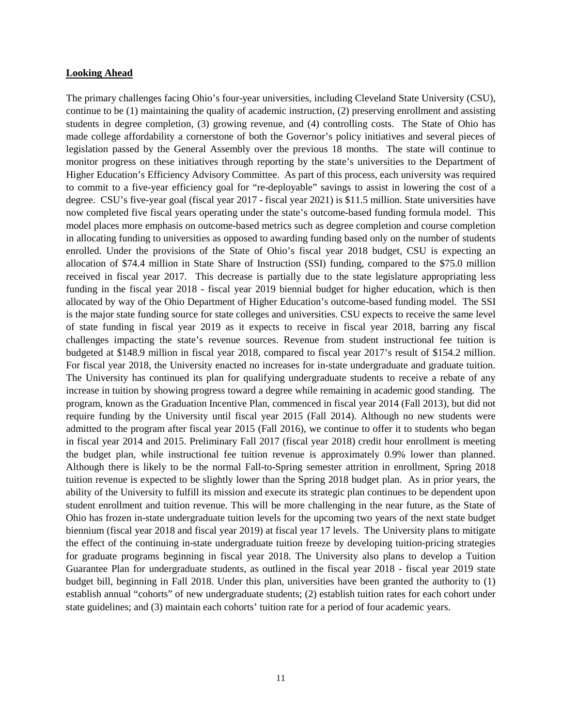**Looking Ahead**

The primary challenges facing Ohio's four-year universities, including Cleveland State University (CSU), continue to be (1) maintaining the quality of academic instruction, (2) preserving enrollment and assisting students in degree completion, (3) growing revenue, and (4) controlling costs. The State of Ohio has made college affordability a cornerstone of both the Governor's policy initiatives and several pieces of legislation passed by the General Assembly over the previous 18 months. The state will continue to monitor progress on these initiatives through reporting by the state's universities to the Department of Higher Education's Efficiency Advisory Committee. As part of this process, each university was required to commit to a five-year efficiency goal for "re-deployable" savings to assist in lowering the cost of a degree. CSU's five-year goal (fiscal year 2017 - fiscal year 2021) is $11.5 million. State universities have now completed five fiscal years operating under the state's outcome-based funding formula model. This model places more emphasis on outcome-based metrics such as degree completion and course completion in allocating funding to universities as opposed to awarding funding based only on the number of students enrolled. Under the provisions of the State of Ohio's fiscal year 2018 budget, CSU is expecting an allocation of $74.4 million in State Share of Instruction (SSI) funding, compared to the $75.0 million received in fiscal year 2017. This decrease is partially due to the state legislature appropriating less funding in the fiscal year 2018 - fiscal year 2019 biennial budget for higher education, which is then allocated by way of the Ohio Department of Higher Education's outcome-based funding model. The SSI is the major state funding source for state colleges and universities. CSU expects to receive the same level of state funding in fiscal year 2019 as it expects to receive in fiscal year 2018, barring any fiscal challenges impacting the state's revenue sources. Revenue from student instructional fee tuition is budgeted at $148.9 million in fiscal year 2018, compared to fiscal year 2017's result of $154.2 million. For fiscal year 2018, the University enacted no increases for in-state undergraduate and graduate tuition. The University has continued its plan for qualifying undergraduate students to receive a rebate of any increase in tuition by showing progress toward a degree while remaining in academic good standing. The program, known as the Graduation Incentive Plan, commenced in fiscal year 2014 (Fall 2013), but did not require funding by the University until fiscal year 2015 (Fall 2014). Although no new students were admitted to the program after fiscal year 2015 (Fall 2016), we continue to offer it to students who began in fiscal year 2014 and 2015. Preliminary Fall 2017 (fiscal year 2018) credit hour enrollment is meeting the budget plan, while instructional fee tuition revenue is approximately 0.9% lower than planned. Although there is likely to be the normal Fall-to-Spring semester attrition in enrollment, Spring 2018 tuition revenue is expected to be slightly lower than the Spring 2018 budget plan. As in prior years, the ability of the University to fulfill its mission and execute its strategic plan continues to be dependent upon student enrollment and tuition revenue. This will be more challenging in the near future, as the State of Ohio has frozen in-state undergraduate tuition levels for the upcoming two years of the next state budget biennium (fiscal year 2018 and fiscal year 2019) at fiscal year 17 levels. The University plans to mitigate the effect of the continuing in-state undergraduate tuition freeze by developing tuition-pricing strategies for graduate programs beginning in fiscal year 2018. The University also plans to develop a Tuition Guarantee Plan for undergraduate students, as outlined in the fiscal year 2018 - fiscal year 2019 state budget bill, beginning in Fall 2018. Under this plan, universities have been granted the authority to (1) establish annual "cohorts" of new undergraduate students; (2) establish tuition rates for each cohort under state guidelines; and (3) maintain each cohorts' tuition rate for a period of four academic years.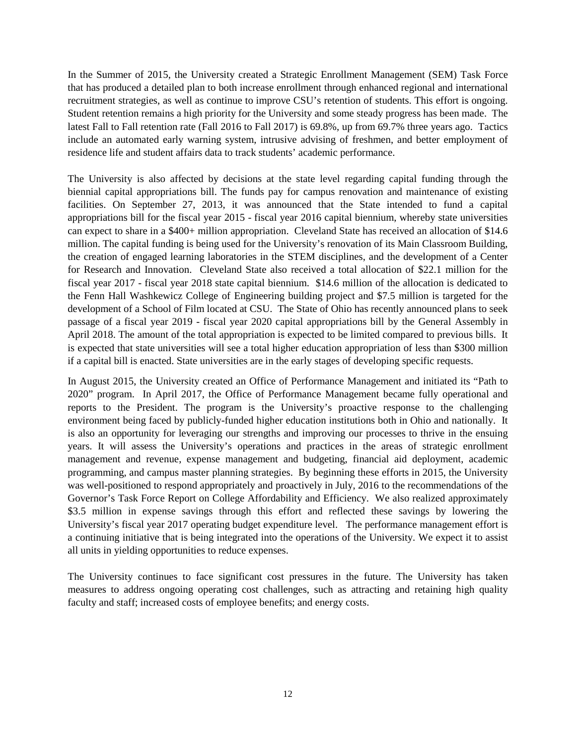In the Summer of 2015, the University created a Strategic Enrollment Management (SEM) Task Force that has produced a detailed plan to both increase enrollment through enhanced regional and international recruitment strategies, as well as continue to improve CSU's retention of students. This effort is ongoing. Student retention remains a high priority for the University and some steady progress has been made. The latest Fall to Fall retention rate (Fall 2016 to Fall 2017) is 69.8%, up from 69.7% three years ago. Tactics include an automated early warning system, intrusive advising of freshmen, and better employment of residence life and student affairs data to track students' academic performance.

The University is also affected by decisions at the state level regarding capital funding through the biennial capital appropriations bill. The funds pay for campus renovation and maintenance of existing facilities. On September 27, 2013, it was announced that the State intended to fund a capital appropriations bill for the fiscal year 2015 - fiscal year 2016 capital biennium, whereby state universities can expect to share in a $400+ million appropriation. Cleveland State has received an allocation of $14.6 million. The capital funding is being used for the University's renovation of its Main Classroom Building, the creation of engaged learning laboratories in the STEM disciplines, and the development of a Center for Research and Innovation. Cleveland State also received a total allocation of $22.1 million for the fiscal year 2017 - fiscal year 2018 state capital biennium. $14.6 million of the allocation is dedicated to the Fenn Hall Washkewicz College of Engineering building project and $7.5 million is targeted for the development of a School of Film located at CSU. The State of Ohio has recently announced plans to seek passage of a fiscal year 2019 - fiscal year 2020 capital appropriations bill by the General Assembly in April 2018. The amount of the total appropriation is expected to be limited compared to previous bills. It is expected that state universities will see a total higher education appropriation of less than $300 million if a capital bill is enacted. State universities are in the early stages of developing specific requests.

In August 2015, the University created an Office of Performance Management and initiated its "Path to 2020" program. In April 2017, the Office of Performance Management became fully operational and reports to the President. The program is the University's proactive response to the challenging environment being faced by publicly-funded higher education institutions both in Ohio and nationally. It is also an opportunity for leveraging our strengths and improving our processes to thrive in the ensuing years. It will assess the University's operations and practices in the areas of strategic enrollment management and revenue, expense management and budgeting, financial aid deployment, academic programming, and campus master planning strategies. By beginning these efforts in 2015, the University was well-positioned to respond appropriately and proactively in July, 2016 to the recommendations of the Governor's Task Force Report on College Affordability and Efficiency. We also realized approximately $3.5 million in expense savings through this effort and reflected these savings by lowering the University's fiscal year 2017 operating budget expenditure level. The performance management effort is a continuing initiative that is being integrated into the operations of the University. We expect it to assist all units in yielding opportunities to reduce expenses.

The University continues to face significant cost pressures in the future. The University has taken measures to address ongoing operating cost challenges, such as attracting and retaining high quality faculty and staff; increased costs of employee benefits; and energy costs.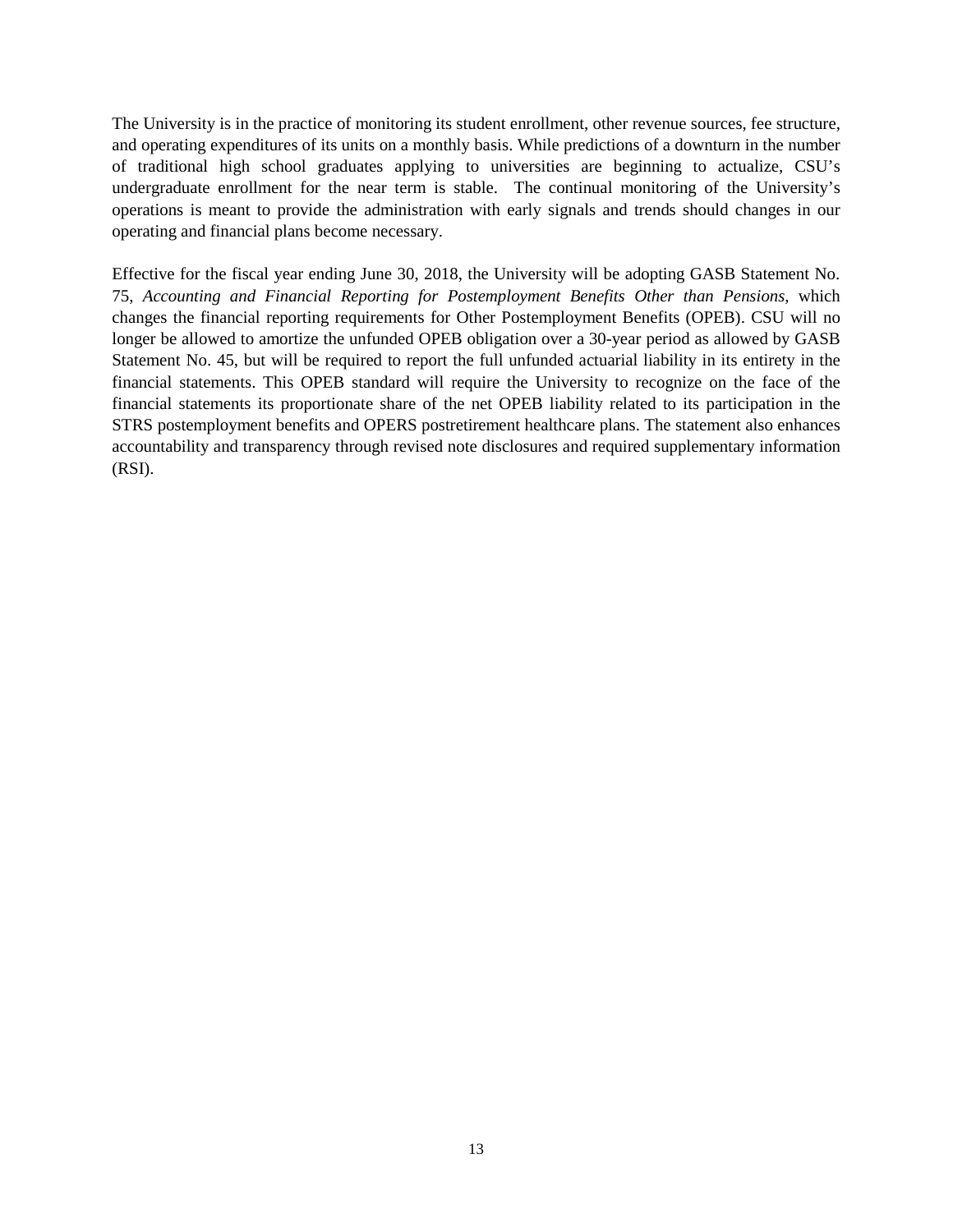The University is in the practice of monitoring its student enrollment, other revenue sources, fee structure, and operating expenditures of its units on a monthly basis. While predictions of a downturn in the number of traditional high school graduates applying to universities are beginning to actualize, CSU's undergraduate enrollment for the near term is stable. The continual monitoring of the University's operations is meant to provide the administration with early signals and trends should changes in our operating and financial plans become necessary.

Effective for the fiscal year ending June 30, 2018, the University will be adopting GASB Statement No. 75, *Accounting and Financial Reporting for Postemployment Benefits Other than Pensions*, which changes the financial reporting requirements for Other Postemployment Benefits (OPEB). CSU will no longer be allowed to amortize the unfunded OPEB obligation over a 30-year period as allowed by GASB Statement No. 45, but will be required to report the full unfunded actuarial liability in its entirety in the financial statements. This OPEB standard will require the University to recognize on the face of the financial statements its proportionate share of the net OPEB liability related to its participation in the STRS postemployment benefits and OPERS postretirement healthcare plans. The statement also enhances accountability and transparency through revised note disclosures and required supplementary information (RSI).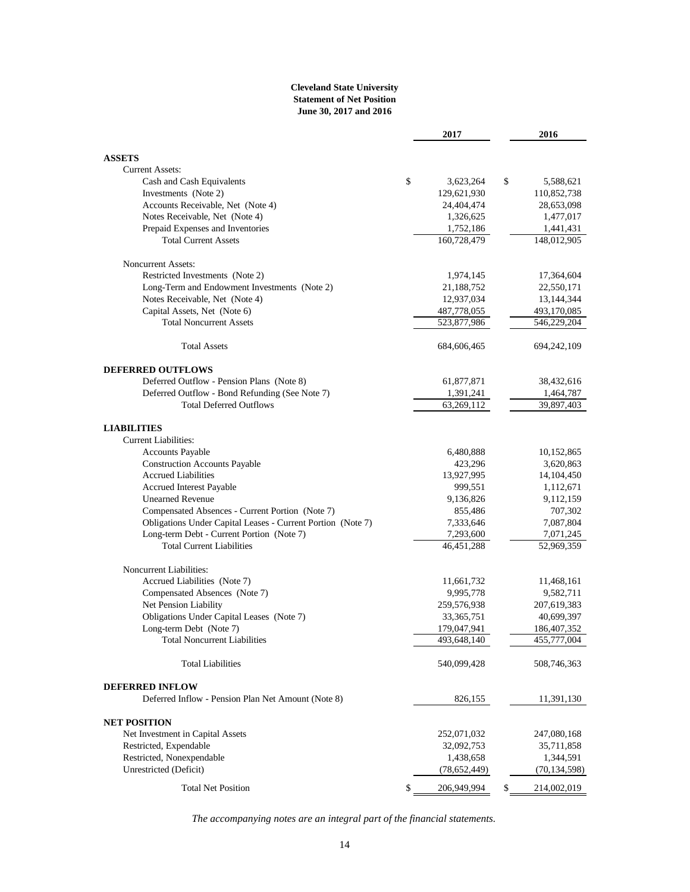**Cleveland State University**
**Statement of Net Position**
**June 30, 2017 and 2016**

| | 2017 | 2016 |
|---|---|---|
| **ASSETS** | | |
| Current Assets: | | |
| Cash and Cash Equivalents | $ 3,623,264 | $ 5,588,621 |
| Investments (Note 2) | 129,621,930 | 110,852,738 |
| Accounts Receivable, Net (Note 4) | 24,404,474 | 28,653,098 |
| Notes Receivable, Net (Note 4) | 1,326,625 | 1,477,017 |
| Prepaid Expenses and Inventories | 1,752,186 | 1,441,431 |
| Total Current Assets | 160,728,479 | 148,012,905 |
| Noncurrent Assets: | | |
| Restricted Investments (Note 2) | 1,974,145 | 17,364,604 |
| Long-Term and Endowment Investments (Note 2) | 21,188,752 | 22,550,171 |
| Notes Receivable, Net (Note 4) | 12,937,034 | 13,144,344 |
| Capital Assets, Net (Note 6) | 487,778,055 | 493,170,085 |
| Total Noncurrent Assets | 523,877,986 | 546,229,204 |
| Total Assets | 684,606,465 | 694,242,109 |
| **DEFERRED OUTFLOWS** | | |
| Deferred Outflow - Pension Plans (Note 8) | 61,877,871 | 38,432,616 |
| Deferred Outflow - Bond Refunding (See Note 7) | 1,391,241 | 1,464,787 |
| Total Deferred Outflows | 63,269,112 | 39,897,403 |
| **LIABILITIES** | | |
| Current Liabilities: | | |
| Accounts Payable | 6,480,888 | 10,152,865 |
| Construction Accounts Payable | 423,296 | 3,620,863 |
| Accrued Liabilities | 13,927,995 | 14,104,450 |
| Accrued Interest Payable | 999,551 | 1,112,671 |
| Unearned Revenue | 9,136,826 | 9,112,159 |
| Compensated Absences - Current Portion (Note 7) | 855,486 | 707,302 |
| Obligations Under Capital Leases - Current Portion (Note 7) | 7,333,646 | 7,087,804 |
| Long-term Debt - Current Portion (Note 7) | 7,293,600 | 7,071,245 |
| Total Current Liabilities | 46,451,288 | 52,969,359 |
| Noncurrent Liabilities: | | |
| Accrued Liabilities (Note 7) | 11,661,732 | 11,468,161 |
| Compensated Absences (Note 7) | 9,995,778 | 9,582,711 |
| Net Pension Liability | 259,576,938 | 207,619,383 |
| Obligations Under Capital Leases (Note 7) | 33,365,751 | 40,699,397 |
| Long-term Debt (Note 7) | 179,047,941 | 186,407,352 |
| Total Noncurrent Liabilities | 493,648,140 | 455,777,004 |
| Total Liabilities | 540,099,428 | 508,746,363 |
| **DEFERRED INFLOW** | | |
| Deferred Inflow - Pension Plan Net Amount (Note 8) | 826,155 | 11,391,130 |
| **NET POSITION** | | |
| Net Investment in Capital Assets | 252,071,032 | 247,080,168 |
| Restricted, Expendable | 32,092,753 | 35,711,858 |
| Restricted, Nonexpendable | 1,438,658 | 1,344,591 |
| Unrestricted (Deficit) | (78,652,449) | (70,134,598) |
| Total Net Position | $ 206,949,994 | $ 214,002,019 |

*The accompanying notes are an integral part of the financial statements.*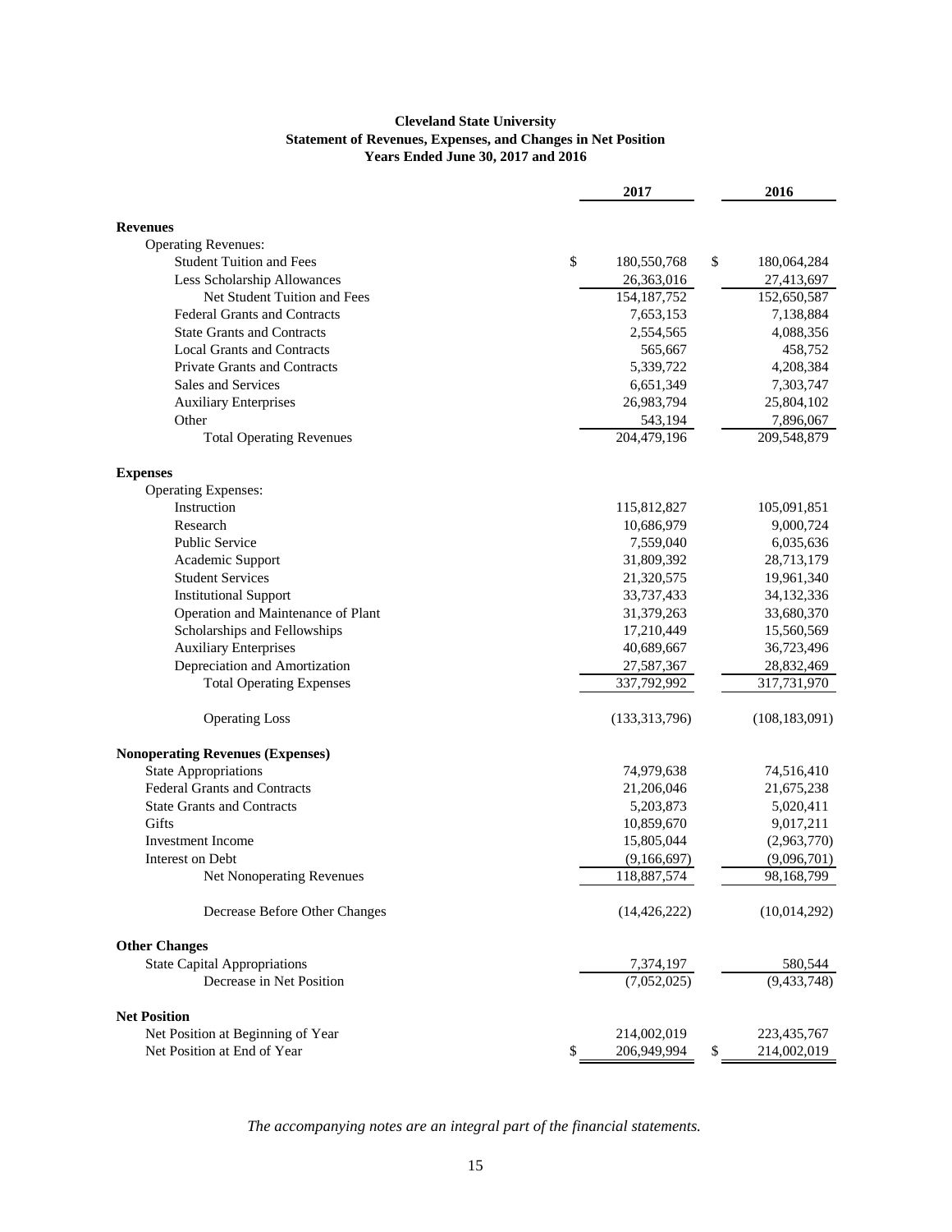**Cleveland State University**
**Statement of Revenues, Expenses, and Changes in Net Position**
**Years Ended June 30, 2017 and 2016**

| | 2017 | 2016 |
|---|---|---|
| **Revenues** | | |
| Operating Revenues: | | |
| Student Tuition and Fees | $ 180,550,768 | $ 180,064,284 |
| Less Scholarship Allowances | 26,363,016 | 27,413,697 |
| Net Student Tuition and Fees | 154,187,752 | 152,650,587 |
| Federal Grants and Contracts | 7,653,153 | 7,138,884 |
| State Grants and Contracts | 2,554,565 | 4,088,356 |
| Local Grants and Contracts | 565,667 | 458,752 |
| Private Grants and Contracts | 5,339,722 | 4,208,384 |
| Sales and Services | 6,651,349 | 7,303,747 |
| Auxiliary Enterprises | 26,983,794 | 25,804,102 |
| Other | 543,194 | 7,896,067 |
| Total Operating Revenues | 204,479,196 | 209,548,879 |
| **Expenses** | | |
| Operating Expenses: | | |
| Instruction | 115,812,827 | 105,091,851 |
| Research | 10,686,979 | 9,000,724 |
| Public Service | 7,559,040 | 6,035,636 |
| Academic Support | 31,809,392 | 28,713,179 |
| Student Services | 21,320,575 | 19,961,340 |
| Institutional Support | 33,737,433 | 34,132,336 |
| Operation and Maintenance of Plant | 31,379,263 | 33,680,370 |
| Scholarships and Fellowships | 17,210,449 | 15,560,569 |
| Auxiliary Enterprises | 40,689,667 | 36,723,496 |
| Depreciation and Amortization | 27,587,367 | 28,832,469 |
| Total Operating Expenses | 337,792,992 | 317,731,970 |
| Operating Loss | (133,313,796) | (108,183,091) |
| **Nonoperating Revenues (Expenses)** | | |
| State Appropriations | 74,979,638 | 74,516,410 |
| Federal Grants and Contracts | 21,206,046 | 21,675,238 |
| State Grants and Contracts | 5,203,873 | 5,020,411 |
| Gifts | 10,859,670 | 9,017,211 |
| Investment Income | 15,805,044 | (2,963,770) |
| Interest on Debt | (9,166,697) | (9,096,701) |
| Net Nonoperating Revenues | 118,887,574 | 98,168,799 |
| Decrease Before Other Changes | (14,426,222) | (10,014,292) |
| **Other Changes** | | |
| State Capital Appropriations | 7,374,197 | 580,544 |
| Decrease in Net Position | (7,052,025) | (9,433,748) |
| **Net Position** | | |
| Net Position at Beginning of Year | 214,002,019 | 223,435,767 |
| Net Position at End of Year | $ 206,949,994 | $ 214,002,019 |

*The accompanying notes are an integral part of the financial statements.*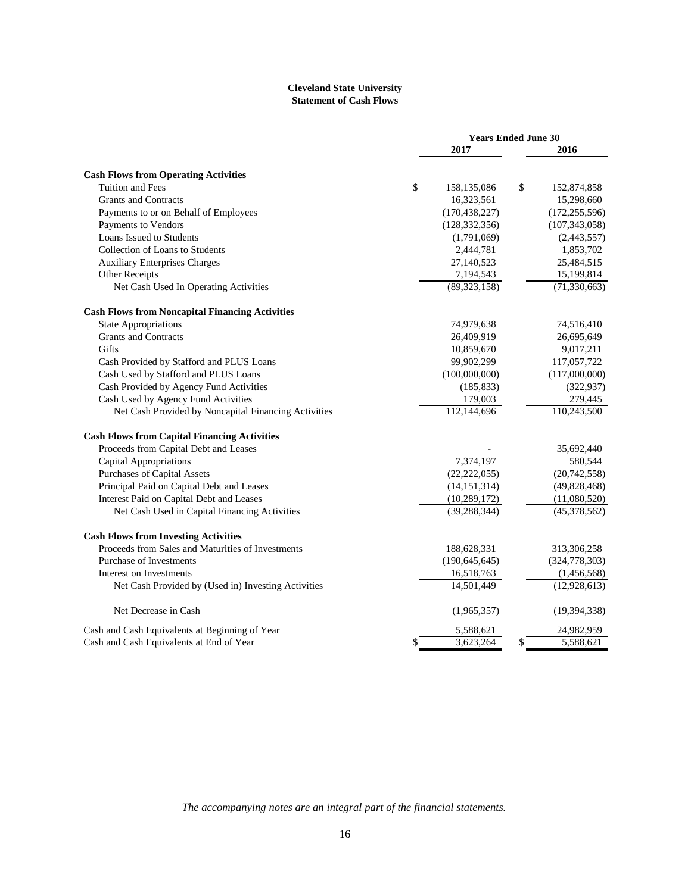**Cleveland State University**
**Statement of Cash Flows**

| | Years Ended June 30 | |
|---|---|---|
| | 2017 | 2016 |
| **Cash Flows from Operating Activities** | | |
| Tuition and Fees | $ 158,135,086 | $ 152,874,858 |
| Grants and Contracts | 16,323,561 | 15,298,660 |
| Payments to or on Behalf of Employees | (170,438,227) | (172,255,596) |
| Payments to Vendors | (128,332,356) | (107,343,058) |
| Loans Issued to Students | (1,791,069) | (2,443,557) |
| Collection of Loans to Students | 2,444,781 | 1,853,702 |
| Auxiliary Enterprises Charges | 27,140,523 | 25,484,515 |
| Other Receipts | 7,194,543 | 15,199,814 |
| Net Cash Used In Operating Activities | (89,323,158) | (71,330,663) |
| **Cash Flows from Noncapital Financing Activities** | | |
| State Appropriations | 74,979,638 | 74,516,410 |
| Grants and Contracts | 26,409,919 | 26,695,649 |
| Gifts | 10,859,670 | 9,017,211 |
| Cash Provided by Stafford and PLUS Loans | 99,902,299 | 117,057,722 |
| Cash Used by Stafford and PLUS Loans | (100,000,000) | (117,000,000) |
| Cash Provided by Agency Fund Activities | (185,833) | (322,937) |
| Cash Used by Agency Fund Activities | 179,003 | 279,445 |
| Net Cash Provided by Noncapital Financing Activities | 112,144,696 | 110,243,500 |
| **Cash Flows from Capital Financing Activities** | | |
| Proceeds from Capital Debt and Leases | - | 35,692,440 |
| Capital Appropriations | 7,374,197 | 580,544 |
| Purchases of Capital Assets | (22,222,055) | (20,742,558) |
| Principal Paid on Capital Debt and Leases | (14,151,314) | (49,828,468) |
| Interest Paid on Capital Debt and Leases | (10,289,172) | (11,080,520) |
| Net Cash Used in Capital Financing Activities | (39,288,344) | (45,378,562) |
| **Cash Flows from Investing Activities** | | |
| Proceeds from Sales and Maturities of Investments | 188,628,331 | 313,306,258 |
| Purchase of Investments | (190,645,645) | (324,778,303) |
| Interest on Investments | 16,518,763 | (1,456,568) |
| Net Cash Provided by (Used in) Investing Activities | 14,501,449 | (12,928,613) |
| Net Decrease in Cash | (1,965,357) | (19,394,338) |
| Cash and Cash Equivalents at Beginning of Year | 5,588,621 | 24,982,959 |
| Cash and Cash Equivalents at End of Year | $ 3,623,264 | $ 5,588,621 |

*The accompanying notes are an integral part of the financial statements.*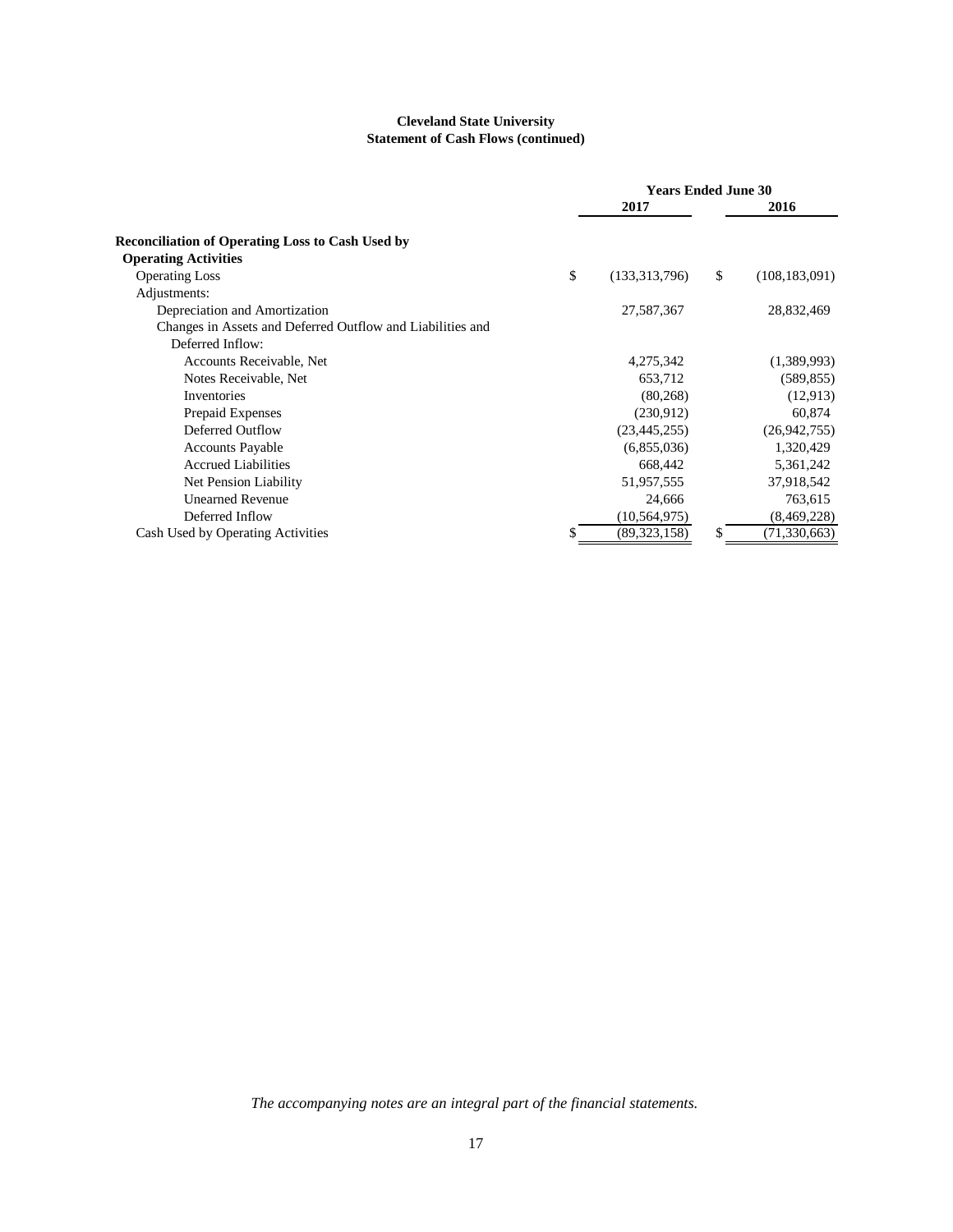# Cleveland State University

## Statement of Cash Flows (continued)

| | Years Ended June 30 | |
|---|---|---|
| | 2017 | 2016 |
| **Reconciliation of Operating Loss to Cash Used by Operating Activities** | | |
| Operating Loss | $ (133,313,796) | $ (108,183,091) |
| Adjustments: | | |
| Depreciation and Amortization | 27,587,367 | 28,832,469 |
| Changes in Assets and Deferred Outflow and Liabilities and Deferred Inflow: | | |
| Accounts Receivable, Net | 4,275,342 | (1,389,993) |
| Notes Receivable, Net | 653,712 | (589,855) |
| Inventories | (80,268) | (12,913) |
| Prepaid Expenses | (230,912) | 60,874 |
| Deferred Outflow | (23,445,255) | (26,942,755) |
| Accounts Payable | (6,855,036) | 1,320,429 |
| Accrued Liabilities | 668,442 | 5,361,242 |
| Net Pension Liability | 51,957,555 | 37,918,542 |
| Unearned Revenue | 24,666 | 763,615 |
| Deferred Inflow | (10,564,975) | (8,469,228) |
| Cash Used by Operating Activities | $ (89,323,158) | $ (71,330,663) |

*The accompanying notes are an integral part of the financial statements.*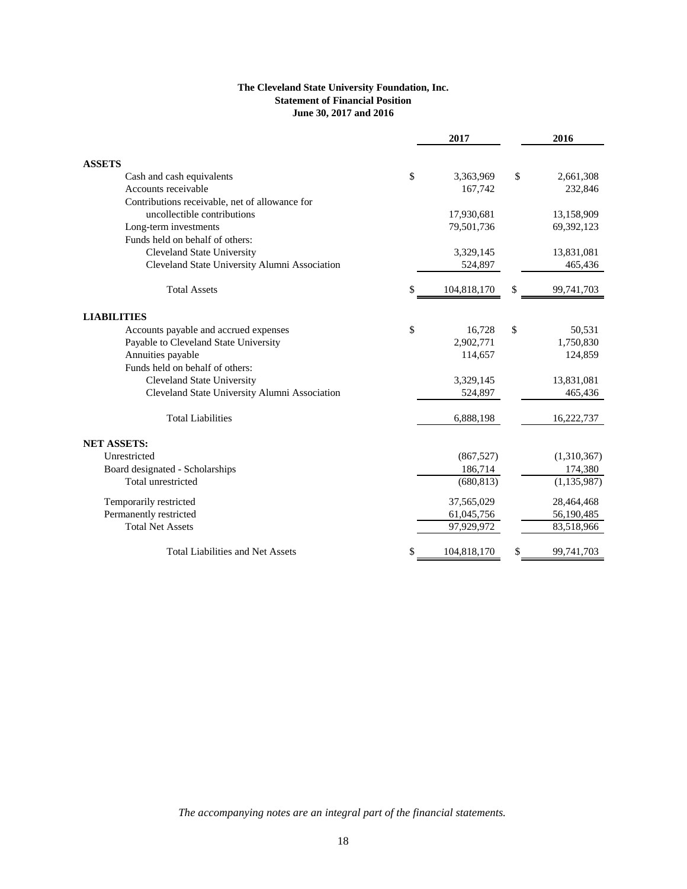**The Cleveland State University Foundation, Inc.**
**Statement of Financial Position**
**June 30, 2017 and 2016**

| | 2017 | 2016 |
|---|---|---|
| **ASSETS** | | |
| Cash and cash equivalents | $ 3,363,969 | $ 2,661,308 |
| Accounts receivable | 167,742 | 232,846 |
| Contributions receivable, net of allowance for uncollectible contributions | 17,930,681 | 13,158,909 |
| Long-term investments | 79,501,736 | 69,392,123 |
| Funds held on behalf of others: | | |
| Cleveland State University | 3,329,145 | 13,831,081 |
| Cleveland State University Alumni Association | 524,897 | 465,436 |
| Total Assets | $ 104,818,170 | $ 99,741,703 |
| **LIABILITIES** | | |
| Accounts payable and accrued expenses | $ 16,728 | $ 50,531 |
| Payable to Cleveland State University | 2,902,771 | 1,750,830 |
| Annuities payable | 114,657 | 124,859 |
| Funds held on behalf of others: | | |
| Cleveland State University | 3,329,145 | 13,831,081 |
| Cleveland State University Alumni Association | 524,897 | 465,436 |
| Total Liabilities | 6,888,198 | 16,222,737 |
| **NET ASSETS:** | | |
| Unrestricted | (867,527) | (1,310,367) |
| Board designated - Scholarships | 186,714 | 174,380 |
| Total unrestricted | (680,813) | (1,135,987) |
| Temporarily restricted | 37,565,029 | 28,464,468 |
| Permanently restricted | 61,045,756 | 56,190,485 |
| Total Net Assets | 97,929,972 | 83,518,966 |
| Total Liabilities and Net Assets | $ 104,818,170 | $ 99,741,703 |

*The accompanying notes are an integral part of the financial statements.*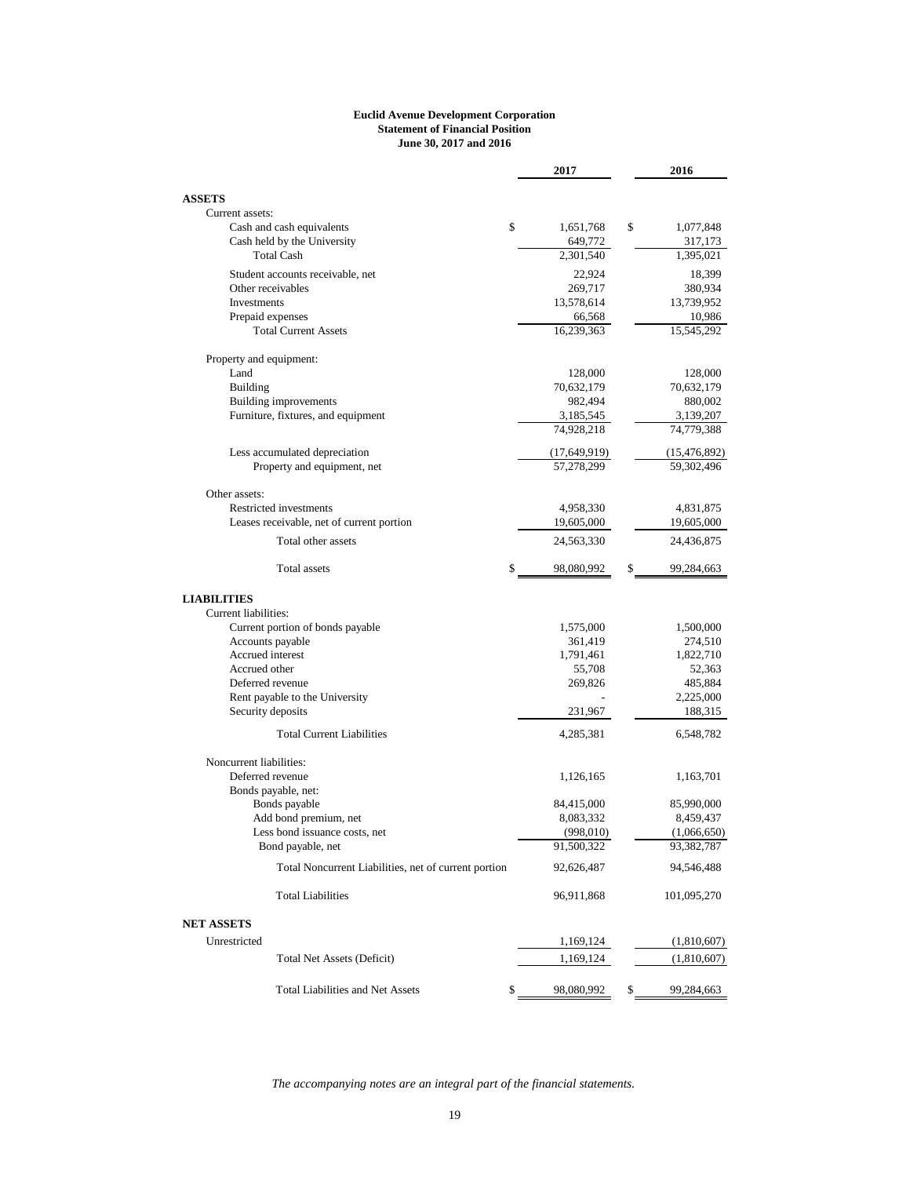**Euclid Avenue Development Corporation**
**Statement of Financial Position**
**June 30, 2017 and 2016**

| | 2017 | 2016 |
|---|---|---|
| **ASSETS** | | |
| Current assets: | | |
| Cash and cash equivalents | $ 1,651,768 | $ 1,077,848 |
| Cash held by the University | 649,772 | 317,173 |
| Total Cash | 2,301,540 | 1,395,021 |
| Student accounts receivable, net | 22,924 | 18,399 |
| Other receivables | 269,717 | 380,934 |
| Investments | 13,578,614 | 13,739,952 |
| Prepaid expenses | 66,568 | 10,986 |
| Total Current Assets | 16,239,363 | 15,545,292 |
| Property and equipment: | | |
| Land | 128,000 | 128,000 |
| Building | 70,632,179 | 70,632,179 |
| Building improvements | 982,494 | 880,002 |
| Furniture, fixtures, and equipment | 3,185,545 | 3,139,207 |
| | 74,928,218 | 74,779,388 |
| Less accumulated depreciation | (17,649,919) | (15,476,892) |
| Property and equipment, net | 57,278,299 | 59,302,496 |
| Other assets: | | |
| Restricted investments | 4,958,330 | 4,831,875 |
| Leases receivable, net of current portion | 19,605,000 | 19,605,000 |
| Total other assets | 24,563,330 | 24,436,875 |
| Total assets | $ 98,080,992 | $ 99,284,663 |
| **LIABILITIES** | | |
| Current liabilities: | | |
| Current portion of bonds payable | 1,575,000 | 1,500,000 |
| Accounts payable | 361,419 | 274,510 |
| Accrued interest | 1,791,461 | 1,822,710 |
| Accrued other | 55,708 | 52,363 |
| Deferred revenue | 269,826 | 485,884 |
| Rent payable to the University | - | 2,225,000 |
| Security deposits | 231,967 | 188,315 |
| Total Current Liabilities | 4,285,381 | 6,548,782 |
| Noncurrent liabilities: | | |
| Deferred revenue | 1,126,165 | 1,163,701 |
| Bonds payable, net: | | |
| Bonds payable | 84,415,000 | 85,990,000 |
| Add bond premium, net | 8,083,332 | 8,459,437 |
| Less bond issuance costs, net | (998,010) | (1,066,650) |
| Bond payable, net | 91,500,322 | 93,382,787 |
| Total Noncurrent Liabilities, net of current portion | 92,626,487 | 94,546,488 |
| Total Liabilities | 96,911,868 | 101,095,270 |
| **NET ASSETS** | | |
| Unrestricted | 1,169,124 | (1,810,607) |
| Total Net Assets (Deficit) | 1,169,124 | (1,810,607) |
| Total Liabilities and Net Assets | $ 98,080,992 | $ 99,284,663 |

*The accompanying notes are an integral part of the financial statements.*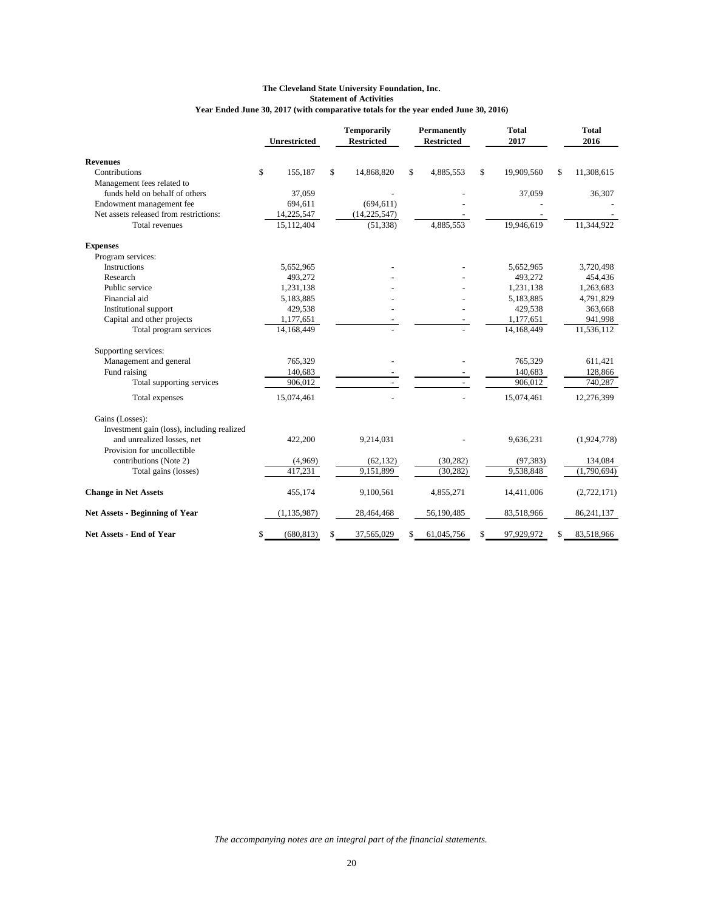**The Cleveland State University Foundation, Inc.**
**Statement of Activities**
**Year Ended June 30, 2017 (with comparative totals for the year ended June 30, 2016)**

| | Unrestricted | Temporarily Restricted | Permanently Restricted | Total 2017 | Total 2016 |
|---|---|---|---|---|---|
| **Revenues** | | | | | |
| Contributions | $ 155,187 | $ 14,868,820 | $ 4,885,553 | $ 19,909,560 | $ 11,308,615 |
| Management fees related to funds held on behalf of others | 37,059 | - | - | 37,059 | 36,307 |
| Endowment management fee | 694,611 | (694,611) | - | - | - |
| Net assets released from restrictions: | 14,225,547 | (14,225,547) | - | - | - |
| Total revenues | 15,112,404 | (51,338) | 4,885,553 | 19,946,619 | 11,344,922 |
| **Expenses** | | | | | |
| Program services: | | | | | |
| Instructions | 5,652,965 | - | - | 5,652,965 | 3,720,498 |
| Research | 493,272 | - | - | 493,272 | 454,436 |
| Public service | 1,231,138 | - | - | 1,231,138 | 1,263,683 |
| Financial aid | 5,183,885 | - | - | 5,183,885 | 4,791,829 |
| Institutional support | 429,538 | - | - | 429,538 | 363,668 |
| Capital and other projects | 1,177,651 | - | - | 1,177,651 | 941,998 |
| Total program services | 14,168,449 | - | - | 14,168,449 | 11,536,112 |
| Supporting services: | | | | | |
| Management and general | 765,329 | - | - | 765,329 | 611,421 |
| Fund raising | 140,683 | - | - | 140,683 | 128,866 |
| Total supporting services | 906,012 | - | - | 906,012 | 740,287 |
| Total expenses | 15,074,461 | - | - | 15,074,461 | 12,276,399 |
| Gains (Losses): | | | | | |
| Investment gain (loss), including realized and unrealized losses, net | 422,200 | 9,214,031 | - | 9,636,231 | (1,924,778) |
| Provision for uncollectible contributions (Note 2) | (4,969) | (62,132) | (30,282) | (97,383) | 134,084 |
| Total gains (losses) | 417,231 | 9,151,899 | (30,282) | 9,538,848 | (1,790,694) |
| **Change in Net Assets** | 455,174 | 9,100,561 | 4,855,271 | 14,411,006 | (2,722,171) |
| **Net Assets - Beginning of Year** | (1,135,987) | 28,464,468 | 56,190,485 | 83,518,966 | 86,241,137 |
| **Net Assets - End of Year** | $ (680,813) | $ 37,565,029 | $ 61,045,756 | $ 97,929,972 | $ 83,518,966 |

*The accompanying notes are an integral part of the financial statements.*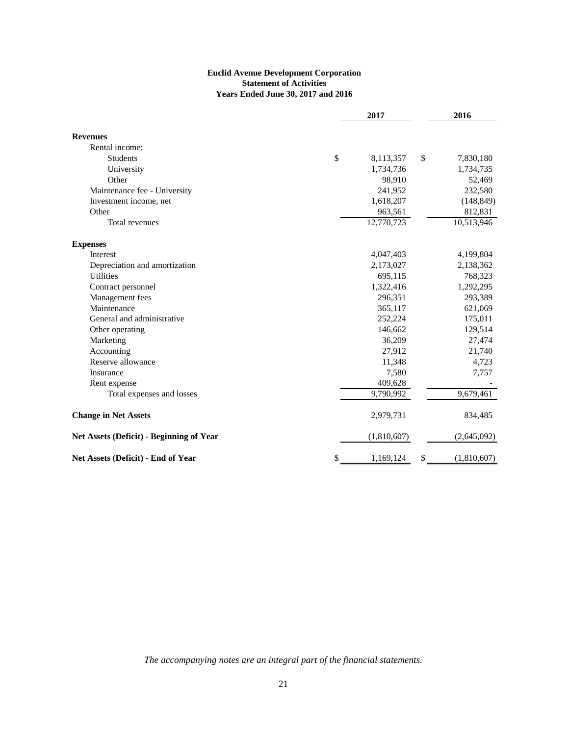**Euclid Avenue Development Corporation**
**Statement of Activities**
**Years Ended June 30, 2017 and 2016**

| | 2017 | 2016 |
|---|---|---|
| **Revenues** | | |
| Rental income: | | |
| Students | $ 8,113,357 | $ 7,830,180 |
| University | 1,734,736 | 1,734,735 |
| Other | 98,910 | 52,469 |
| Maintenance fee - University | 241,952 | 232,580 |
| Investment income, net | 1,618,207 | (148,849) |
| Other | 963,561 | 812,831 |
| Total revenues | 12,770,723 | 10,513,946 |
| **Expenses** | | |
| Interest | 4,047,403 | 4,199,804 |
| Depreciation and amortization | 2,173,027 | 2,138,362 |
| Utilities | 695,115 | 768,323 |
| Contract personnel | 1,322,416 | 1,292,295 |
| Management fees | 296,351 | 293,389 |
| Maintenance | 365,117 | 621,069 |
| General and administrative | 252,224 | 175,011 |
| Other operating | 146,662 | 129,514 |
| Marketing | 36,209 | 27,474 |
| Accounting | 27,912 | 21,740 |
| Reserve allowance | 11,348 | 4,723 |
| Insurance | 7,580 | 7,757 |
| Rent expense | 409,628 | - |
| Total expenses and losses | 9,790,992 | 9,679,461 |
| **Change in Net Assets** | 2,979,731 | 834,485 |
| **Net Assets (Deficit) - Beginning of Year** | (1,810,607) | (2,645,092) |
| **Net Assets (Deficit) - End of Year** | $ 1,169,124 | $ (1,810,607) |

*The accompanying notes are an integral part of the financial statements.*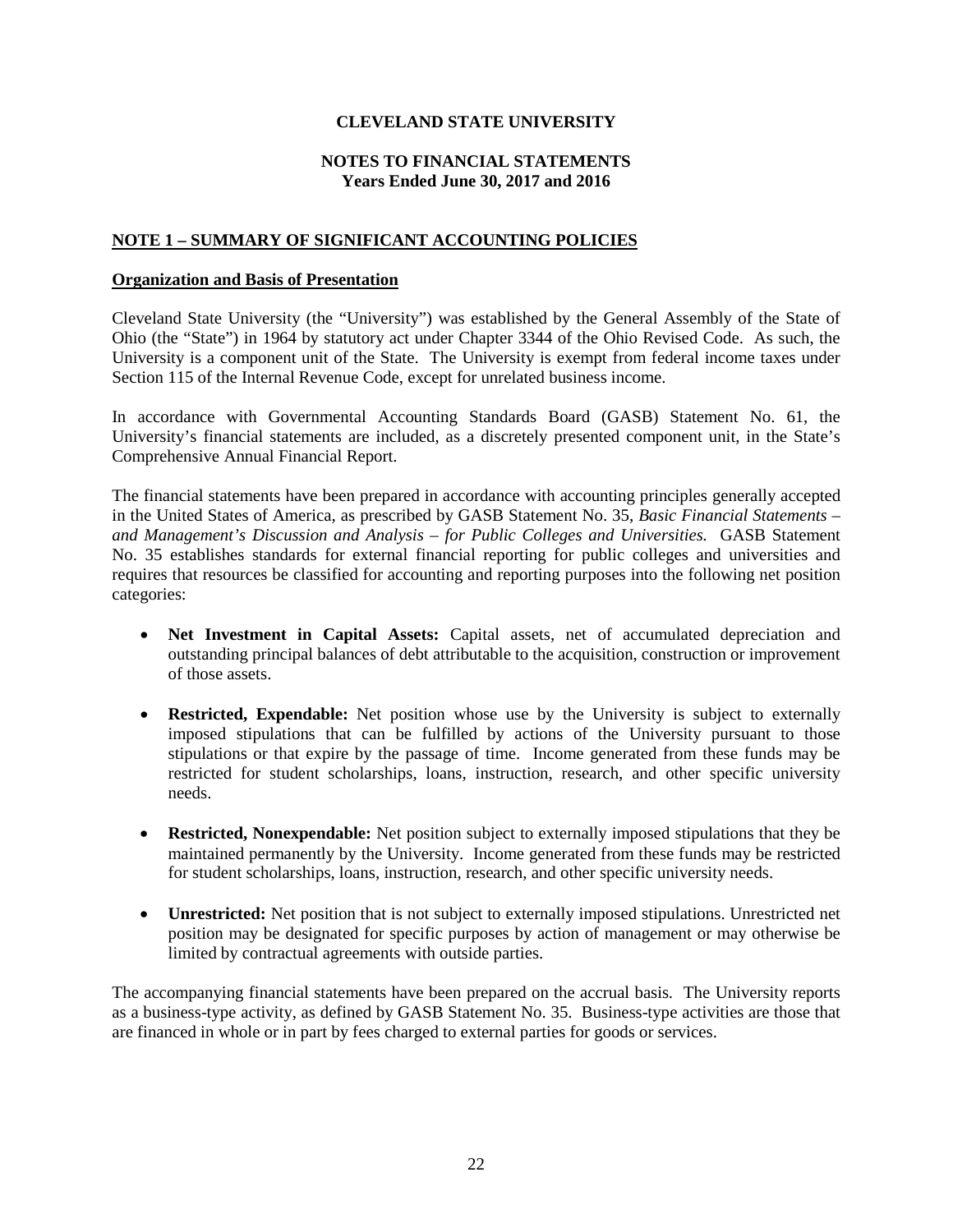# CLEVELAND STATE UNIVERSITY

## NOTES TO FINANCIAL STATEMENTS
**Years Ended June 30, 2017 and 2016**

## NOTE 1 – SUMMARY OF SIGNIFICANT ACCOUNTING POLICIES

### Organization and Basis of Presentation

Cleveland State University (the "University") was established by the General Assembly of the State of Ohio (the "State") in 1964 by statutory act under Chapter 3344 of the Ohio Revised Code. As such, the University is a component unit of the State. The University is exempt from federal income taxes under Section 115 of the Internal Revenue Code, except for unrelated business income.

In accordance with Governmental Accounting Standards Board (GASB) Statement No. 61, the University's financial statements are included, as a discretely presented component unit, in the State's Comprehensive Annual Financial Report.

The financial statements have been prepared in accordance with accounting principles generally accepted in the United States of America, as prescribed by GASB Statement No. 35, *Basic Financial Statements – and Management's Discussion and Analysis – for Public Colleges and Universities.* GASB Statement No. 35 establishes standards for external financial reporting for public colleges and universities and requires that resources be classified for accounting and reporting purposes into the following net position categories:

- **Net Investment in Capital Assets:** Capital assets, net of accumulated depreciation and outstanding principal balances of debt attributable to the acquisition, construction or improvement of those assets.
- **Restricted, Expendable:** Net position whose use by the University is subject to externally imposed stipulations that can be fulfilled by actions of the University pursuant to those stipulations or that expire by the passage of time. Income generated from these funds may be restricted for student scholarships, loans, instruction, research, and other specific university needs.
- **Restricted, Nonexpendable:** Net position subject to externally imposed stipulations that they be maintained permanently by the University. Income generated from these funds may be restricted for student scholarships, loans, instruction, research, and other specific university needs.
- **Unrestricted:** Net position that is not subject to externally imposed stipulations. Unrestricted net position may be designated for specific purposes by action of management or may otherwise be limited by contractual agreements with outside parties.

The accompanying financial statements have been prepared on the accrual basis. The University reports as a business-type activity, as defined by GASB Statement No. 35. Business-type activities are those that are financed in whole or in part by fees charged to external parties for goods or services.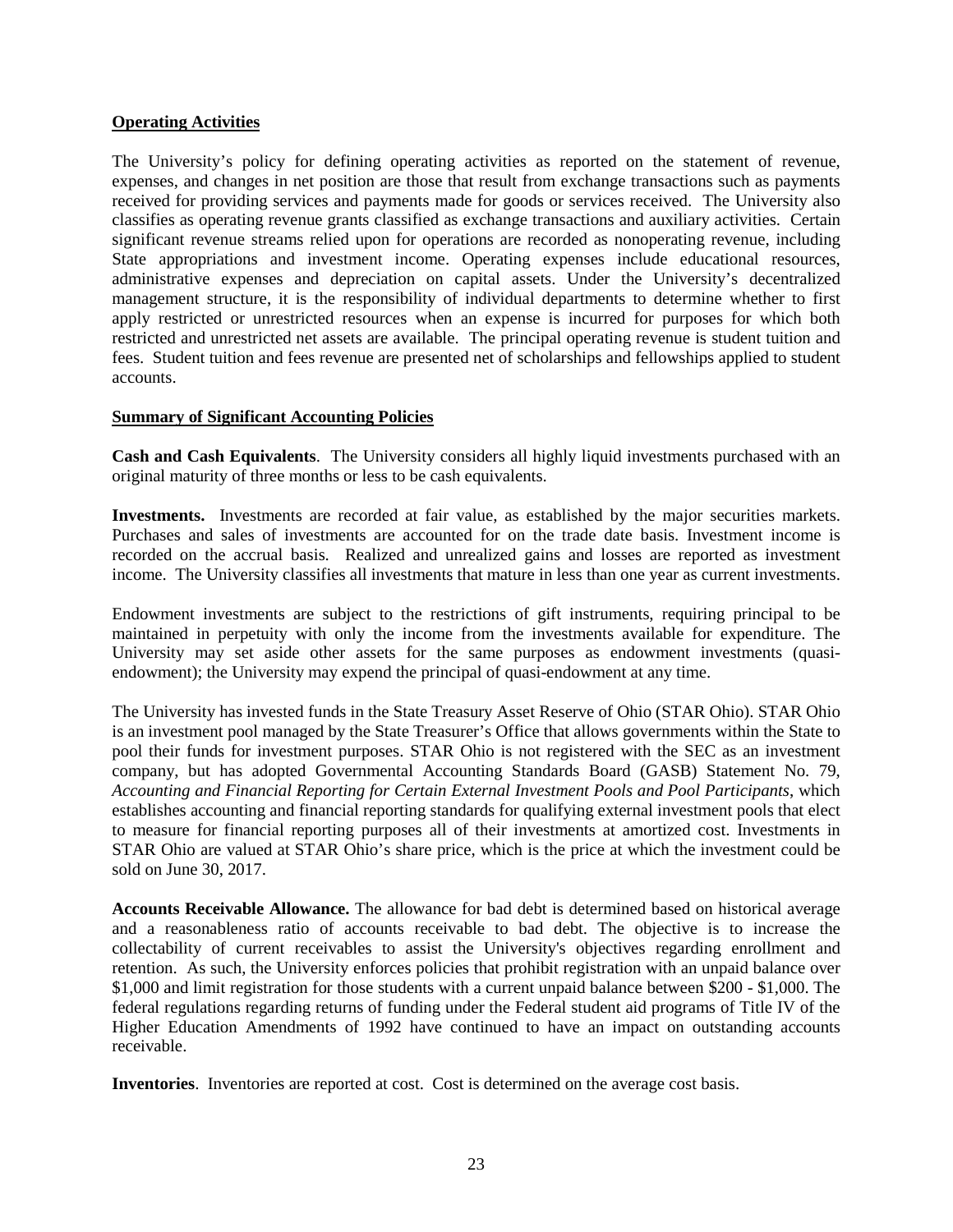**Operating Activities**

The University's policy for defining operating activities as reported on the statement of revenue, expenses, and changes in net position are those that result from exchange transactions such as payments received for providing services and payments made for goods or services received. The University also classifies as operating revenue grants classified as exchange transactions and auxiliary activities. Certain significant revenue streams relied upon for operations are recorded as nonoperating revenue, including State appropriations and investment income. Operating expenses include educational resources, administrative expenses and depreciation on capital assets. Under the University's decentralized management structure, it is the responsibility of individual departments to determine whether to first apply restricted or unrestricted resources when an expense is incurred for purposes for which both restricted and unrestricted net assets are available. The principal operating revenue is student tuition and fees. Student tuition and fees revenue are presented net of scholarships and fellowships applied to student accounts.

**Summary of Significant Accounting Policies**

**Cash and Cash Equivalents**. The University considers all highly liquid investments purchased with an original maturity of three months or less to be cash equivalents.

**Investments.** Investments are recorded at fair value, as established by the major securities markets. Purchases and sales of investments are accounted for on the trade date basis. Investment income is recorded on the accrual basis. Realized and unrealized gains and losses are reported as investment income. The University classifies all investments that mature in less than one year as current investments.

Endowment investments are subject to the restrictions of gift instruments, requiring principal to be maintained in perpetuity with only the income from the investments available for expenditure. The University may set aside other assets for the same purposes as endowment investments (quasi-endowment); the University may expend the principal of quasi-endowment at any time.

The University has invested funds in the State Treasury Asset Reserve of Ohio (STAR Ohio). STAR Ohio is an investment pool managed by the State Treasurer's Office that allows governments within the State to pool their funds for investment purposes. STAR Ohio is not registered with the SEC as an investment company, but has adopted Governmental Accounting Standards Board (GASB) Statement No. 79, *Accounting and Financial Reporting for Certain External Investment Pools and Pool Participants*, which establishes accounting and financial reporting standards for qualifying external investment pools that elect to measure for financial reporting purposes all of their investments at amortized cost. Investments in STAR Ohio are valued at STAR Ohio's share price, which is the price at which the investment could be sold on June 30, 2017.

**Accounts Receivable Allowance.** The allowance for bad debt is determined based on historical average and a reasonableness ratio of accounts receivable to bad debt. The objective is to increase the collectability of current receivables to assist the University's objectives regarding enrollment and retention. As such, the University enforces policies that prohibit registration with an unpaid balance over $1,000 and limit registration for those students with a current unpaid balance between $200 - $1,000. The federal regulations regarding returns of funding under the Federal student aid programs of Title IV of the Higher Education Amendments of 1992 have continued to have an impact on outstanding accounts receivable.

**Inventories**. Inventories are reported at cost. Cost is determined on the average cost basis.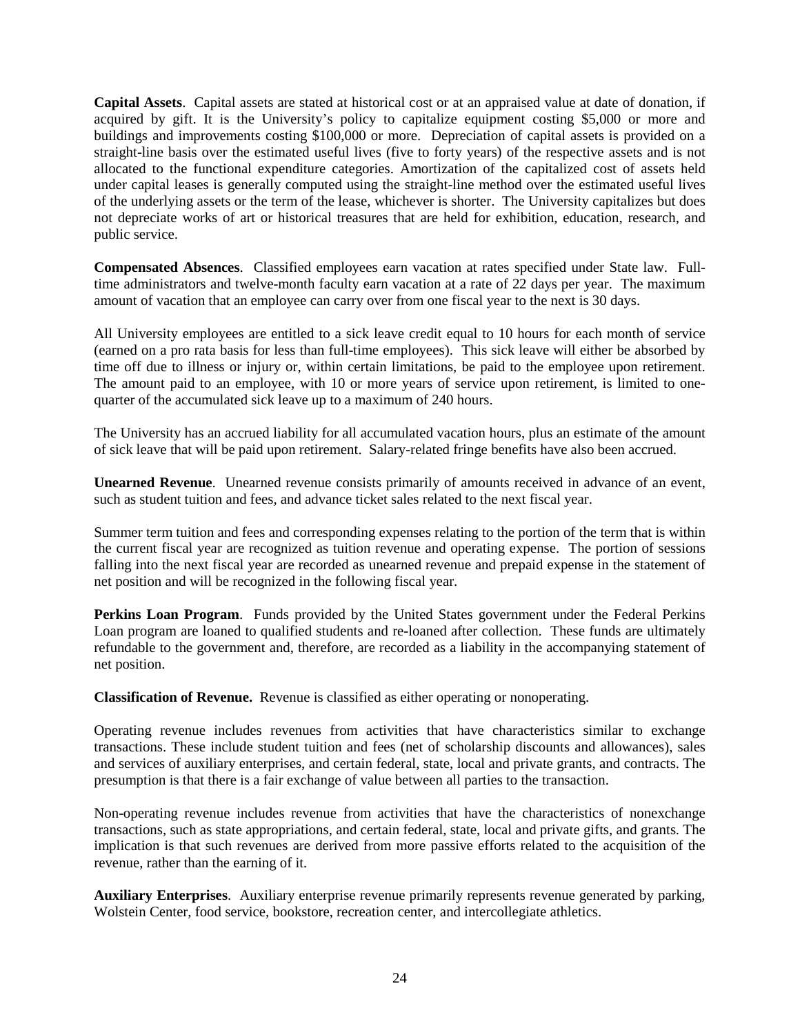**Capital Assets**. Capital assets are stated at historical cost or at an appraised value at date of donation, if acquired by gift. It is the University's policy to capitalize equipment costing $5,000 or more and buildings and improvements costing $100,000 or more. Depreciation of capital assets is provided on a straight-line basis over the estimated useful lives (five to forty years) of the respective assets and is not allocated to the functional expenditure categories. Amortization of the capitalized cost of assets held under capital leases is generally computed using the straight-line method over the estimated useful lives of the underlying assets or the term of the lease, whichever is shorter. The University capitalizes but does not depreciate works of art or historical treasures that are held for exhibition, education, research, and public service.

**Compensated Absences**. Classified employees earn vacation at rates specified under State law. Full-time administrators and twelve-month faculty earn vacation at a rate of 22 days per year. The maximum amount of vacation that an employee can carry over from one fiscal year to the next is 30 days.

All University employees are entitled to a sick leave credit equal to 10 hours for each month of service (earned on a pro rata basis for less than full-time employees). This sick leave will either be absorbed by time off due to illness or injury or, within certain limitations, be paid to the employee upon retirement. The amount paid to an employee, with 10 or more years of service upon retirement, is limited to one-quarter of the accumulated sick leave up to a maximum of 240 hours.

The University has an accrued liability for all accumulated vacation hours, plus an estimate of the amount of sick leave that will be paid upon retirement. Salary-related fringe benefits have also been accrued.

**Unearned Revenue**. Unearned revenue consists primarily of amounts received in advance of an event, such as student tuition and fees, and advance ticket sales related to the next fiscal year.

Summer term tuition and fees and corresponding expenses relating to the portion of the term that is within the current fiscal year are recognized as tuition revenue and operating expense. The portion of sessions falling into the next fiscal year are recorded as unearned revenue and prepaid expense in the statement of net position and will be recognized in the following fiscal year.

**Perkins Loan Program**. Funds provided by the United States government under the Federal Perkins Loan program are loaned to qualified students and re-loaned after collection. These funds are ultimately refundable to the government and, therefore, are recorded as a liability in the accompanying statement of net position.

**Classification of Revenue.** Revenue is classified as either operating or nonoperating.

Operating revenue includes revenues from activities that have characteristics similar to exchange transactions. These include student tuition and fees (net of scholarship discounts and allowances), sales and services of auxiliary enterprises, and certain federal, state, local and private grants, and contracts. The presumption is that there is a fair exchange of value between all parties to the transaction.

Non-operating revenue includes revenue from activities that have the characteristics of nonexchange transactions, such as state appropriations, and certain federal, state, local and private gifts, and grants. The implication is that such revenues are derived from more passive efforts related to the acquisition of the revenue, rather than the earning of it.

**Auxiliary Enterprises**. Auxiliary enterprise revenue primarily represents revenue generated by parking, Wolstein Center, food service, bookstore, recreation center, and intercollegiate athletics.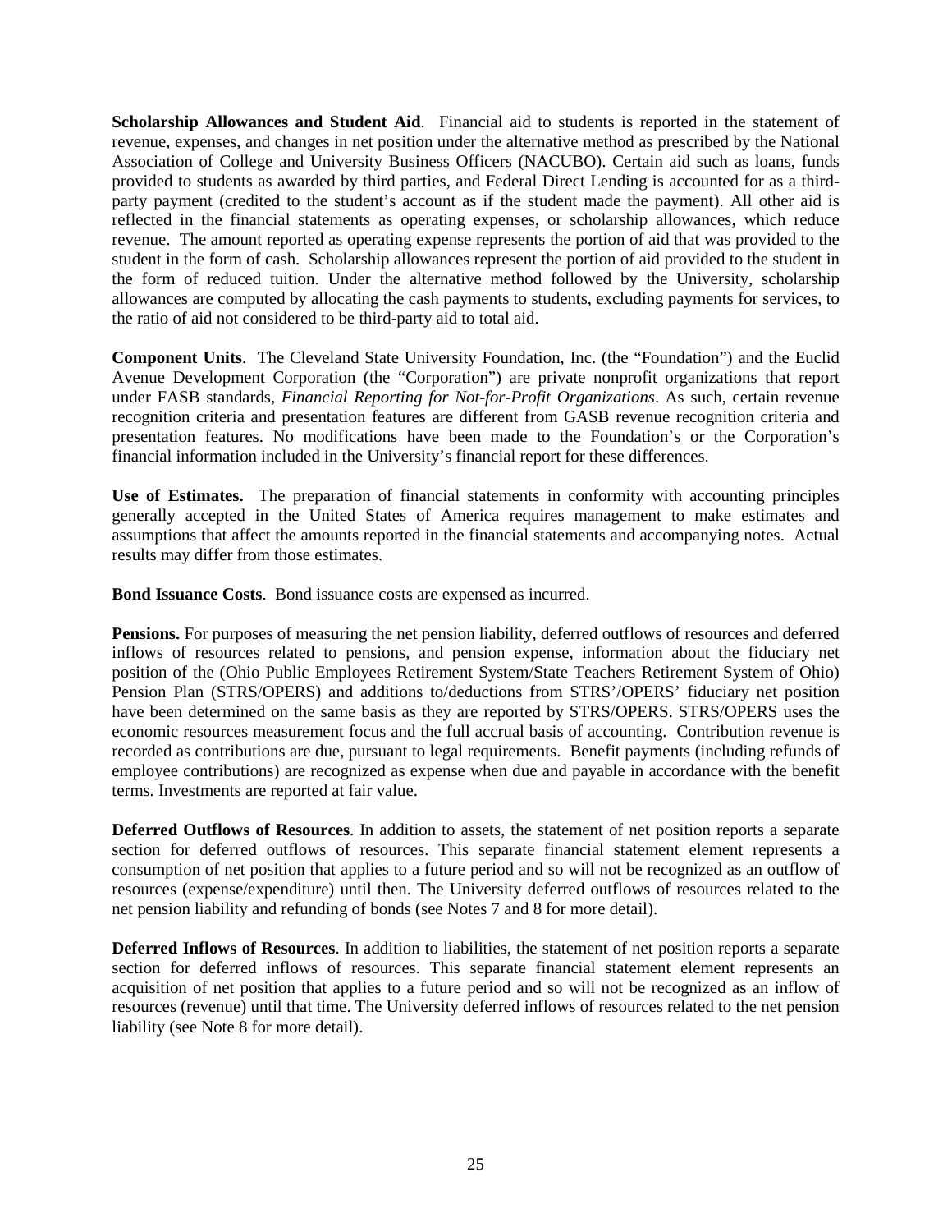**Scholarship Allowances and Student Aid**. Financial aid to students is reported in the statement of revenue, expenses, and changes in net position under the alternative method as prescribed by the National Association of College and University Business Officers (NACUBO). Certain aid such as loans, funds provided to students as awarded by third parties, and Federal Direct Lending is accounted for as a third-party payment (credited to the student's account as if the student made the payment). All other aid is reflected in the financial statements as operating expenses, or scholarship allowances, which reduce revenue. The amount reported as operating expense represents the portion of aid that was provided to the student in the form of cash. Scholarship allowances represent the portion of aid provided to the student in the form of reduced tuition. Under the alternative method followed by the University, scholarship allowances are computed by allocating the cash payments to students, excluding payments for services, to the ratio of aid not considered to be third-party aid to total aid.

**Component Units**. The Cleveland State University Foundation, Inc. (the "Foundation") and the Euclid Avenue Development Corporation (the "Corporation") are private nonprofit organizations that report under FASB standards, *Financial Reporting for Not-for-Profit Organizations*. As such, certain revenue recognition criteria and presentation features are different from GASB revenue recognition criteria and presentation features. No modifications have been made to the Foundation's or the Corporation's financial information included in the University's financial report for these differences.

**Use of Estimates.** The preparation of financial statements in conformity with accounting principles generally accepted in the United States of America requires management to make estimates and assumptions that affect the amounts reported in the financial statements and accompanying notes. Actual results may differ from those estimates.

**Bond Issuance Costs**. Bond issuance costs are expensed as incurred.

**Pensions.** For purposes of measuring the net pension liability, deferred outflows of resources and deferred inflows of resources related to pensions, and pension expense, information about the fiduciary net position of the (Ohio Public Employees Retirement System/State Teachers Retirement System of Ohio) Pension Plan (STRS/OPERS) and additions to/deductions from STRS'/OPERS' fiduciary net position have been determined on the same basis as they are reported by STRS/OPERS. STRS/OPERS uses the economic resources measurement focus and the full accrual basis of accounting. Contribution revenue is recorded as contributions are due, pursuant to legal requirements. Benefit payments (including refunds of employee contributions) are recognized as expense when due and payable in accordance with the benefit terms. Investments are reported at fair value.

**Deferred Outflows of Resources**. In addition to assets, the statement of net position reports a separate section for deferred outflows of resources. This separate financial statement element represents a consumption of net position that applies to a future period and so will not be recognized as an outflow of resources (expense/expenditure) until then. The University deferred outflows of resources related to the net pension liability and refunding of bonds (see Notes 7 and 8 for more detail).

**Deferred Inflows of Resources**. In addition to liabilities, the statement of net position reports a separate section for deferred inflows of resources. This separate financial statement element represents an acquisition of net position that applies to a future period and so will not be recognized as an inflow of resources (revenue) until that time. The University deferred inflows of resources related to the net pension liability (see Note 8 for more detail).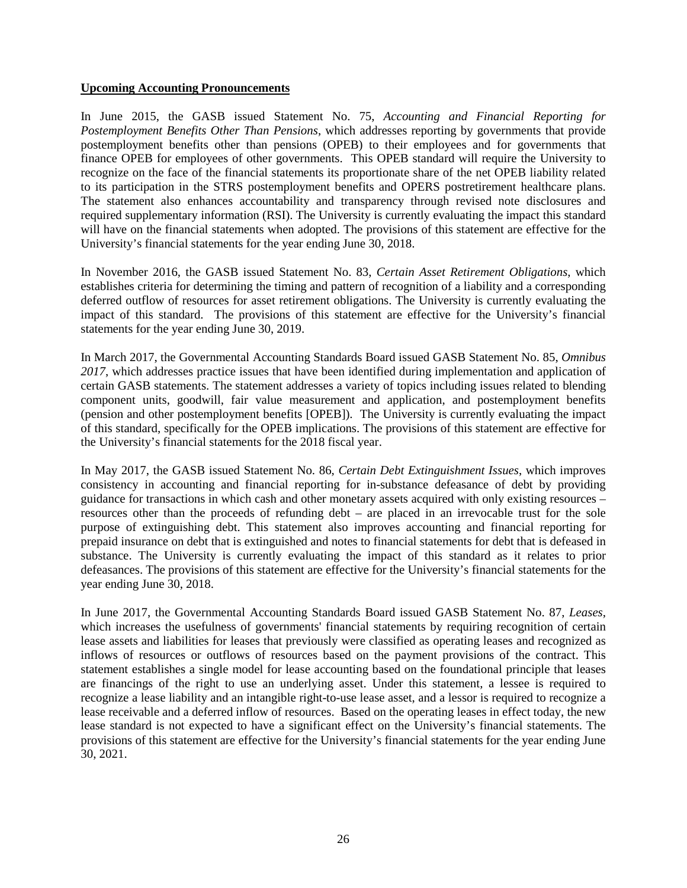**Upcoming Accounting Pronouncements**

In June 2015, the GASB issued Statement No. 75, *Accounting and Financial Reporting for Postemployment Benefits Other Than Pensions*, which addresses reporting by governments that provide postemployment benefits other than pensions (OPEB) to their employees and for governments that finance OPEB for employees of other governments. This OPEB standard will require the University to recognize on the face of the financial statements its proportionate share of the net OPEB liability related to its participation in the STRS postemployment benefits and OPERS postretirement healthcare plans. The statement also enhances accountability and transparency through revised note disclosures and required supplementary information (RSI). The University is currently evaluating the impact this standard will have on the financial statements when adopted. The provisions of this statement are effective for the University's financial statements for the year ending June 30, 2018.

In November 2016, the GASB issued Statement No. 83, *Certain Asset Retirement Obligations*, which establishes criteria for determining the timing and pattern of recognition of a liability and a corresponding deferred outflow of resources for asset retirement obligations. The University is currently evaluating the impact of this standard. The provisions of this statement are effective for the University's financial statements for the year ending June 30, 2019.

In March 2017, the Governmental Accounting Standards Board issued GASB Statement No. 85, *Omnibus 2017*, which addresses practice issues that have been identified during implementation and application of certain GASB statements. The statement addresses a variety of topics including issues related to blending component units, goodwill, fair value measurement and application, and postemployment benefits (pension and other postemployment benefits [OPEB]). The University is currently evaluating the impact of this standard, specifically for the OPEB implications. The provisions of this statement are effective for the University's financial statements for the 2018 fiscal year.

In May 2017, the GASB issued Statement No. 86, *Certain Debt Extinguishment Issues*, which improves consistency in accounting and financial reporting for in-substance defeasance of debt by providing guidance for transactions in which cash and other monetary assets acquired with only existing resources – resources other than the proceeds of refunding debt – are placed in an irrevocable trust for the sole purpose of extinguishing debt. This statement also improves accounting and financial reporting for prepaid insurance on debt that is extinguished and notes to financial statements for debt that is defeased in substance. The University is currently evaluating the impact of this standard as it relates to prior defeasances. The provisions of this statement are effective for the University's financial statements for the year ending June 30, 2018.

In June 2017, the Governmental Accounting Standards Board issued GASB Statement No. 87, *Leases*, which increases the usefulness of governments' financial statements by requiring recognition of certain lease assets and liabilities for leases that previously were classified as operating leases and recognized as inflows of resources or outflows of resources based on the payment provisions of the contract. This statement establishes a single model for lease accounting based on the foundational principle that leases are financings of the right to use an underlying asset. Under this statement, a lessee is required to recognize a lease liability and an intangible right-to-use lease asset, and a lessor is required to recognize a lease receivable and a deferred inflow of resources. Based on the operating leases in effect today, the new lease standard is not expected to have a significant effect on the University's financial statements. The provisions of this statement are effective for the University's financial statements for the year ending June 30, 2021.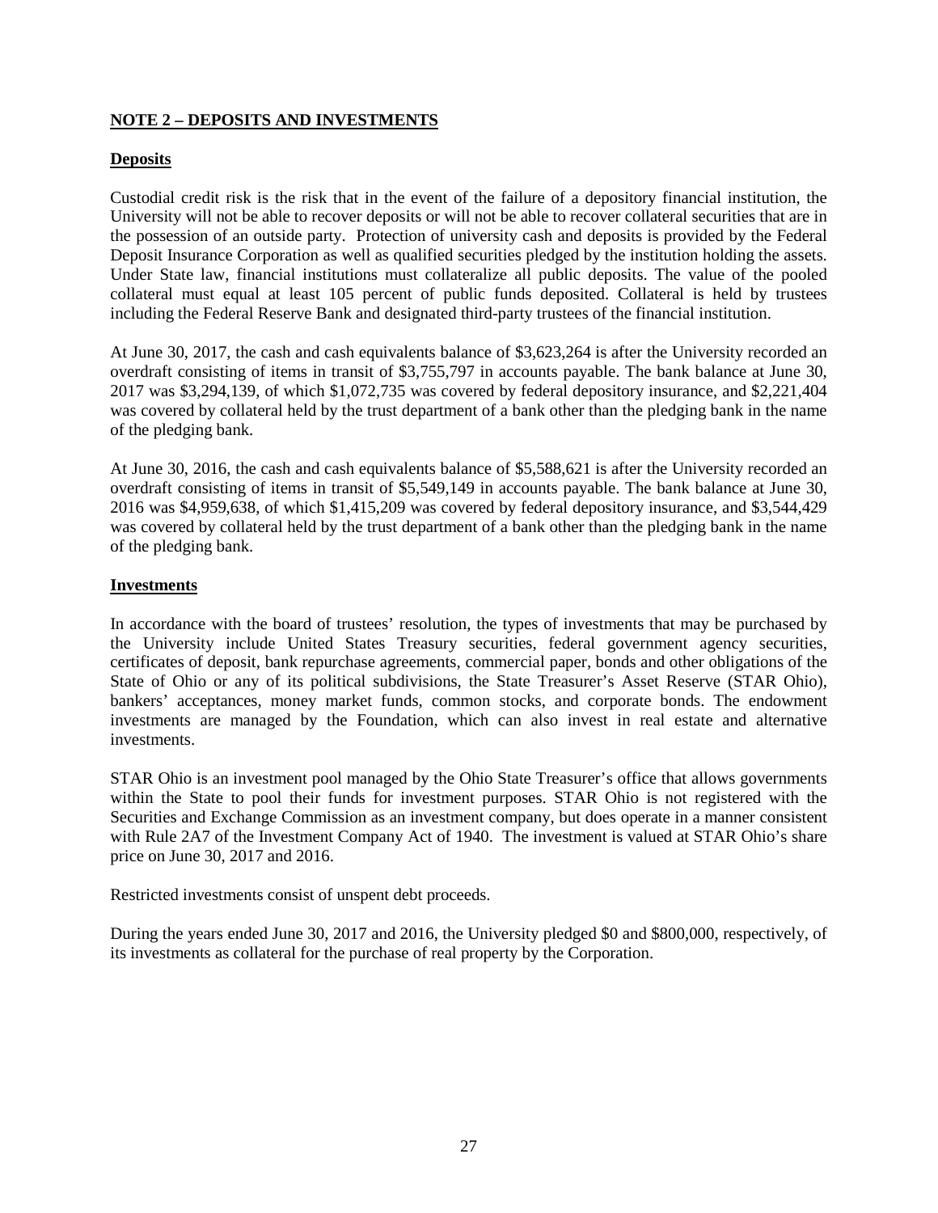## NOTE 2 – DEPOSITS AND INVESTMENTS

### Deposits

Custodial credit risk is the risk that in the event of the failure of a depository financial institution, the University will not be able to recover deposits or will not be able to recover collateral securities that are in the possession of an outside party. Protection of university cash and deposits is provided by the Federal Deposit Insurance Corporation as well as qualified securities pledged by the institution holding the assets. Under State law, financial institutions must collateralize all public deposits. The value of the pooled collateral must equal at least 105 percent of public funds deposited. Collateral is held by trustees including the Federal Reserve Bank and designated third-party trustees of the financial institution.

At June 30, 2017, the cash and cash equivalents balance of $3,623,264 is after the University recorded an overdraft consisting of items in transit of $3,755,797 in accounts payable. The bank balance at June 30, 2017 was $3,294,139, of which $1,072,735 was covered by federal depository insurance, and $2,221,404 was covered by collateral held by the trust department of a bank other than the pledging bank in the name of the pledging bank.

At June 30, 2016, the cash and cash equivalents balance of $5,588,621 is after the University recorded an overdraft consisting of items in transit of $5,549,149 in accounts payable. The bank balance at June 30, 2016 was $4,959,638, of which $1,415,209 was covered by federal depository insurance, and $3,544,429 was covered by collateral held by the trust department of a bank other than the pledging bank in the name of the pledging bank.

### Investments

In accordance with the board of trustees' resolution, the types of investments that may be purchased by the University include United States Treasury securities, federal government agency securities, certificates of deposit, bank repurchase agreements, commercial paper, bonds and other obligations of the State of Ohio or any of its political subdivisions, the State Treasurer's Asset Reserve (STAR Ohio), bankers' acceptances, money market funds, common stocks, and corporate bonds. The endowment investments are managed by the Foundation, which can also invest in real estate and alternative investments.

STAR Ohio is an investment pool managed by the Ohio State Treasurer's office that allows governments within the State to pool their funds for investment purposes. STAR Ohio is not registered with the Securities and Exchange Commission as an investment company, but does operate in a manner consistent with Rule 2A7 of the Investment Company Act of 1940. The investment is valued at STAR Ohio's share price on June 30, 2017 and 2016.

Restricted investments consist of unspent debt proceeds.

During the years ended June 30, 2017 and 2016, the University pledged $0 and $800,000, respectively, of its investments as collateral for the purchase of real property by the Corporation.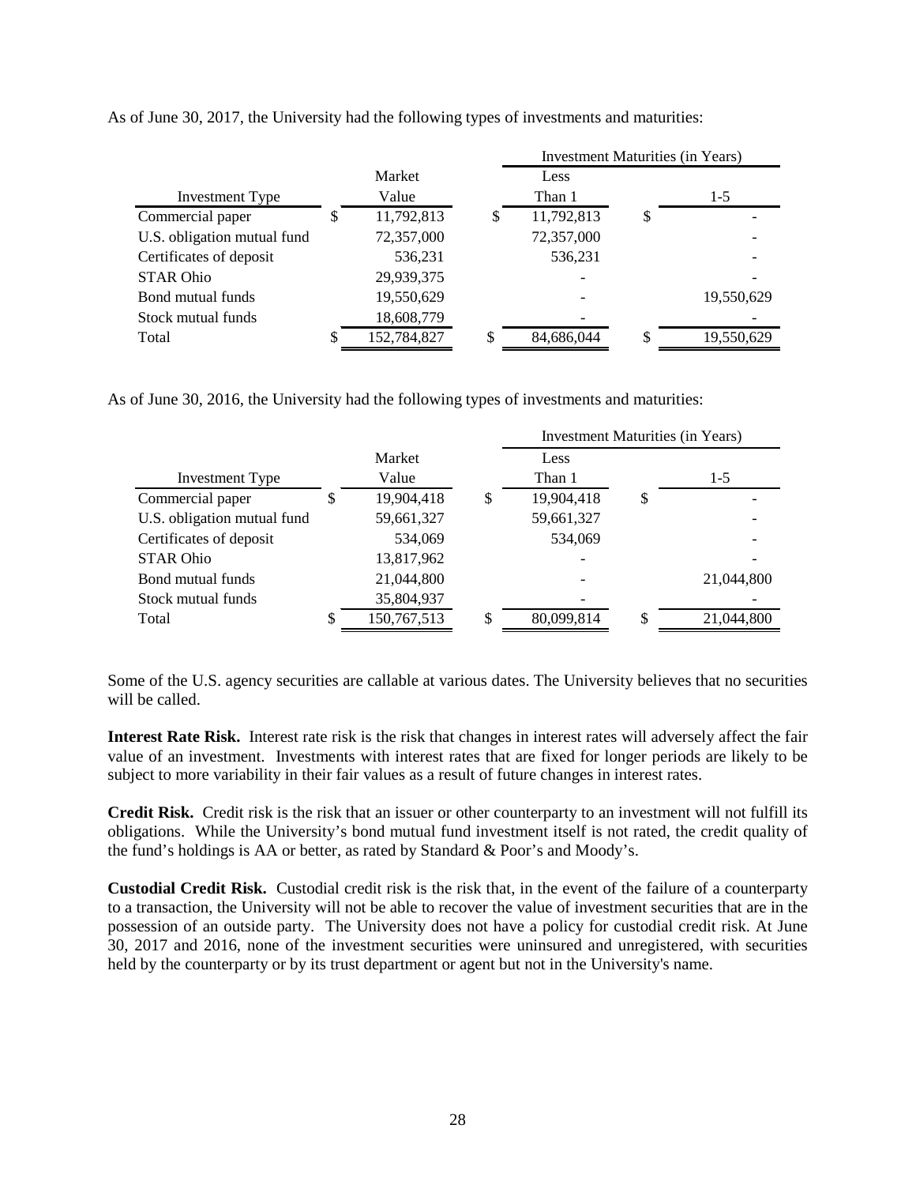As of June 30, 2017, the University had the following types of investments and maturities:

| Investment Type | Market Value | Investment Maturities (in Years) Less Than 1 | 1-5 |
|---|---|---|---|
| Commercial paper | $ 11,792,813 | $ 11,792,813 | $ - |
| U.S. obligation mutual fund | 72,357,000 | 72,357,000 | - |
| Certificates of deposit | 536,231 | 536,231 | - |
| STAR Ohio | 29,939,375 | - | - |
| Bond mutual funds | 19,550,629 | - | 19,550,629 |
| Stock mutual funds | 18,608,779 | - | - |
| Total | $ 152,784,827 | $ 84,686,044 | $ 19,550,629 |

As of June 30, 2016, the University had the following types of investments and maturities:

| Investment Type | Market Value | Investment Maturities (in Years) Less Than 1 | 1-5 |
|---|---|---|---|
| Commercial paper | $ 19,904,418 | $ 19,904,418 | $ - |
| U.S. obligation mutual fund | 59,661,327 | 59,661,327 | - |
| Certificates of deposit | 534,069 | 534,069 | - |
| STAR Ohio | 13,817,962 | - | - |
| Bond mutual funds | 21,044,800 | - | 21,044,800 |
| Stock mutual funds | 35,804,937 | - | - |
| Total | $ 150,767,513 | $ 80,099,814 | $ 21,044,800 |

Some of the U.S. agency securities are callable at various dates. The University believes that no securities will be called.

**Interest Rate Risk.** Interest rate risk is the risk that changes in interest rates will adversely affect the fair value of an investment. Investments with interest rates that are fixed for longer periods are likely to be subject to more variability in their fair values as a result of future changes in interest rates.

**Credit Risk.** Credit risk is the risk that an issuer or other counterparty to an investment will not fulfill its obligations. While the University's bond mutual fund investment itself is not rated, the credit quality of the fund's holdings is AA or better, as rated by Standard & Poor's and Moody's.

**Custodial Credit Risk.** Custodial credit risk is the risk that, in the event of the failure of a counterparty to a transaction, the University will not be able to recover the value of investment securities that are in the possession of an outside party. The University does not have a policy for custodial credit risk. At June 30, 2017 and 2016, none of the investment securities were uninsured and unregistered, with securities held by the counterparty or by its trust department or agent but not in the University's name.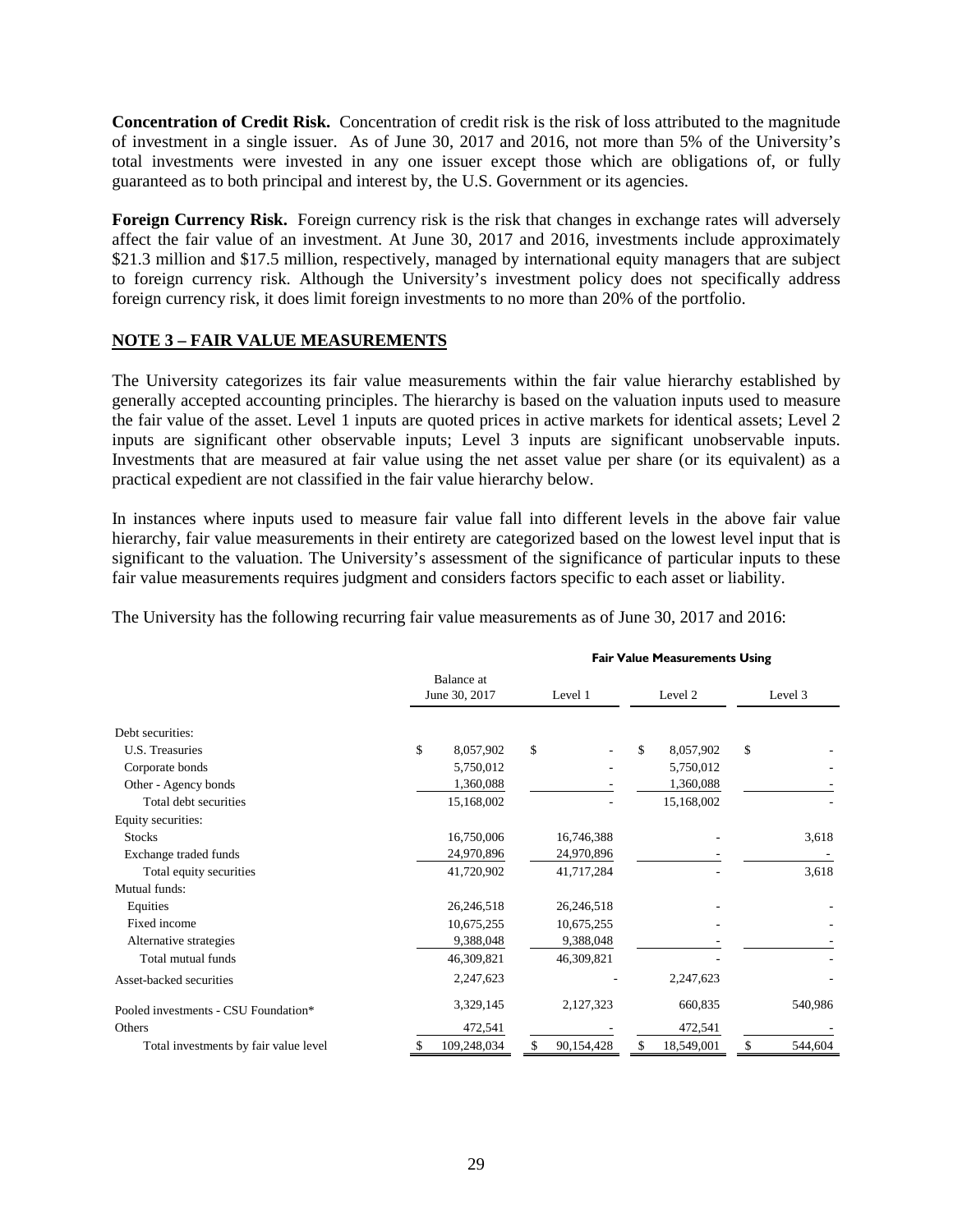**Concentration of Credit Risk.** Concentration of credit risk is the risk of loss attributed to the magnitude of investment in a single issuer. As of June 30, 2017 and 2016, not more than 5% of the University's total investments were invested in any one issuer except those which are obligations of, or fully guaranteed as to both principal and interest by, the U.S. Government or its agencies.

**Foreign Currency Risk.** Foreign currency risk is the risk that changes in exchange rates will adversely affect the fair value of an investment. At June 30, 2017 and 2016, investments include approximately $21.3 million and $17.5 million, respectively, managed by international equity managers that are subject to foreign currency risk. Although the University's investment policy does not specifically address foreign currency risk, it does limit foreign investments to no more than 20% of the portfolio.

## NOTE 3 – FAIR VALUE MEASUREMENTS

The University categorizes its fair value measurements within the fair value hierarchy established by generally accepted accounting principles. The hierarchy is based on the valuation inputs used to measure the fair value of the asset. Level 1 inputs are quoted prices in active markets for identical assets; Level 2 inputs are significant other observable inputs; Level 3 inputs are significant unobservable inputs. Investments that are measured at fair value using the net asset value per share (or its equivalent) as a practical expedient are not classified in the fair value hierarchy below.

In instances where inputs used to measure fair value fall into different levels in the above fair value hierarchy, fair value measurements in their entirety are categorized based on the lowest level input that is significant to the valuation. The University's assessment of the significance of particular inputs to these fair value measurements requires judgment and considers factors specific to each asset or liability.

The University has the following recurring fair value measurements as of June 30, 2017 and 2016:

| | | Fair Value Measurements Using | | |
|---|---|---|---|---|
| | Balance at June 30, 2017 | Level 1 | Level 2 | Level 3 |
| Debt securities: | | | | |
| U.S. Treasuries | $ 8,057,902 | $ - | $ 8,057,902 | $ - |
| Corporate bonds | 5,750,012 | - | 5,750,012 | - |
| Other - Agency bonds | 1,360,088 | - | 1,360,088 | - |
| Total debt securities | 15,168,002 | - | 15,168,002 | - |
| Equity securities: | | | | |
| Stocks | 16,750,006 | 16,746,388 | - | 3,618 |
| Exchange traded funds | 24,970,896 | 24,970,896 | - | - |
| Total equity securities | 41,720,902 | 41,717,284 | - | 3,618 |
| Mutual funds: | | | | |
| Equities | 26,246,518 | 26,246,518 | - | - |
| Fixed income | 10,675,255 | 10,675,255 | - | - |
| Alternative strategies | 9,388,048 | 9,388,048 | - | - |
| Total mutual funds | 46,309,821 | 46,309,821 | - | - |
| Asset-backed securities | 2,247,623 | - | 2,247,623 | - |
| Pooled investments - CSU Foundation* | 3,329,145 | 2,127,323 | 660,835 | 540,986 |
| Others | 472,541 | - | 472,541 | - |
| Total investments by fair value level | $ 109,248,034 | $ 90,154,428 | $ 18,549,001 | $ 544,604 |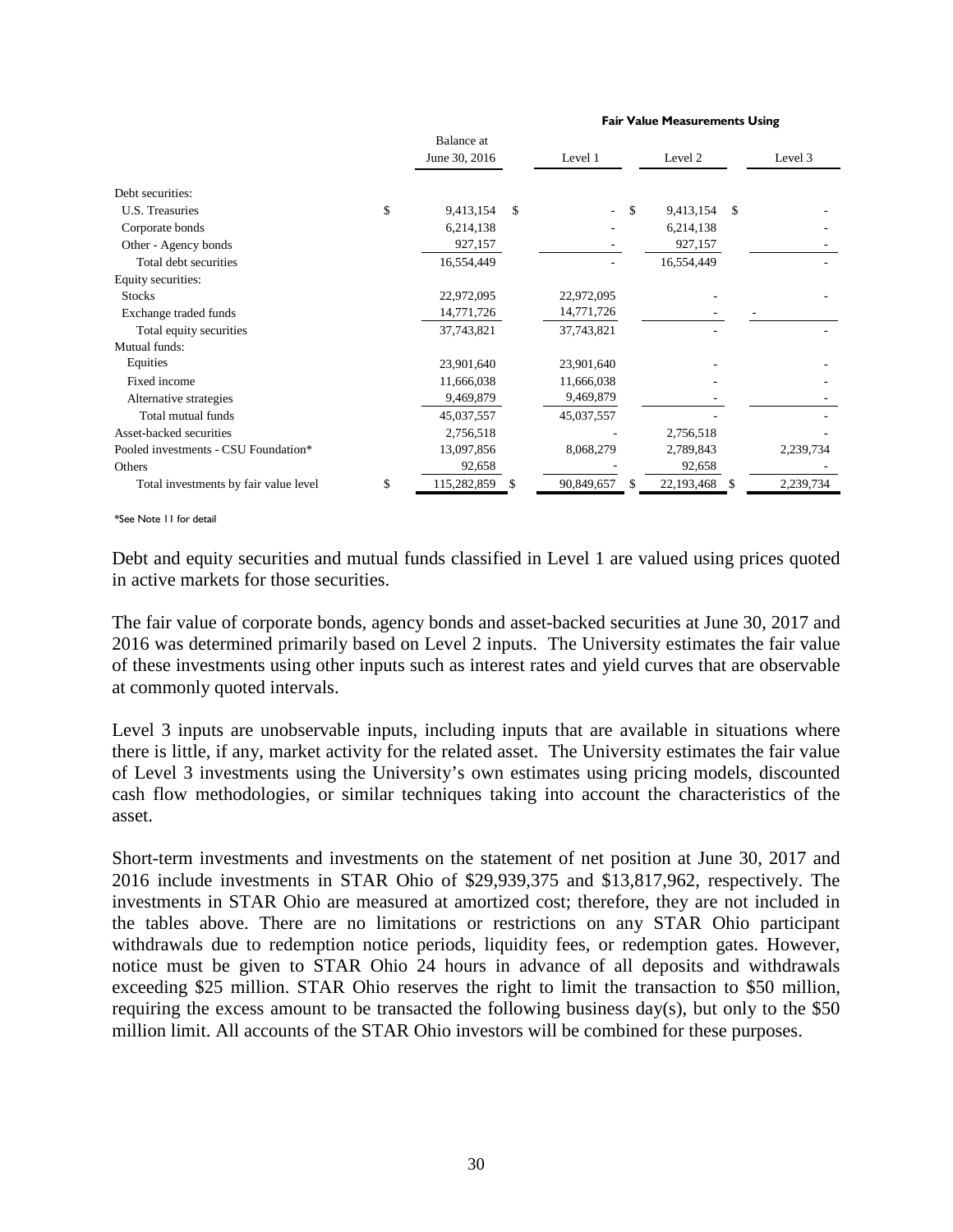| | Balance at June 30, 2016 | Fair Value Measurements Using Level 1 | Level 2 | Level 3 |
|---|---|---|---|---|
| Debt securities: | | | | |
| U.S. Treasuries | $ 9,413,154 | $ - | $ 9,413,154 | $ - |
| Corporate bonds | 6,214,138 | - | 6,214,138 | - |
| Other - Agency bonds | 927,157 | - | 927,157 | - |
| Total debt securities | 16,554,449 | - | 16,554,449 | - |
| Equity securities: | | | | |
| Stocks | 22,972,095 | 22,972,095 | - | - |
| Exchange traded funds | 14,771,726 | 14,771,726 | - | - |
| Total equity securities | 37,743,821 | 37,743,821 | - | - |
| Mutual funds: | | | | |
| Equities | 23,901,640 | 23,901,640 | - | - |
| Fixed income | 11,666,038 | 11,666,038 | - | - |
| Alternative strategies | 9,469,879 | 9,469,879 | - | - |
| Total mutual funds | 45,037,557 | 45,037,557 | - | - |
| Asset-backed securities | 2,756,518 | - | 2,756,518 | - |
| Pooled investments - CSU Foundation* | 13,097,856 | 8,068,279 | 2,789,843 | 2,239,734 |
| Others | 92,658 | - | 92,658 | - |
| Total investments by fair value level | $ 115,282,859 | $ 90,849,657 | $ 22,193,468 | $ 2,239,734 |

*See Note 11 for detail

Debt and equity securities and mutual funds classified in Level 1 are valued using prices quoted in active markets for those securities.

The fair value of corporate bonds, agency bonds and asset-backed securities at June 30, 2017 and 2016 was determined primarily based on Level 2 inputs. The University estimates the fair value of these investments using other inputs such as interest rates and yield curves that are observable at commonly quoted intervals.

Level 3 inputs are unobservable inputs, including inputs that are available in situations where there is little, if any, market activity for the related asset. The University estimates the fair value of Level 3 investments using the University's own estimates using pricing models, discounted cash flow methodologies, or similar techniques taking into account the characteristics of the asset.

Short-term investments and investments on the statement of net position at June 30, 2017 and 2016 include investments in STAR Ohio of $29,939,375 and $13,817,962, respectively. The investments in STAR Ohio are measured at amortized cost; therefore, they are not included in the tables above. There are no limitations or restrictions on any STAR Ohio participant withdrawals due to redemption notice periods, liquidity fees, or redemption gates. However, notice must be given to STAR Ohio 24 hours in advance of all deposits and withdrawals exceeding $25 million. STAR Ohio reserves the right to limit the transaction to $50 million, requiring the excess amount to be transacted the following business day(s), but only to the $50 million limit. All accounts of the STAR Ohio investors will be combined for these purposes.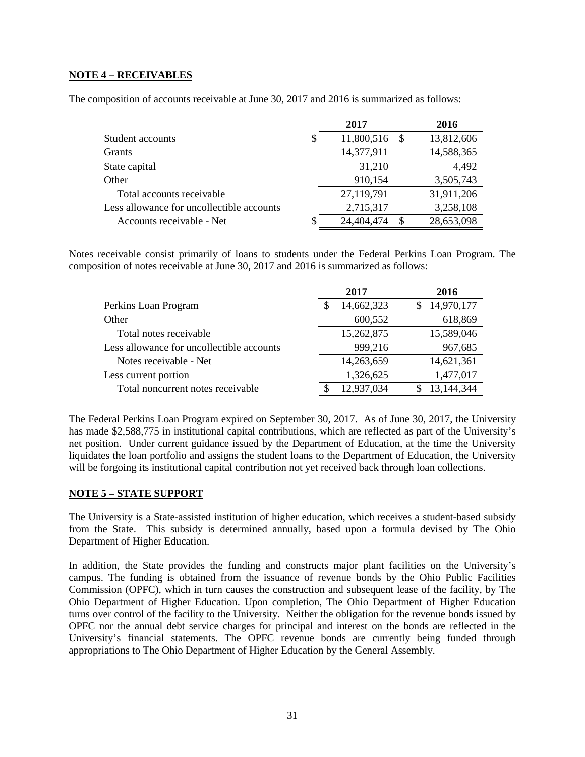**NOTE 4 – RECEIVABLES**

The composition of accounts receivable at June 30, 2017 and 2016 is summarized as follows:

| | 2017 | 2016 |
|---|---|---|
| Student accounts | $ 11,800,516 | $ 13,812,606 |
| Grants | 14,377,911 | 14,588,365 |
| State capital | 31,210 | 4,492 |
| Other | 910,154 | 3,505,743 |
| Total accounts receivable | 27,119,791 | 31,911,206 |
| Less allowance for uncollectible accounts | 2,715,317 | 3,258,108 |
| Accounts receivable - Net | $ 24,404,474 | $ 28,653,098 |

Notes receivable consist primarily of loans to students under the Federal Perkins Loan Program. The composition of notes receivable at June 30, 2017 and 2016 is summarized as follows:

| | 2017 | 2016 |
|---|---|---|
| Perkins Loan Program | $ 14,662,323 | $ 14,970,177 |
| Other | 600,552 | 618,869 |
| Total notes receivable | 15,262,875 | 15,589,046 |
| Less allowance for uncollectible accounts | 999,216 | 967,685 |
| Notes receivable - Net | 14,263,659 | 14,621,361 |
| Less current portion | 1,326,625 | 1,477,017 |
| Total noncurrent notes receivable | $ 12,937,034 | $ 13,144,344 |

The Federal Perkins Loan Program expired on September 30, 2017. As of June 30, 2017, the University has made $2,588,775 in institutional capital contributions, which are reflected as part of the University's net position. Under current guidance issued by the Department of Education, at the time the University liquidates the loan portfolio and assigns the student loans to the Department of Education, the University will be forgoing its institutional capital contribution not yet received back through loan collections.

**NOTE 5 – STATE SUPPORT**

The University is a State-assisted institution of higher education, which receives a student-based subsidy from the State. This subsidy is determined annually, based upon a formula devised by The Ohio Department of Higher Education.

In addition, the State provides the funding and constructs major plant facilities on the University's campus. The funding is obtained from the issuance of revenue bonds by the Ohio Public Facilities Commission (OPFC), which in turn causes the construction and subsequent lease of the facility, by The Ohio Department of Higher Education. Upon completion, The Ohio Department of Higher Education turns over control of the facility to the University. Neither the obligation for the revenue bonds issued by OPFC nor the annual debt service charges for principal and interest on the bonds are reflected in the University's financial statements. The OPFC revenue bonds are currently being funded through appropriations to The Ohio Department of Higher Education by the General Assembly.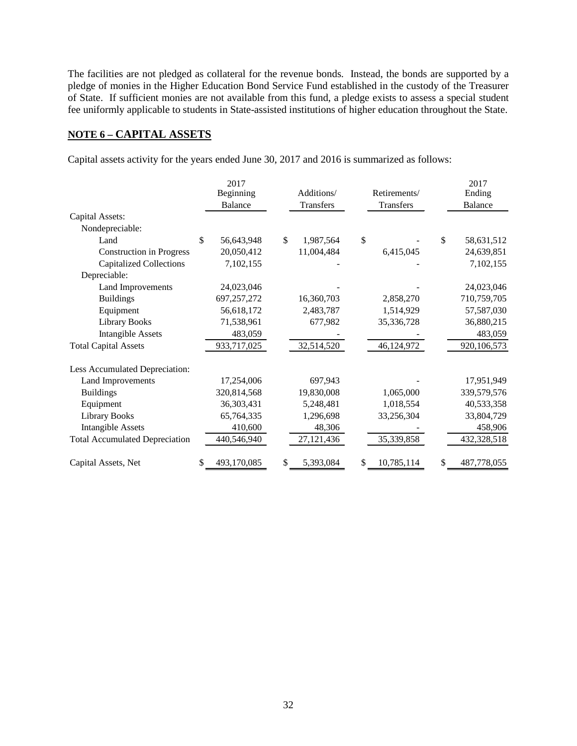The facilities are not pledged as collateral for the revenue bonds. Instead, the bonds are supported by a pledge of monies in the Higher Education Bond Service Fund established in the custody of the Treasurer of State. If sufficient monies are not available from this fund, a pledge exists to assess a special student fee uniformly applicable to students in State-assisted institutions of higher education throughout the State.

## NOTE 6 – CAPITAL ASSETS

Capital assets activity for the years ended June 30, 2017 and 2016 is summarized as follows:

| | 2017 Beginning Balance | Additions/ Transfers | Retirements/ Transfers | 2017 Ending Balance |
|---|---|---|---|---|
| Capital Assets: | | | | |
| Nondepreciable: | | | | |
| Land | $ 56,643,948 | $ 1,987,564 | $ - | $ 58,631,512 |
| Construction in Progress | 20,050,412 | 11,004,484 | 6,415,045 | 24,639,851 |
| Capitalized Collections | 7,102,155 | - | - | 7,102,155 |
| Depreciable: | | | | |
| Land Improvements | 24,023,046 | - | - | 24,023,046 |
| Buildings | 697,257,272 | 16,360,703 | 2,858,270 | 710,759,705 |
| Equipment | 56,618,172 | 2,483,787 | 1,514,929 | 57,587,030 |
| Library Books | 71,538,961 | 677,982 | 35,336,728 | 36,880,215 |
| Intangible Assets | 483,059 | - | - | 483,059 |
| Total Capital Assets | 933,717,025 | 32,514,520 | 46,124,972 | 920,106,573 |
| | | | | |
| Less Accumulated Depreciation: | | | | |
| Land Improvements | 17,254,006 | 697,943 | - | 17,951,949 |
| Buildings | 320,814,568 | 19,830,008 | 1,065,000 | 339,579,576 |
| Equipment | 36,303,431 | 5,248,481 | 1,018,554 | 40,533,358 |
| Library Books | 65,764,335 | 1,296,698 | 33,256,304 | 33,804,729 |
| Intangible Assets | 410,600 | 48,306 | - | 458,906 |
| Total Accumulated Depreciation | 440,546,940 | 27,121,436 | 35,339,858 | 432,328,518 |
| | | | | |
| Capital Assets, Net | $ 493,170,085 | $ 5,393,084 | $ 10,785,114 | $ 487,778,055 |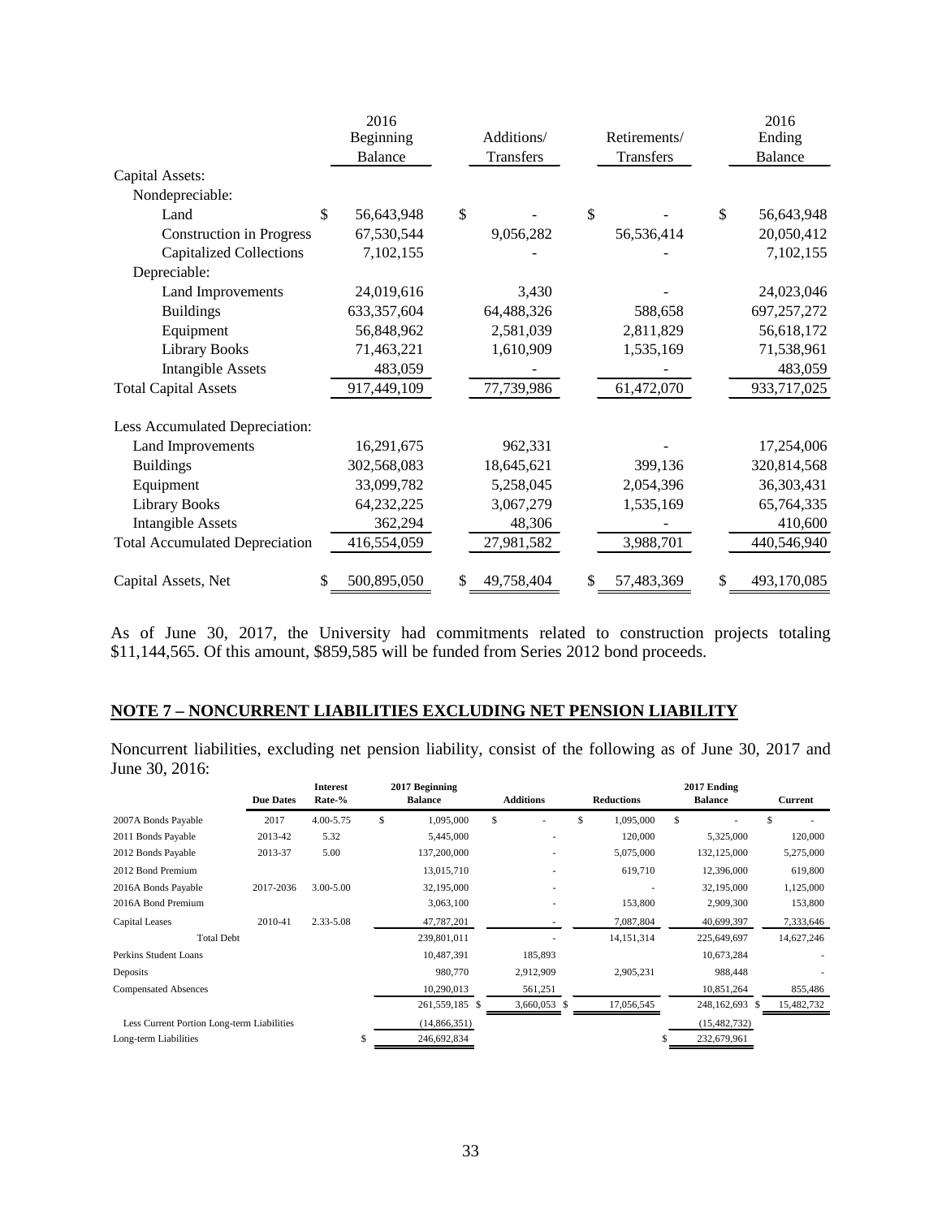| | 2016 Beginning Balance | Additions/ Transfers | Retirements/ Transfers | 2016 Ending Balance |
|---|---|---|---|---|
| Capital Assets: | | | | |
| Nondepreciable: | | | | |
| Land | $ 56,643,948 | $ - | $ - | $ 56,643,948 |
| Construction in Progress | 67,530,544 | 9,056,282 | 56,536,414 | 20,050,412 |
| Capitalized Collections | 7,102,155 | - | - | 7,102,155 |
| Depreciable: | | | | |
| Land Improvements | 24,019,616 | 3,430 | - | 24,023,046 |
| Buildings | 633,357,604 | 64,488,326 | 588,658 | 697,257,272 |
| Equipment | 56,848,962 | 2,581,039 | 2,811,829 | 56,618,172 |
| Library Books | 71,463,221 | 1,610,909 | 1,535,169 | 71,538,961 |
| Intangible Assets | 483,059 | - | - | 483,059 |
| Total Capital Assets | 917,449,109 | 77,739,986 | 61,472,070 | 933,717,025 |
| Less Accumulated Depreciation: | | | | |
| Land Improvements | 16,291,675 | 962,331 | - | 17,254,006 |
| Buildings | 302,568,083 | 18,645,621 | 399,136 | 320,814,568 |
| Equipment | 33,099,782 | 5,258,045 | 2,054,396 | 36,303,431 |
| Library Books | 64,232,225 | 3,067,279 | 1,535,169 | 65,764,335 |
| Intangible Assets | 362,294 | 48,306 | - | 410,600 |
| Total Accumulated Depreciation | 416,554,059 | 27,981,582 | 3,988,701 | 440,546,940 |
| Capital Assets, Net | $ 500,895,050 | $ 49,758,404 | $ 57,483,369 | $ 493,170,085 |

As of June 30, 2017, the University had commitments related to construction projects totaling $11,144,565. Of this amount, $859,585 will be funded from Series 2012 bond proceeds.

## NOTE 7 – NONCURRENT LIABILITIES EXCLUDING NET PENSION LIABILITY

Noncurrent liabilities, excluding net pension liability, consist of the following as of June 30, 2017 and June 30, 2016:

| | Due Dates | Interest Rate-% | 2017 Beginning Balance | Additions | Reductions | 2017 Ending Balance | Current |
|---|---|---|---|---|---|---|---|
| 2007A Bonds Payable | 2017 | 4.00-5.75 | $ 1,095,000 | $ - | $ 1,095,000 | $ - | $ - |
| 2011 Bonds Payable | 2013-42 | 5.32 | 5,445,000 | - | 120,000 | 5,325,000 | 120,000 |
| 2012 Bonds Payable | 2013-37 | 5.00 | 137,200,000 | - | 5,075,000 | 132,125,000 | 5,275,000 |
| 2012 Bond Premium | | | 13,015,710 | - | 619,710 | 12,396,000 | 619,800 |
| 2016A Bonds Payable | 2017-2036 | 3.00-5.00 | 32,195,000 | - | - | 32,195,000 | 1,125,000 |
| 2016A Bond Premium | | | 3,063,100 | - | 153,800 | 2,909,300 | 153,800 |
| Capital Leases | 2010-41 | 2.33-5.08 | 47,787,201 | - | 7,087,804 | 40,699,397 | 7,333,646 |
| Total Debt | | | 239,801,011 | - | 14,151,314 | 225,649,697 | 14,627,246 |
| Perkins Student Loans | | | 10,487,391 | 185,893 | | 10,673,284 | - |
| Deposits | | | 980,770 | 2,912,909 | 2,905,231 | 988,448 | - |
| Compensated Absences | | | 10,290,013 | 561,251 | | 10,851,264 | 855,486 |
| | | | 261,559,185 | $ 3,660,053 | $ 17,056,545 | 248,162,693 | $ 15,482,732 |
| Less Current Portion Long-term Liabilities | | | (14,866,351) | | | (15,482,732) | |
| Long-term Liabilities | | | $ 246,692,834 | | | $ 232,679,961 | |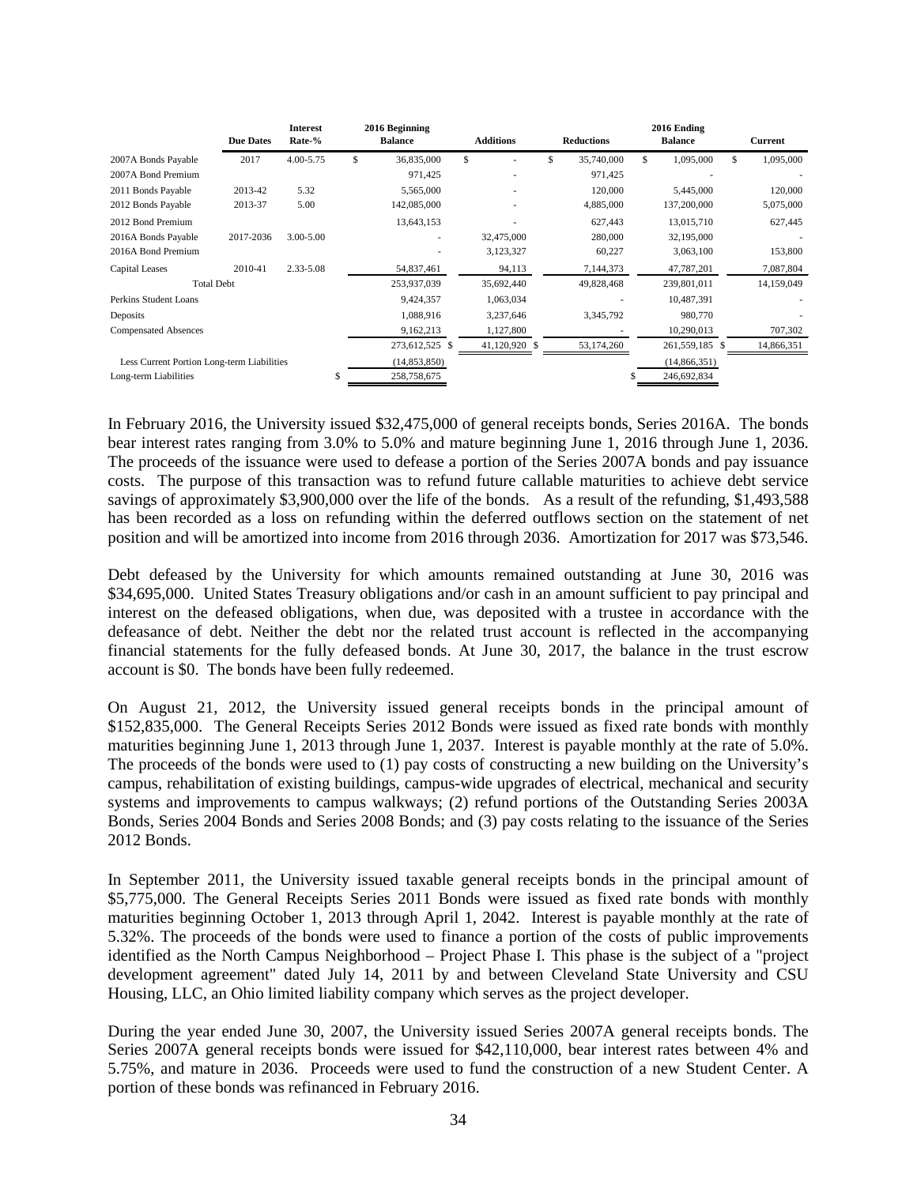| | Due Dates | Interest Rate-% | 2016 Beginning Balance | Additions | Reductions | 2016 Ending Balance | Current |
|---|---|---|---|---|---|---|---|
| 2007A Bonds Payable | 2017 | 4.00-5.75 | $ 36,835,000 | $ - | $ 35,740,000 | $ 1,095,000 | $ 1,095,000 |
| 2007A Bond Premium | | | 971,425 | - | 971,425 | - | - |
| 2011 Bonds Payable | 2013-42 | 5.32 | 5,565,000 | - | 120,000 | 5,445,000 | 120,000 |
| 2012 Bonds Payable | 2013-37 | 5.00 | 142,085,000 | - | 4,885,000 | 137,200,000 | 5,075,000 |
| 2012 Bond Premium | | | 13,643,153 | - | 627,443 | 13,015,710 | 627,445 |
| 2016A Bonds Payable | 2017-2036 | 3.00-5.00 | - | 32,475,000 | 280,000 | 32,195,000 | - |
| 2016A Bond Premium | | | - | 3,123,327 | 60,227 | 3,063,100 | 153,800 |
| Capital Leases | 2010-41 | 2.33-5.08 | 54,837,461 | 94,113 | 7,144,373 | 47,787,201 | 7,087,804 |
| Total Debt | | | 253,937,039 | 35,692,440 | 49,828,468 | 239,801,011 | 14,159,049 |
| Perkins Student Loans | | | 9,424,357 | 1,063,034 | - | 10,487,391 | - |
| Deposits | | | 1,088,916 | 3,237,646 | 3,345,792 | 980,770 | - |
| Compensated Absences | | | 9,162,213 | 1,127,800 | - | 10,290,013 | 707,302 |
| | | | 273,612,525 | $ 41,120,920 | $ 53,174,260 | 261,559,185 | $ 14,866,351 |
| Less Current Portion Long-term Liabilities | | | (14,853,850) | | | (14,866,351) | |
| Long-term Liabilities | | | $ 258,758,675 | | | $ 246,692,834 | |

In February 2016, the University issued $32,475,000 of general receipts bonds, Series 2016A. The bonds bear interest rates ranging from 3.0% to 5.0% and mature beginning June 1, 2016 through June 1, 2036. The proceeds of the issuance were used to defease a portion of the Series 2007A bonds and pay issuance costs. The purpose of this transaction was to refund future callable maturities to achieve debt service savings of approximately $3,900,000 over the life of the bonds. As a result of the refunding, $1,493,588 has been recorded as a loss on refunding within the deferred outflows section on the statement of net position and will be amortized into income from 2016 through 2036. Amortization for 2017 was $73,546.

Debt defeased by the University for which amounts remained outstanding at June 30, 2016 was $34,695,000. United States Treasury obligations and/or cash in an amount sufficient to pay principal and interest on the defeased obligations, when due, was deposited with a trustee in accordance with the defeasance of debt. Neither the debt nor the related trust account is reflected in the accompanying financial statements for the fully defeased bonds. At June 30, 2017, the balance in the trust escrow account is $0. The bonds have been fully redeemed.

On August 21, 2012, the University issued general receipts bonds in the principal amount of $152,835,000. The General Receipts Series 2012 Bonds were issued as fixed rate bonds with monthly maturities beginning June 1, 2013 through June 1, 2037. Interest is payable monthly at the rate of 5.0%. The proceeds of the bonds were used to (1) pay costs of constructing a new building on the University's campus, rehabilitation of existing buildings, campus-wide upgrades of electrical, mechanical and security systems and improvements to campus walkways; (2) refund portions of the Outstanding Series 2003A Bonds, Series 2004 Bonds and Series 2008 Bonds; and (3) pay costs relating to the issuance of the Series 2012 Bonds.

In September 2011, the University issued taxable general receipts bonds in the principal amount of $5,775,000. The General Receipts Series 2011 Bonds were issued as fixed rate bonds with monthly maturities beginning October 1, 2013 through April 1, 2042. Interest is payable monthly at the rate of 5.32%. The proceeds of the bonds were used to finance a portion of the costs of public improvements identified as the North Campus Neighborhood – Project Phase I. This phase is the subject of a "project development agreement" dated July 14, 2011 by and between Cleveland State University and CSU Housing, LLC, an Ohio limited liability company which serves as the project developer.

During the year ended June 30, 2007, the University issued Series 2007A general receipts bonds. The Series 2007A general receipts bonds were issued for $42,110,000, bear interest rates between 4% and 5.75%, and mature in 2036. Proceeds were used to fund the construction of a new Student Center. A portion of these bonds was refinanced in February 2016.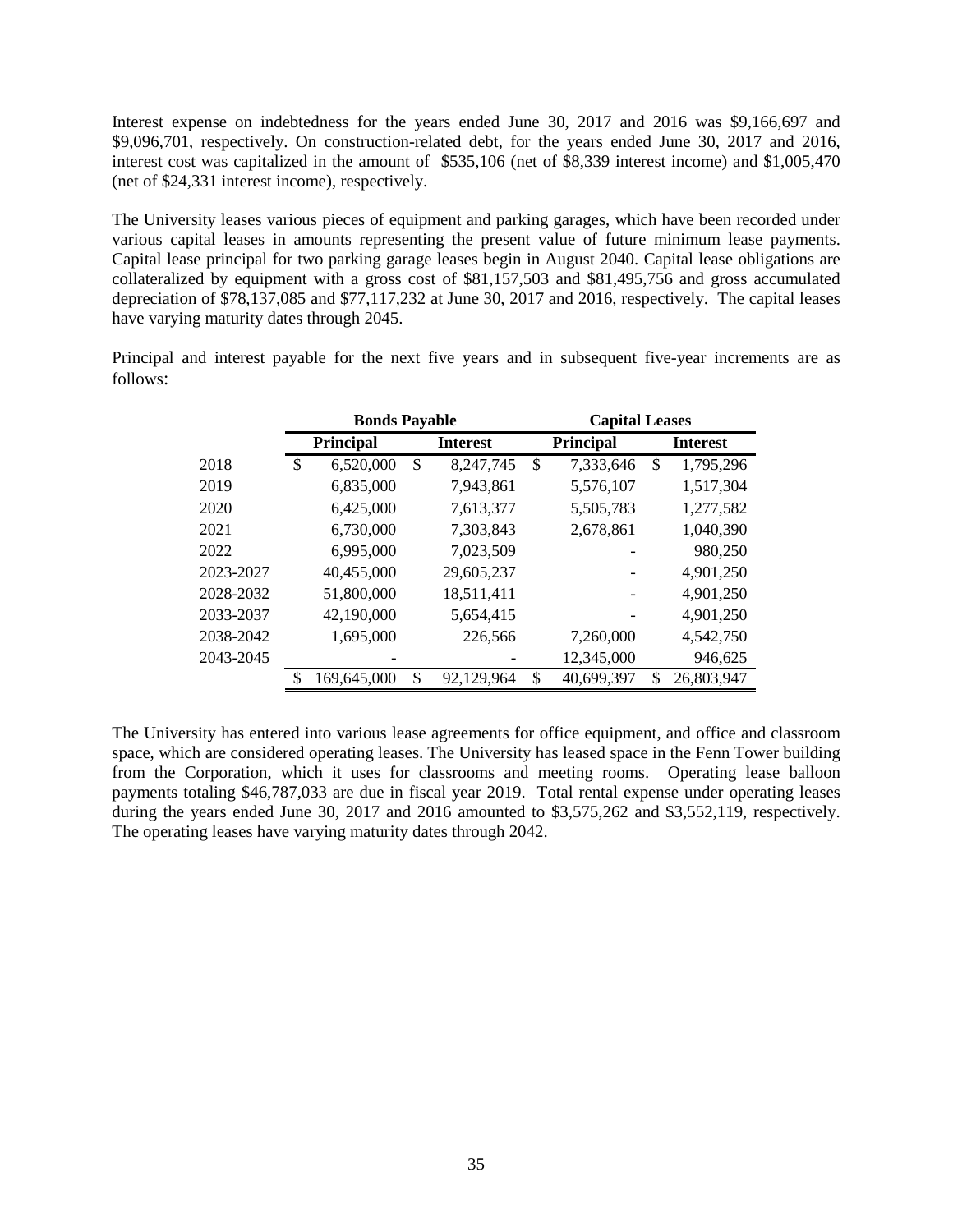Interest expense on indebtedness for the years ended June 30, 2017 and 2016 was $9,166,697 and $9,096,701, respectively. On construction-related debt, for the years ended June 30, 2017 and 2016, interest cost was capitalized in the amount of $535,106 (net of $8,339 interest income) and $1,005,470 (net of $24,331 interest income), respectively.

The University leases various pieces of equipment and parking garages, which have been recorded under various capital leases in amounts representing the present value of future minimum lease payments. Capital lease principal for two parking garage leases begin in August 2040. Capital lease obligations are collateralized by equipment with a gross cost of $81,157,503 and $81,495,756 and gross accumulated depreciation of $78,137,085 and $77,117,232 at June 30, 2017 and 2016, respectively. The capital leases have varying maturity dates through 2045.

Principal and interest payable for the next five years and in subsequent five-year increments are as follows:

| | **Bonds Payable** | | **Capital Leases** | |
|---|---|---|---|---|
| | **Principal** | **Interest** | **Principal** | **Interest** |
| 2018 | $ 6,520,000 | $ 8,247,745 | $ 7,333,646 | $ 1,795,296 |
| 2019 | 6,835,000 | 7,943,861 | 5,576,107 | 1,517,304 |
| 2020 | 6,425,000 | 7,613,377 | 5,505,783 | 1,277,582 |
| 2021 | 6,730,000 | 7,303,843 | 2,678,861 | 1,040,390 |
| 2022 | 6,995,000 | 7,023,509 | - | 980,250 |
| 2023-2027 | 40,455,000 | 29,605,237 | - | 4,901,250 |
| 2028-2032 | 51,800,000 | 18,511,411 | - | 4,901,250 |
| 2033-2037 | 42,190,000 | 5,654,415 | - | 4,901,250 |
| 2038-2042 | 1,695,000 | 226,566 | 7,260,000 | 4,542,750 |
| 2043-2045 | - | - | 12,345,000 | 946,625 |
| | $ 169,645,000 | $ 92,129,964 | $ 40,699,397 | $ 26,803,947 |

The University has entered into various lease agreements for office equipment, and office and classroom space, which are considered operating leases. The University has leased space in the Fenn Tower building from the Corporation, which it uses for classrooms and meeting rooms. Operating lease balloon payments totaling $46,787,033 are due in fiscal year 2019. Total rental expense under operating leases during the years ended June 30, 2017 and 2016 amounted to $3,575,262 and $3,552,119, respectively. The operating leases have varying maturity dates through 2042.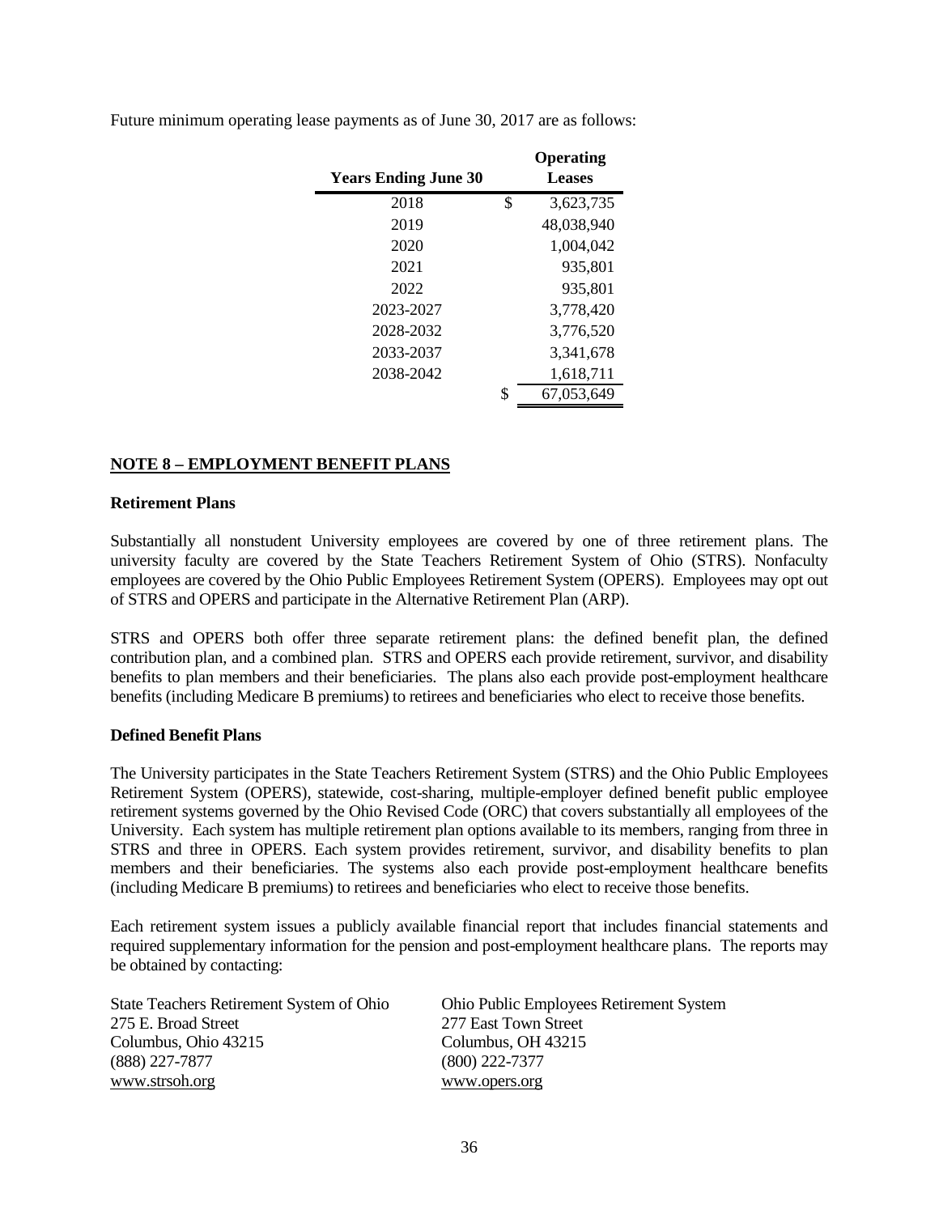Future minimum operating lease payments as of June 30, 2017 are as follows:

| Years Ending June 30 | Operating Leases |
|---|---|
| 2018 | $ 3,623,735 |
| 2019 | 48,038,940 |
| 2020 | 1,004,042 |
| 2021 | 935,801 |
| 2022 | 935,801 |
| 2023-2027 | 3,778,420 |
| 2028-2032 | 3,776,520 |
| 2033-2037 | 3,341,678 |
| 2038-2042 | 1,618,711 |
| | $ 67,053,649 |

## NOTE 8 – EMPLOYMENT BENEFIT PLANS

### Retirement Plans

Substantially all nonstudent University employees are covered by one of three retirement plans. The university faculty are covered by the State Teachers Retirement System of Ohio (STRS). Nonfaculty employees are covered by the Ohio Public Employees Retirement System (OPERS). Employees may opt out of STRS and OPERS and participate in the Alternative Retirement Plan (ARP).

STRS and OPERS both offer three separate retirement plans: the defined benefit plan, the defined contribution plan, and a combined plan. STRS and OPERS each provide retirement, survivor, and disability benefits to plan members and their beneficiaries. The plans also each provide post-employment healthcare benefits (including Medicare B premiums) to retirees and beneficiaries who elect to receive those benefits.

### Defined Benefit Plans

The University participates in the State Teachers Retirement System (STRS) and the Ohio Public Employees Retirement System (OPERS), statewide, cost-sharing, multiple-employer defined benefit public employee retirement systems governed by the Ohio Revised Code (ORC) that covers substantially all employees of the University. Each system has multiple retirement plan options available to its members, ranging from three in STRS and three in OPERS. Each system provides retirement, survivor, and disability benefits to plan members and their beneficiaries. The systems also each provide post-employment healthcare benefits (including Medicare B premiums) to retirees and beneficiaries who elect to receive those benefits.

Each retirement system issues a publicly available financial report that includes financial statements and required supplementary information for the pension and post-employment healthcare plans. The reports may be obtained by contacting:

State Teachers Retirement System of Ohio
275 E. Broad Street
Columbus, Ohio 43215
(888) 227-7877
www.strsoh.org

Ohio Public Employees Retirement System
277 East Town Street
Columbus, OH 43215
(800) 222-7377
www.opers.org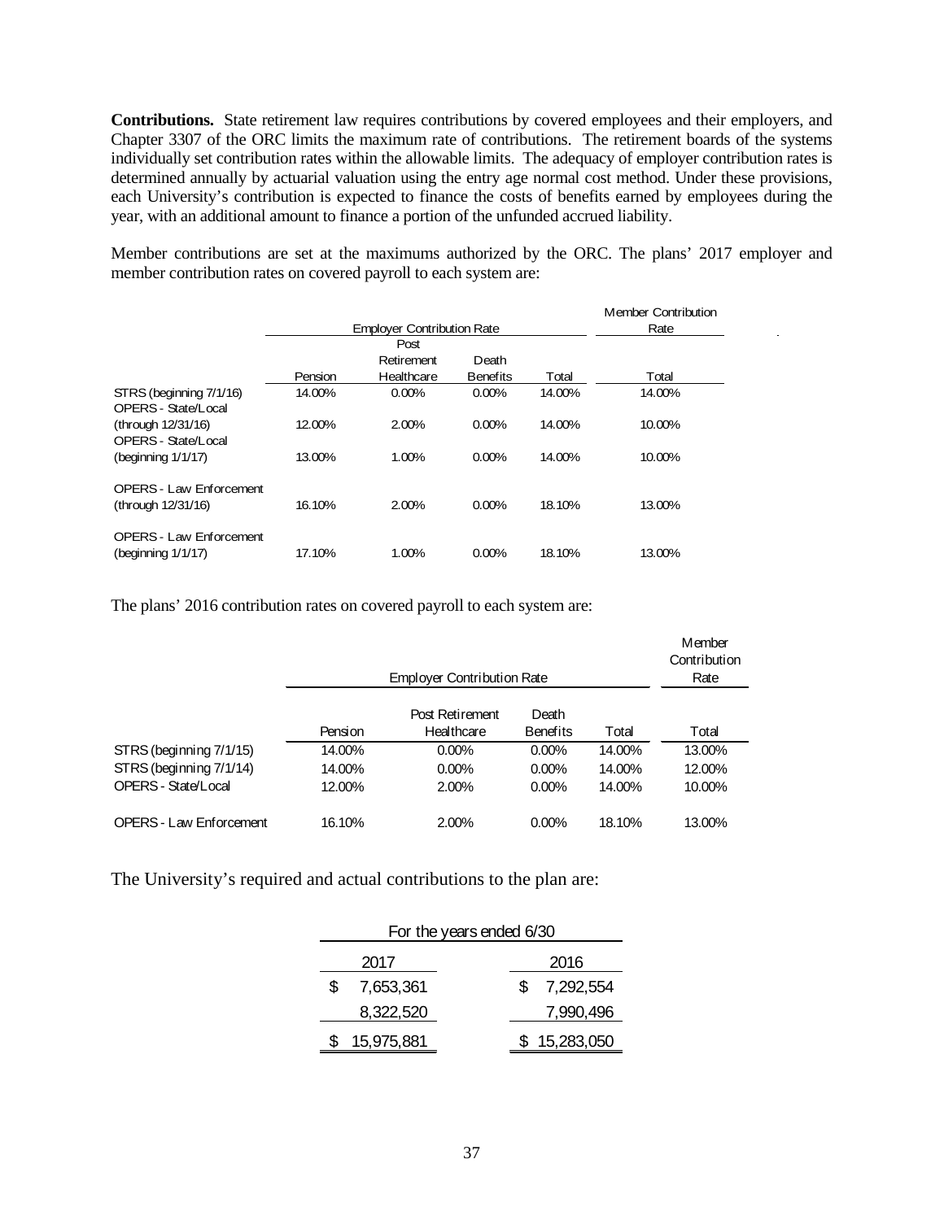**Contributions.** State retirement law requires contributions by covered employees and their employers, and Chapter 3307 of the ORC limits the maximum rate of contributions. The retirement boards of the systems individually set contribution rates within the allowable limits. The adequacy of employer contribution rates is determined annually by actuarial valuation using the entry age normal cost method. Under these provisions, each University's contribution is expected to finance the costs of benefits earned by employees during the year, with an additional amount to finance a portion of the unfunded accrued liability.

Member contributions are set at the maximums authorized by the ORC. The plans' 2017 employer and member contribution rates on covered payroll to each system are:

| | Employer Contribution Rate | | | | Member Contribution Rate |
|---|---|---|---|---|---|
| | Pension | Post Retirement Healthcare | Death Benefits | Total | Total |
| STRS (beginning 7/1/16) | 14.00% | 0.00% | 0.00% | 14.00% | 14.00% |
| OPERS - State/Local (through 12/31/16) | 12.00% | 2.00% | 0.00% | 14.00% | 10.00% |
| OPERS - State/Local (beginning 1/1/17) | 13.00% | 1.00% | 0.00% | 14.00% | 10.00% |
| OPERS - Law Enforcement (through 12/31/16) | 16.10% | 2.00% | 0.00% | 18.10% | 13.00% |
| OPERS - Law Enforcement (beginning 1/1/17) | 17.10% | 1.00% | 0.00% | 18.10% | 13.00% |

The plans' 2016 contribution rates on covered payroll to each system are:

| | Employer Contribution Rate | | | | Member Contribution Rate |
|---|---|---|---|---|---|
| | Pension | Post Retirement Healthcare | Death Benefits | Total | Total |
| STRS (beginning 7/1/15) | 14.00% | 0.00% | 0.00% | 14.00% | 13.00% |
| STRS (beginning 7/1/14) | 14.00% | 0.00% | 0.00% | 14.00% | 12.00% |
| OPERS - State/Local | 12.00% | 2.00% | 0.00% | 14.00% | 10.00% |
| OPERS - Law Enforcement | 16.10% | 2.00% | 0.00% | 18.10% | 13.00% |

The University's required and actual contributions to the plan are:

| For the years ended 6/30 | |
|---|---|
| 2017 | 2016 |
| $ 7,653,361 | $ 7,292,554 |
| 8,322,520 | 7,990,496 |
| $ 15,975,881 | $ 15,283,050 |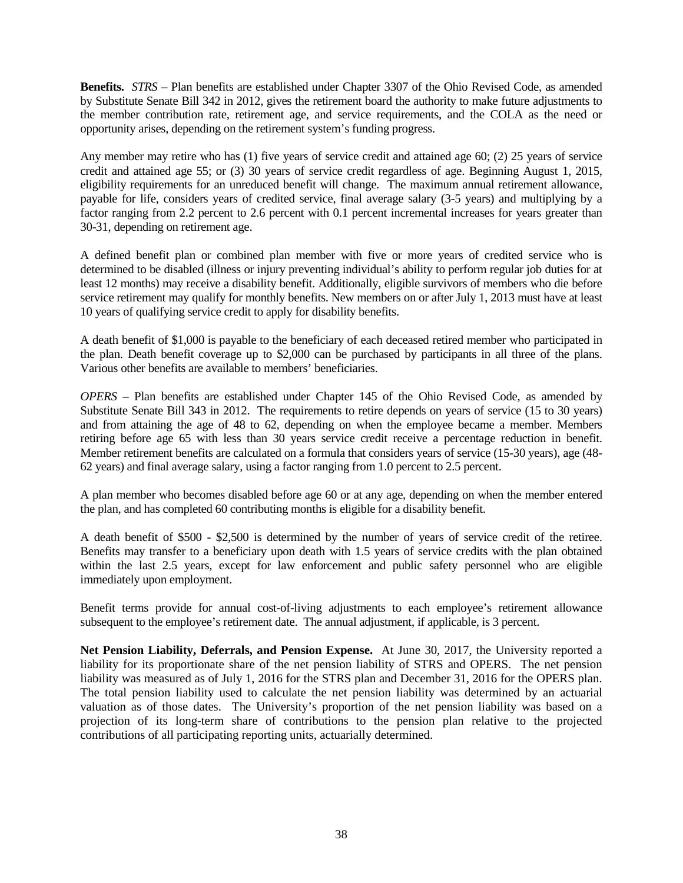**Benefits.** *STRS* – Plan benefits are established under Chapter 3307 of the Ohio Revised Code, as amended by Substitute Senate Bill 342 in 2012, gives the retirement board the authority to make future adjustments to the member contribution rate, retirement age, and service requirements, and the COLA as the need or opportunity arises, depending on the retirement system's funding progress.

Any member may retire who has (1) five years of service credit and attained age 60; (2) 25 years of service credit and attained age 55; or (3) 30 years of service credit regardless of age. Beginning August 1, 2015, eligibility requirements for an unreduced benefit will change. The maximum annual retirement allowance, payable for life, considers years of credited service, final average salary (3-5 years) and multiplying by a factor ranging from 2.2 percent to 2.6 percent with 0.1 percent incremental increases for years greater than 30-31, depending on retirement age.

A defined benefit plan or combined plan member with five or more years of credited service who is determined to be disabled (illness or injury preventing individual's ability to perform regular job duties for at least 12 months) may receive a disability benefit. Additionally, eligible survivors of members who die before service retirement may qualify for monthly benefits. New members on or after July 1, 2013 must have at least 10 years of qualifying service credit to apply for disability benefits.

A death benefit of $1,000 is payable to the beneficiary of each deceased retired member who participated in the plan. Death benefit coverage up to $2,000 can be purchased by participants in all three of the plans. Various other benefits are available to members' beneficiaries.

*OPERS* – Plan benefits are established under Chapter 145 of the Ohio Revised Code, as amended by Substitute Senate Bill 343 in 2012. The requirements to retire depends on years of service (15 to 30 years) and from attaining the age of 48 to 62, depending on when the employee became a member. Members retiring before age 65 with less than 30 years service credit receive a percentage reduction in benefit. Member retirement benefits are calculated on a formula that considers years of service (15-30 years), age (48-62 years) and final average salary, using a factor ranging from 1.0 percent to 2.5 percent.

A plan member who becomes disabled before age 60 or at any age, depending on when the member entered the plan, and has completed 60 contributing months is eligible for a disability benefit.

A death benefit of $500 - $2,500 is determined by the number of years of service credit of the retiree. Benefits may transfer to a beneficiary upon death with 1.5 years of service credits with the plan obtained within the last 2.5 years, except for law enforcement and public safety personnel who are eligible immediately upon employment.

Benefit terms provide for annual cost-of-living adjustments to each employee's retirement allowance subsequent to the employee's retirement date. The annual adjustment, if applicable, is 3 percent.

**Net Pension Liability, Deferrals, and Pension Expense.** At June 30, 2017, the University reported a liability for its proportionate share of the net pension liability of STRS and OPERS. The net pension liability was measured as of July 1, 2016 for the STRS plan and December 31, 2016 for the OPERS plan. The total pension liability used to calculate the net pension liability was determined by an actuarial valuation as of those dates. The University's proportion of the net pension liability was based on a projection of its long-term share of contributions to the pension plan relative to the projected contributions of all participating reporting units, actuarially determined.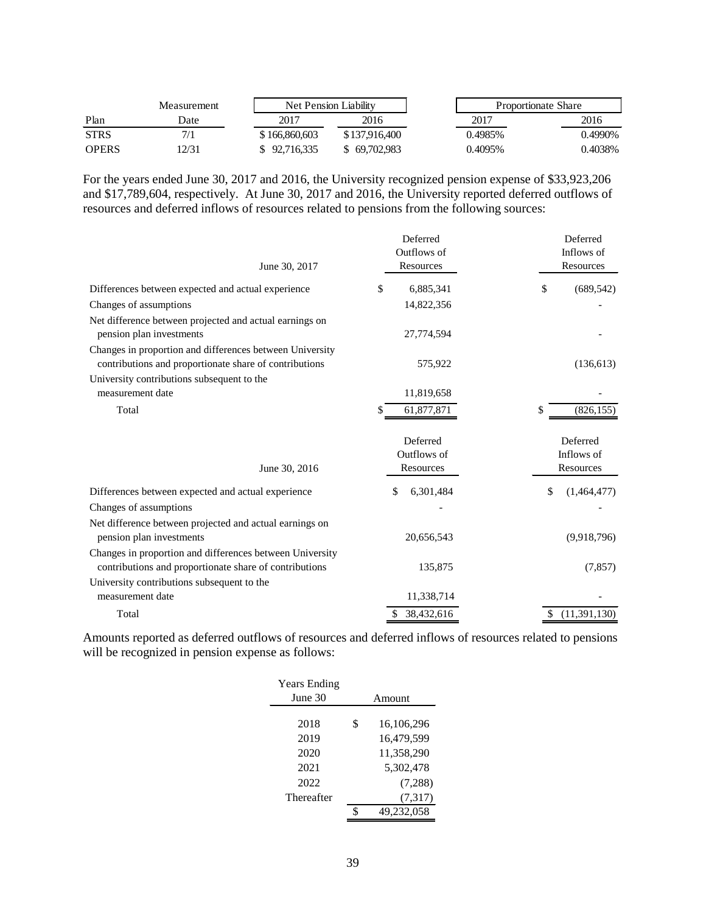| Plan | Measurement Date | Net Pension Liability 2017 | Net Pension Liability 2016 | Proportionate Share 2017 | Proportionate Share 2016 |
|---|---|---|---|---|---|
| STRS | 7/1 | $ 166,860,603 | $ 137,916,400 | 0.4985% | 0.4990% |
| OPERS | 12/31 | $ 92,716,335 | $ 69,702,983 | 0.4095% | 0.4038% |

For the years ended June 30, 2017 and 2016, the University recognized pension expense of $33,923,206 and $17,789,604, respectively. At June 30, 2017 and 2016, the University reported deferred outflows of resources and deferred inflows of resources related to pensions from the following sources:

| June 30, 2017 | Deferred Outflows of Resources | Deferred Inflows of Resources |
|---|---|---|
| Differences between expected and actual experience | $ 6,885,341 | $ (689,542) |
| Changes of assumptions | 14,822,356 | - |
| Net difference between projected and actual earnings on pension plan investments | 27,774,594 | - |
| Changes in proportion and differences between University contributions and proportionate share of contributions | 575,922 | (136,613) |
| University contributions subsequent to the measurement date | 11,819,658 | - |
| Total | $ 61,877,871 | $ (826,155) |

| June 30, 2016 | Deferred Outflows of Resources | Deferred Inflows of Resources |
|---|---|---|
| Differences between expected and actual experience | $ 6,301,484 | $ (1,464,477) |
| Changes of assumptions | - | - |
| Net difference between projected and actual earnings on pension plan investments | 20,656,543 | (9,918,796) |
| Changes in proportion and differences between University contributions and proportionate share of contributions | 135,875 | (7,857) |
| University contributions subsequent to the measurement date | 11,338,714 | - |
| Total | $ 38,432,616 | $ (11,391,130) |

Amounts reported as deferred outflows of resources and deferred inflows of resources related to pensions will be recognized in pension expense as follows:

| Years Ending June 30 | Amount |
|---|---|
| 2018 | $ 16,106,296 |
| 2019 | 16,479,599 |
| 2020 | 11,358,290 |
| 2021 | 5,302,478 |
| 2022 | (7,288) |
| Thereafter | (7,317) |
| | $ 49,232,058 |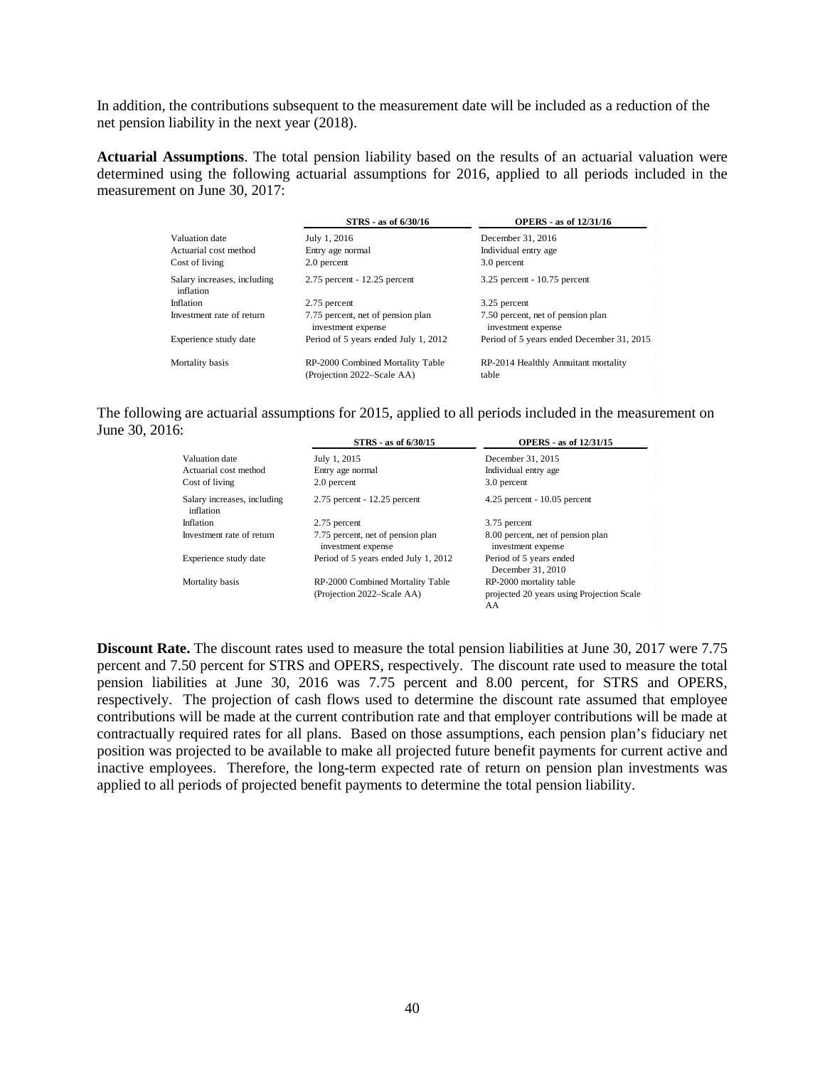In addition, the contributions subsequent to the measurement date will be included as a reduction of the net pension liability in the next year (2018).

**Actuarial Assumptions**. The total pension liability based on the results of an actuarial valuation were determined using the following actuarial assumptions for 2016, applied to all periods included in the measurement on June 30, 2017:

| | STRS - as of 6/30/16 | OPERS - as of 12/31/16 |
|---|---|---|
| Valuation date | July 1, 2016 | December 31, 2016 |
| Actuarial cost method | Entry age normal | Individual entry age |
| Cost of living | 2.0 percent | 3.0 percent |
| Salary increases, including inflation | 2.75 percent - 12.25 percent | 3.25 percent - 10.75 percent |
| Inflation | 2.75 percent | 3.25 percent |
| Investment rate of return | 7.75 percent, net of pension plan investment expense | 7.50 percent, net of pension plan investment expense |
| Experience study date | Period of 5 years ended July 1, 2012 | Period of 5 years ended December 31, 2015 |
| Mortality basis | RP-2000 Combined Mortality Table (Projection 2022–Scale AA) | RP-2014 Healthly Annuitant mortality table |

The following are actuarial assumptions for 2015, applied to all periods included in the measurement on June 30, 2016:

| | STRS - as of 6/30/15 | OPERS - as of 12/31/15 |
|---|---|---|
| Valuation date | July 1, 2015 | December 31, 2015 |
| Actuarial cost method | Entry age normal | Individual entry age |
| Cost of living | 2.0 percent | 3.0 percent |
| Salary increases, including inflation | 2.75 percent - 12.25 percent | 4.25 percent - 10.05 percent |
| Inflation | 2.75 percent | 3.75 percent |
| Investment rate of return | 7.75 percent, net of pension plan investment expense | 8.00 percent, net of pension plan investment expense |
| Experience study date | Period of 5 years ended July 1, 2012 | Period of 5 years ended December 31, 2010 |
| Mortality basis | RP-2000 Combined Mortality Table (Projection 2022–Scale AA) | RP-2000 mortality table projected 20 years using Projection Scale AA |

**Discount Rate.** The discount rates used to measure the total pension liabilities at June 30, 2017 were 7.75 percent and 7.50 percent for STRS and OPERS, respectively. The discount rate used to measure the total pension liabilities at June 30, 2016 was 7.75 percent and 8.00 percent, for STRS and OPERS, respectively. The projection of cash flows used to determine the discount rate assumed that employee contributions will be made at the current contribution rate and that employer contributions will be made at contractually required rates for all plans. Based on those assumptions, each pension plan's fiduciary net position was projected to be available to make all projected future benefit payments for current active and inactive employees. Therefore, the long-term expected rate of return on pension plan investments was applied to all periods of projected benefit payments to determine the total pension liability.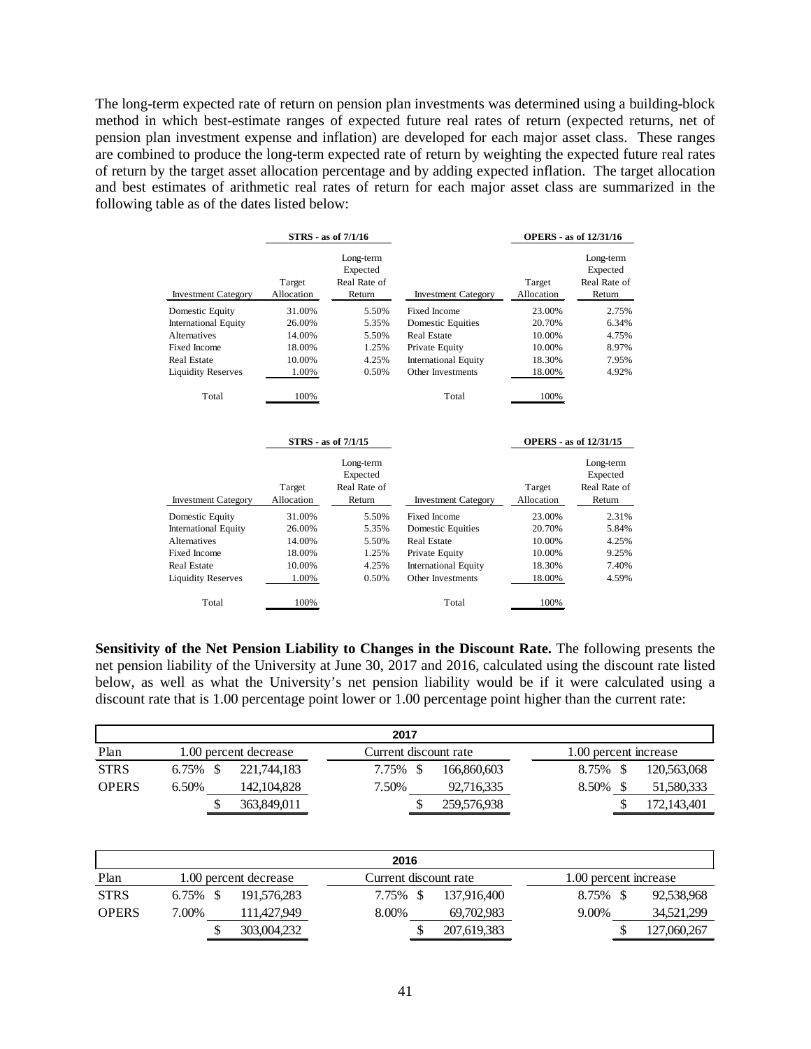The long-term expected rate of return on pension plan investments was determined using a building-block method in which best-estimate ranges of expected future real rates of return (expected returns, net of pension plan investment expense and inflation) are developed for each major asset class. These ranges are combined to produce the long-term expected rate of return by weighting the expected future real rates of return by the target asset allocation percentage and by adding expected inflation. The target allocation and best estimates of arithmetic real rates of return for each major asset class are summarized in the following table as of the dates listed below:

| | STRS - as of 7/1/16 | | | OPERS - as of 12/31/16 | |
|---|---|---|---|---|---|
| Investment Category | Target Allocation | Long-term Expected Real Rate of Return | Investment Category | Target Allocation | Long-term Expected Real Rate of Return |
| Domestic Equity | 31.00% | 5.50% | Fixed Income | 23.00% | 2.75% |
| International Equity | 26.00% | 5.35% | Domestic Equities | 20.70% | 6.34% |
| Alternatives | 14.00% | 5.50% | Real Estate | 10.00% | 4.75% |
| Fixed Income | 18.00% | 1.25% | Private Equity | 10.00% | 8.97% |
| Real Estate | 10.00% | 4.25% | International Equity | 18.30% | 7.95% |
| Liquidity Reserves | 1.00% | 0.50% | Other Investments | 18.00% | 4.92% |
| Total | 100% | | Total | 100% | |

| | STRS - as of 7/1/15 | | | OPERS - as of 12/31/15 | |
|---|---|---|---|---|---|
| Investment Category | Target Allocation | Long-term Expected Real Rate of Return | Investment Category | Target Allocation | Long-term Expected Real Rate of Return |
| Domestic Equity | 31.00% | 5.50% | Fixed Income | 23.00% | 2.31% |
| International Equity | 26.00% | 5.35% | Domestic Equities | 20.70% | 5.84% |
| Alternatives | 14.00% | 5.50% | Real Estate | 10.00% | 4.25% |
| Fixed Income | 18.00% | 1.25% | Private Equity | 10.00% | 9.25% |
| Real Estate | 10.00% | 4.25% | International Equity | 18.30% | 7.40% |
| Liquidity Reserves | 1.00% | 0.50% | Other Investments | 18.00% | 4.59% |
| Total | 100% | | Total | 100% | |

**Sensitivity of the Net Pension Liability to Changes in the Discount Rate.** The following presents the net pension liability of the University at June 30, 2017 and 2016, calculated using the discount rate listed below, as well as what the University's net pension liability would be if it were calculated using a discount rate that is 1.00 percentage point lower or 1.00 percentage point higher than the current rate:

| 2017 | | | | | | |
|---|---|---|---|---|---|---|
| Plan | 1.00 percent decrease | | Current discount rate | | 1.00 percent increase | |
| STRS | 6.75% | $ 221,744,183 | 7.75% | $ 166,860,603 | 8.75% | $ 120,563,068 |
| OPERS | 6.50% | 142,104,828 | 7.50% | 92,716,335 | 8.50% | 51,580,333 |
| | | $ 363,849,011 | | $ 259,576,938 | | $ 172,143,401 |

| 2016 | | | | | | |
|---|---|---|---|---|---|---|
| Plan | 1.00 percent decrease | | Current discount rate | | 1.00 percent increase | |
| STRS | 6.75% | $ 191,576,283 | 7.75% | $ 137,916,400 | 8.75% | $ 92,538,968 |
| OPERS | 7.00% | 111,427,949 | 8.00% | 69,702,983 | 9.00% | 34,521,299 |
| | | $ 303,004,232 | | $ 207,619,383 | | $ 127,060,267 |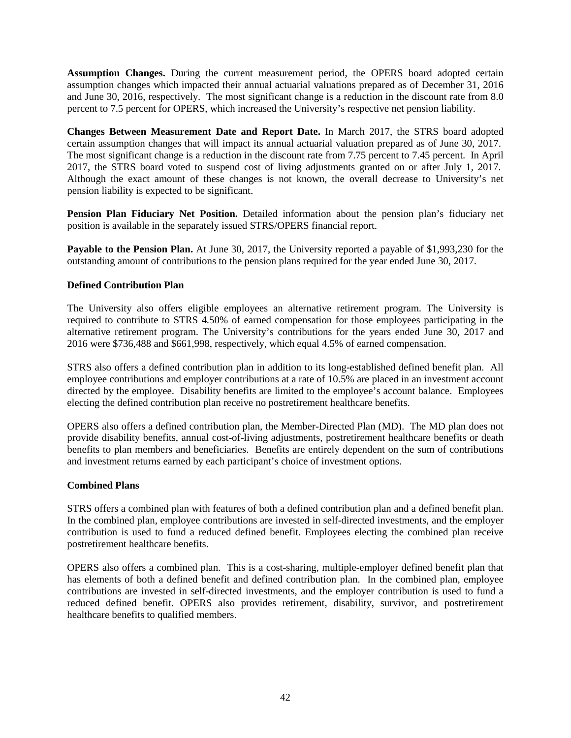**Assumption Changes.** During the current measurement period, the OPERS board adopted certain assumption changes which impacted their annual actuarial valuations prepared as of December 31, 2016 and June 30, 2016, respectively. The most significant change is a reduction in the discount rate from 8.0 percent to 7.5 percent for OPERS, which increased the University's respective net pension liability.

**Changes Between Measurement Date and Report Date.** In March 2017, the STRS board adopted certain assumption changes that will impact its annual actuarial valuation prepared as of June 30, 2017. The most significant change is a reduction in the discount rate from 7.75 percent to 7.45 percent. In April 2017, the STRS board voted to suspend cost of living adjustments granted on or after July 1, 2017. Although the exact amount of these changes is not known, the overall decrease to University's net pension liability is expected to be significant.

**Pension Plan Fiduciary Net Position.** Detailed information about the pension plan's fiduciary net position is available in the separately issued STRS/OPERS financial report.

**Payable to the Pension Plan.** At June 30, 2017, the University reported a payable of $1,993,230 for the outstanding amount of contributions to the pension plans required for the year ended June 30, 2017.

**Defined Contribution Plan**

The University also offers eligible employees an alternative retirement program. The University is required to contribute to STRS 4.50% of earned compensation for those employees participating in the alternative retirement program. The University's contributions for the years ended June 30, 2017 and 2016 were $736,488 and $661,998, respectively, which equal 4.5% of earned compensation.

STRS also offers a defined contribution plan in addition to its long-established defined benefit plan. All employee contributions and employer contributions at a rate of 10.5% are placed in an investment account directed by the employee. Disability benefits are limited to the employee's account balance. Employees electing the defined contribution plan receive no postretirement healthcare benefits.

OPERS also offers a defined contribution plan, the Member-Directed Plan (MD). The MD plan does not provide disability benefits, annual cost-of-living adjustments, postretirement healthcare benefits or death benefits to plan members and beneficiaries. Benefits are entirely dependent on the sum of contributions and investment returns earned by each participant's choice of investment options.

**Combined Plans**

STRS offers a combined plan with features of both a defined contribution plan and a defined benefit plan. In the combined plan, employee contributions are invested in self-directed investments, and the employer contribution is used to fund a reduced defined benefit. Employees electing the combined plan receive postretirement healthcare benefits.

OPERS also offers a combined plan. This is a cost-sharing, multiple-employer defined benefit plan that has elements of both a defined benefit and defined contribution plan. In the combined plan, employee contributions are invested in self-directed investments, and the employer contribution is used to fund a reduced defined benefit. OPERS also provides retirement, disability, survivor, and postretirement healthcare benefits to qualified members.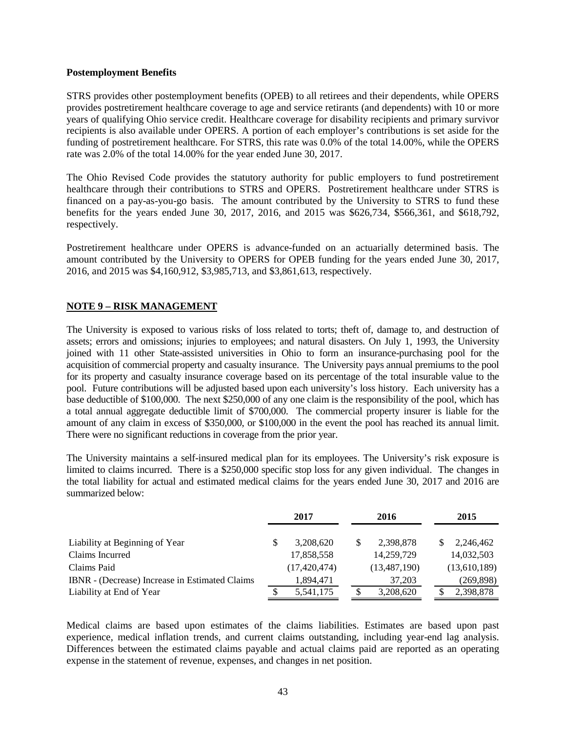**Postemployment Benefits**

STRS provides other postemployment benefits (OPEB) to all retirees and their dependents, while OPERS provides postretirement healthcare coverage to age and service retirants (and dependents) with 10 or more years of qualifying Ohio service credit. Healthcare coverage for disability recipients and primary survivor recipients is also available under OPERS. A portion of each employer's contributions is set aside for the funding of postretirement healthcare. For STRS, this rate was 0.0% of the total 14.00%, while the OPERS rate was 2.0% of the total 14.00% for the year ended June 30, 2017.

The Ohio Revised Code provides the statutory authority for public employers to fund postretirement healthcare through their contributions to STRS and OPERS. Postretirement healthcare under STRS is financed on a pay-as-you-go basis. The amount contributed by the University to STRS to fund these benefits for the years ended June 30, 2017, 2016, and 2015 was $626,734, $566,361, and $618,792, respectively.

Postretirement healthcare under OPERS is advance-funded on an actuarially determined basis. The amount contributed by the University to OPERS for OPEB funding for the years ended June 30, 2017, 2016, and 2015 was $4,160,912, $3,985,713, and $3,861,613, respectively.

## NOTE 9 – RISK MANAGEMENT

The University is exposed to various risks of loss related to torts; theft of, damage to, and destruction of assets; errors and omissions; injuries to employees; and natural disasters. On July 1, 1993, the University joined with 11 other State-assisted universities in Ohio to form an insurance-purchasing pool for the acquisition of commercial property and casualty insurance. The University pays annual premiums to the pool for its property and casualty insurance coverage based on its percentage of the total insurable value to the pool. Future contributions will be adjusted based upon each university's loss history. Each university has a base deductible of $100,000. The next $250,000 of any one claim is the responsibility of the pool, which has a total annual aggregate deductible limit of $700,000. The commercial property insurer is liable for the amount of any claim in excess of $350,000, or $100,000 in the event the pool has reached its annual limit. There were no significant reductions in coverage from the prior year.

The University maintains a self-insured medical plan for its employees. The University's risk exposure is limited to claims incurred. There is a $250,000 specific stop loss for any given individual. The changes in the total liability for actual and estimated medical claims for the years ended June 30, 2017 and 2016 are summarized below:

| | 2017 | 2016 | 2015 |
|---|---|---|---|
| Liability at Beginning of Year | $ 3,208,620 | $ 2,398,878 | $ 2,246,462 |
| Claims Incurred | 17,858,558 | 14,259,729 | 14,032,503 |
| Claims Paid | (17,420,474) | (13,487,190) | (13,610,189) |
| IBNR - (Decrease) Increase in Estimated Claims | 1,894,471 | 37,203 | (269,898) |
| Liability at End of Year | $ 5,541,175 | $ 3,208,620 | $ 2,398,878 |

Medical claims are based upon estimates of the claims liabilities. Estimates are based upon past experience, medical inflation trends, and current claims outstanding, including year-end lag analysis. Differences between the estimated claims payable and actual claims paid are reported as an operating expense in the statement of revenue, expenses, and changes in net position.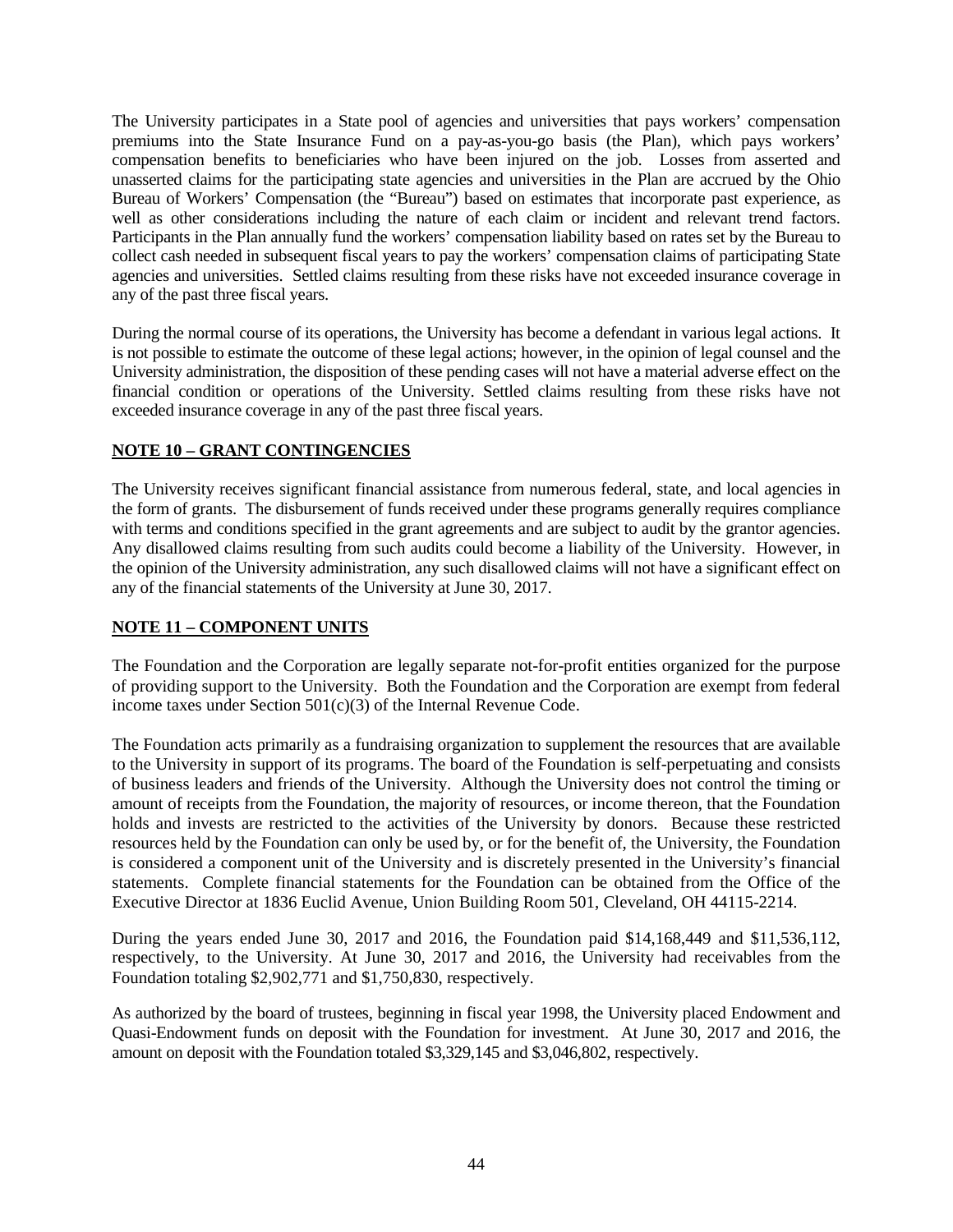The University participates in a State pool of agencies and universities that pays workers' compensation premiums into the State Insurance Fund on a pay-as-you-go basis (the Plan), which pays workers' compensation benefits to beneficiaries who have been injured on the job. Losses from asserted and unasserted claims for the participating state agencies and universities in the Plan are accrued by the Ohio Bureau of Workers' Compensation (the "Bureau") based on estimates that incorporate past experience, as well as other considerations including the nature of each claim or incident and relevant trend factors. Participants in the Plan annually fund the workers' compensation liability based on rates set by the Bureau to collect cash needed in subsequent fiscal years to pay the workers' compensation claims of participating State agencies and universities. Settled claims resulting from these risks have not exceeded insurance coverage in any of the past three fiscal years.

During the normal course of its operations, the University has become a defendant in various legal actions. It is not possible to estimate the outcome of these legal actions; however, in the opinion of legal counsel and the University administration, the disposition of these pending cases will not have a material adverse effect on the financial condition or operations of the University. Settled claims resulting from these risks have not exceeded insurance coverage in any of the past three fiscal years.

## NOTE 10 – GRANT CONTINGENCIES

The University receives significant financial assistance from numerous federal, state, and local agencies in the form of grants. The disbursement of funds received under these programs generally requires compliance with terms and conditions specified in the grant agreements and are subject to audit by the grantor agencies. Any disallowed claims resulting from such audits could become a liability of the University. However, in the opinion of the University administration, any such disallowed claims will not have a significant effect on any of the financial statements of the University at June 30, 2017.

## NOTE 11 – COMPONENT UNITS

The Foundation and the Corporation are legally separate not-for-profit entities organized for the purpose of providing support to the University. Both the Foundation and the Corporation are exempt from federal income taxes under Section 501(c)(3) of the Internal Revenue Code.

The Foundation acts primarily as a fundraising organization to supplement the resources that are available to the University in support of its programs. The board of the Foundation is self-perpetuating and consists of business leaders and friends of the University. Although the University does not control the timing or amount of receipts from the Foundation, the majority of resources, or income thereon, that the Foundation holds and invests are restricted to the activities of the University by donors. Because these restricted resources held by the Foundation can only be used by, or for the benefit of, the University, the Foundation is considered a component unit of the University and is discretely presented in the University's financial statements. Complete financial statements for the Foundation can be obtained from the Office of the Executive Director at 1836 Euclid Avenue, Union Building Room 501, Cleveland, OH 44115-2214.

During the years ended June 30, 2017 and 2016, the Foundation paid $14,168,449 and $11,536,112, respectively, to the University. At June 30, 2017 and 2016, the University had receivables from the Foundation totaling $2,902,771 and $1,750,830, respectively.

As authorized by the board of trustees, beginning in fiscal year 1998, the University placed Endowment and Quasi-Endowment funds on deposit with the Foundation for investment. At June 30, 2017 and 2016, the amount on deposit with the Foundation totaled $3,329,145 and $3,046,802, respectively.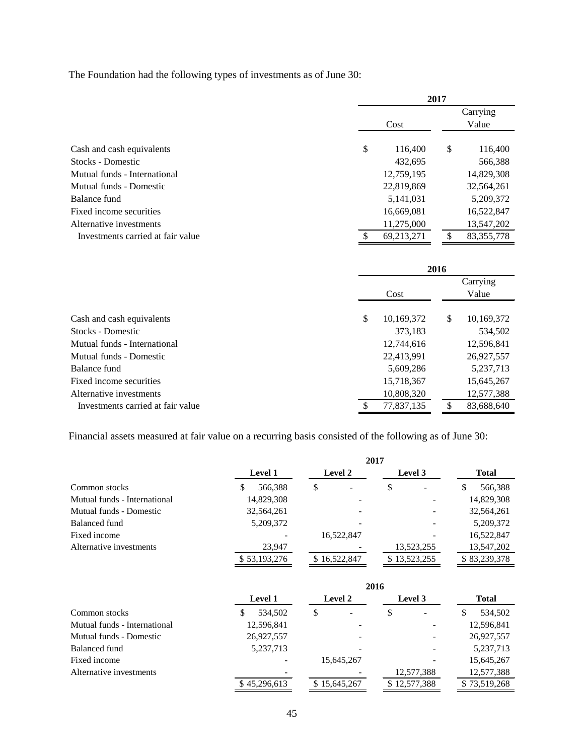The Foundation had the following types of investments as of June 30:

| | 2017 | |
|---|---|---|
| | Cost | Carrying Value |
| Cash and cash equivalents | $ 116,400 | $ 116,400 |
| Stocks - Domestic | 432,695 | 566,388 |
| Mutual funds - International | 12,759,195 | 14,829,308 |
| Mutual funds - Domestic | 22,819,869 | 32,564,261 |
| Balance fund | 5,141,031 | 5,209,372 |
| Fixed income securities | 16,669,081 | 16,522,847 |
| Alternative investments | 11,275,000 | 13,547,202 |
| Investments carried at fair value | $ 69,213,271 | $ 83,355,778 |

| | 2016 | |
|---|---|---|
| | Cost | Carrying Value |
| Cash and cash equivalents | $ 10,169,372 | $ 10,169,372 |
| Stocks - Domestic | 373,183 | 534,502 |
| Mutual funds - International | 12,744,616 | 12,596,841 |
| Mutual funds - Domestic | 22,413,991 | 26,927,557 |
| Balance fund | 5,609,286 | 5,237,713 |
| Fixed income securities | 15,718,367 | 15,645,267 |
| Alternative investments | 10,808,320 | 12,577,388 |
| Investments carried at fair value | $ 77,837,135 | $ 83,688,640 |

Financial assets measured at fair value on a recurring basis consisted of the following as of June 30:

| | 2017 | | | |
|---|---|---|---|---|
| | **Level 1** | **Level 2** | **Level 3** | **Total** |
| Common stocks | $ 566,388 | $ - | $ - | $ 566,388 |
| Mutual funds - International | 14,829,308 | - | - | 14,829,308 |
| Mutual funds - Domestic | 32,564,261 | - | - | 32,564,261 |
| Balanced fund | 5,209,372 | - | - | 5,209,372 |
| Fixed income | - | 16,522,847 | - | 16,522,847 |
| Alternative investments | 23,947 | - | 13,523,255 | 13,547,202 |
| | $ 53,193,276 | $ 16,522,847 | $ 13,523,255 | $ 83,239,378 |

| | 2016 | | | |
|---|---|---|---|---|
| | **Level 1** | **Level 2** | **Level 3** | **Total** |
| Common stocks | $ 534,502 | $ - | $ - | $ 534,502 |
| Mutual funds - International | 12,596,841 | - | - | 12,596,841 |
| Mutual funds - Domestic | 26,927,557 | - | - | 26,927,557 |
| Balanced fund | 5,237,713 | - | - | 5,237,713 |
| Fixed income | - | 15,645,267 | - | 15,645,267 |
| Alternative investments | - | - | 12,577,388 | 12,577,388 |
| | $ 45,296,613 | $ 15,645,267 | $ 12,577,388 | $ 73,519,268 |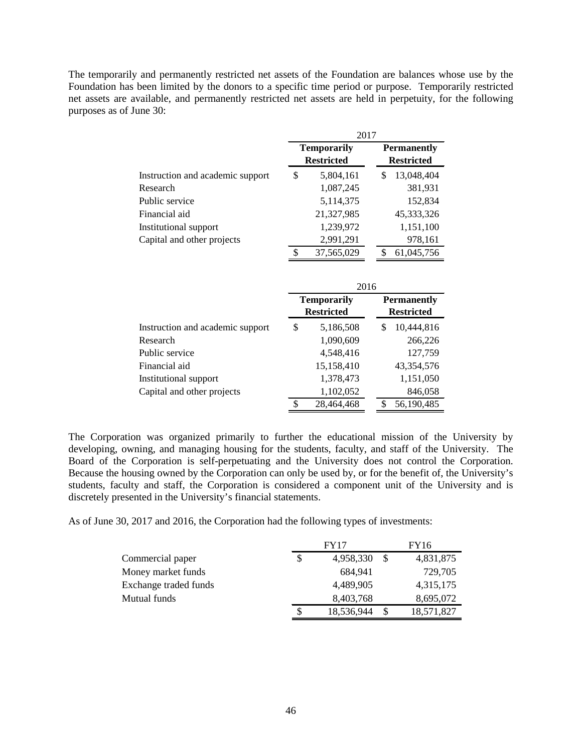The temporarily and permanently restricted net assets of the Foundation are balances whose use by the Foundation has been limited by the donors to a specific time period or purpose. Temporarily restricted net assets are available, and permanently restricted net assets are held in perpetuity, for the following purposes as of June 30:

| | 2017 | |
|---|---|---|
| | **Temporarily Restricted** | **Permanently Restricted** |
| Instruction and academic support | $ 5,804,161 | $ 13,048,404 |
| Research | 1,087,245 | 381,931 |
| Public service | 5,114,375 | 152,834 |
| Financial aid | 21,327,985 | 45,333,326 |
| Institutional support | 1,239,972 | 1,151,100 |
| Capital and other projects | 2,991,291 | 978,161 |
| | $ 37,565,029 | $ 61,045,756 |

| | 2016 | |
|---|---|---|
| | **Temporarily Restricted** | **Permanently Restricted** |
| Instruction and academic support | $ 5,186,508 | $ 10,444,816 |
| Research | 1,090,609 | 266,226 |
| Public service | 4,548,416 | 127,759 |
| Financial aid | 15,158,410 | 43,354,576 |
| Institutional support | 1,378,473 | 1,151,050 |
| Capital and other projects | 1,102,052 | 846,058 |
| | $ 28,464,468 | $ 56,190,485 |

The Corporation was organized primarily to further the educational mission of the University by developing, owning, and managing housing for the students, faculty, and staff of the University. The Board of the Corporation is self-perpetuating and the University does not control the Corporation. Because the housing owned by the Corporation can only be used by, or for the benefit of, the University's students, faculty and staff, the Corporation is considered a component unit of the University and is discretely presented in the University's financial statements.

As of June 30, 2017 and 2016, the Corporation had the following types of investments:

| | FY17 | FY16 |
|---|---|---|
| Commercial paper | $ 4,958,330 | $ 4,831,875 |
| Money market funds | 684,941 | 729,705 |
| Exchange traded funds | 4,489,905 | 4,315,175 |
| Mutual funds | 8,403,768 | 8,695,072 |
| | $ 18,536,944 | $ 18,571,827 |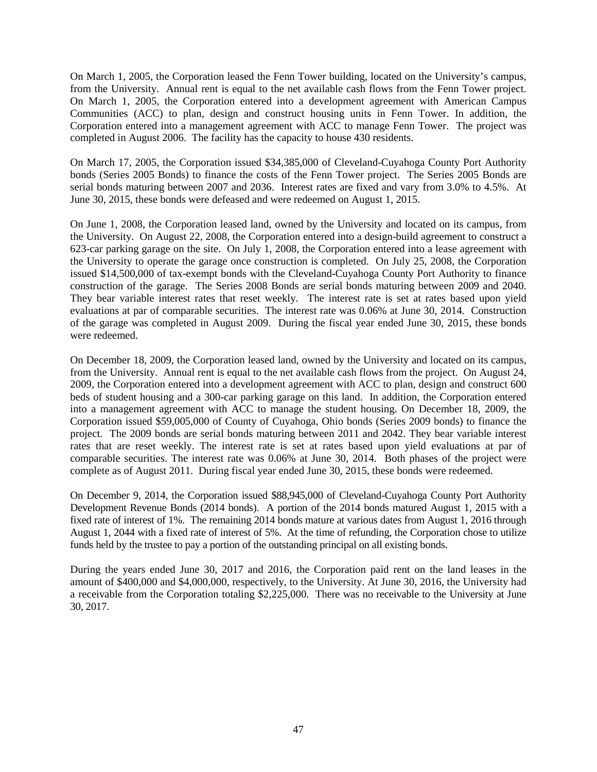On March 1, 2005, the Corporation leased the Fenn Tower building, located on the University's campus, from the University. Annual rent is equal to the net available cash flows from the Fenn Tower project. On March 1, 2005, the Corporation entered into a development agreement with American Campus Communities (ACC) to plan, design and construct housing units in Fenn Tower. In addition, the Corporation entered into a management agreement with ACC to manage Fenn Tower. The project was completed in August 2006. The facility has the capacity to house 430 residents.

On March 17, 2005, the Corporation issued $34,385,000 of Cleveland-Cuyahoga County Port Authority bonds (Series 2005 Bonds) to finance the costs of the Fenn Tower project. The Series 2005 Bonds are serial bonds maturing between 2007 and 2036. Interest rates are fixed and vary from 3.0% to 4.5%. At June 30, 2015, these bonds were defeased and were redeemed on August 1, 2015.

On June 1, 2008, the Corporation leased land, owned by the University and located on its campus, from the University. On August 22, 2008, the Corporation entered into a design-build agreement to construct a 623-car parking garage on the site. On July 1, 2008, the Corporation entered into a lease agreement with the University to operate the garage once construction is completed. On July 25, 2008, the Corporation issued $14,500,000 of tax-exempt bonds with the Cleveland-Cuyahoga County Port Authority to finance construction of the garage. The Series 2008 Bonds are serial bonds maturing between 2009 and 2040. They bear variable interest rates that reset weekly. The interest rate is set at rates based upon yield evaluations at par of comparable securities. The interest rate was 0.06% at June 30, 2014. Construction of the garage was completed in August 2009. During the fiscal year ended June 30, 2015, these bonds were redeemed.

On December 18, 2009, the Corporation leased land, owned by the University and located on its campus, from the University. Annual rent is equal to the net available cash flows from the project. On August 24, 2009, the Corporation entered into a development agreement with ACC to plan, design and construct 600 beds of student housing and a 300-car parking garage on this land. In addition, the Corporation entered into a management agreement with ACC to manage the student housing. On December 18, 2009, the Corporation issued $59,005,000 of County of Cuyahoga, Ohio bonds (Series 2009 bonds) to finance the project. The 2009 bonds are serial bonds maturing between 2011 and 2042. They bear variable interest rates that are reset weekly. The interest rate is set at rates based upon yield evaluations at par of comparable securities. The interest rate was 0.06% at June 30, 2014. Both phases of the project were complete as of August 2011. During fiscal year ended June 30, 2015, these bonds were redeemed.

On December 9, 2014, the Corporation issued $88,945,000 of Cleveland-Cuyahoga County Port Authority Development Revenue Bonds (2014 bonds). A portion of the 2014 bonds matured August 1, 2015 with a fixed rate of interest of 1%. The remaining 2014 bonds mature at various dates from August 1, 2016 through August 1, 2044 with a fixed rate of interest of 5%. At the time of refunding, the Corporation chose to utilize funds held by the trustee to pay a portion of the outstanding principal on all existing bonds.

During the years ended June 30, 2017 and 2016, the Corporation paid rent on the land leases in the amount of $400,000 and $4,000,000, respectively, to the University. At June 30, 2016, the University had a receivable from the Corporation totaling $2,225,000. There was no receivable to the University at June 30, 2017.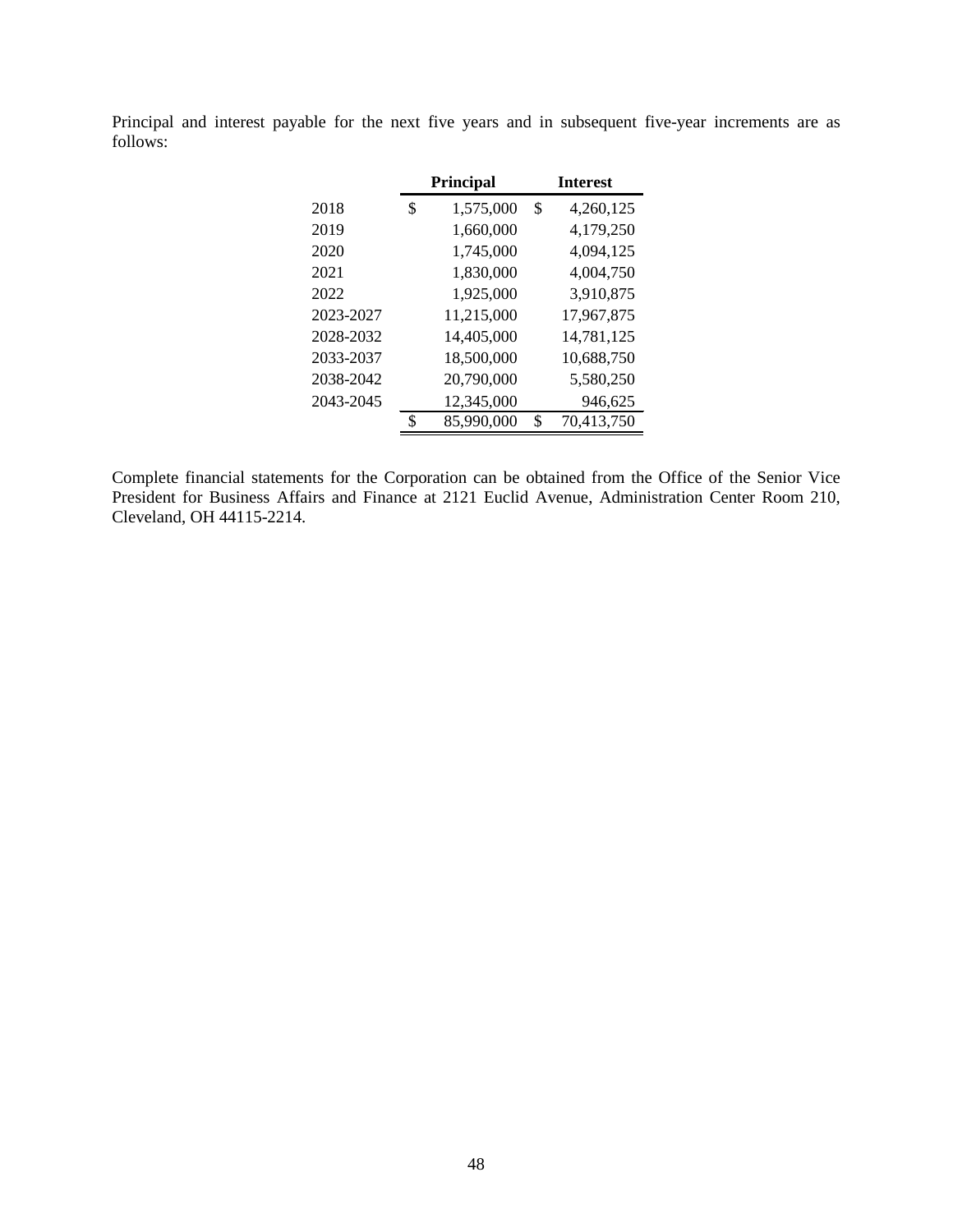Principal and interest payable for the next five years and in subsequent five-year increments are as follows:

| | Principal | Interest |
|---|---|---|
| 2018 | $ 1,575,000 | $ 4,260,125 |
| 2019 | 1,660,000 | 4,179,250 |
| 2020 | 1,745,000 | 4,094,125 |
| 2021 | 1,830,000 | 4,004,750 |
| 2022 | 1,925,000 | 3,910,875 |
| 2023-2027 | 11,215,000 | 17,967,875 |
| 2028-2032 | 14,405,000 | 14,781,125 |
| 2033-2037 | 18,500,000 | 10,688,750 |
| 2038-2042 | 20,790,000 | 5,580,250 |
| 2043-2045 | 12,345,000 | 946,625 |
| | $ 85,990,000 | $ 70,413,750 |

Complete financial statements for the Corporation can be obtained from the Office of the Senior Vice President for Business Affairs and Finance at 2121 Euclid Avenue, Administration Center Room 210, Cleveland, OH 44115-2214.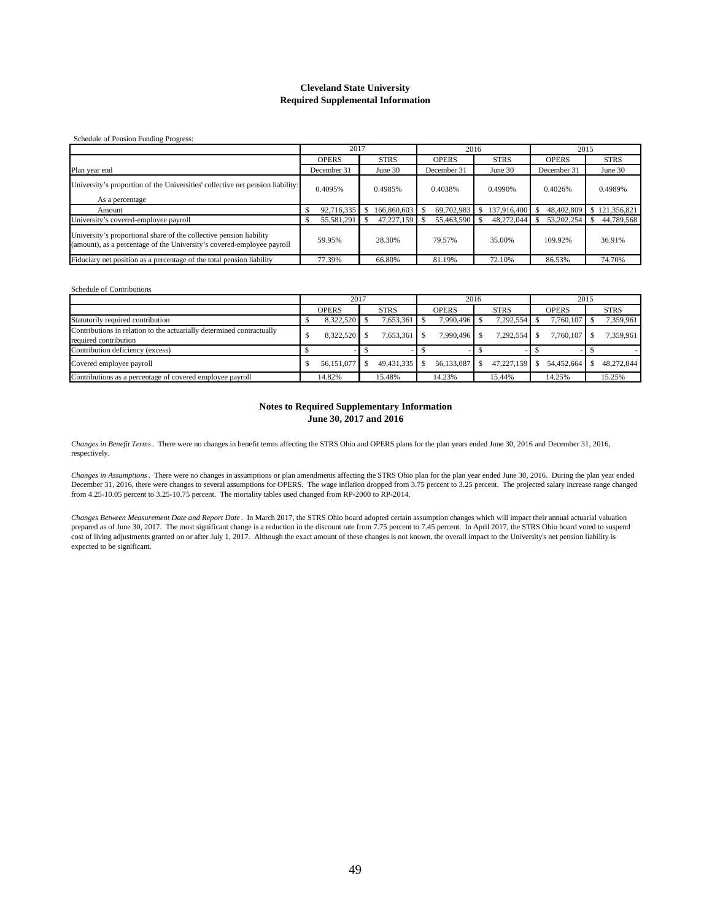# Cleveland State University
## Required Supplemental Information

Schedule of Pension Funding Progress:

| | 2017 | | 2016 | | 2015 | |
|---|---|---|---|---|---|---|
| | OPERS | STRS | OPERS | STRS | OPERS | STRS |
| Plan year end | December 31 | June 30 | December 31 | June 30 | December 31 | June 30 |
| University's proportion of the Universities' collective net pension liability: As a percentage | 0.4095% | 0.4985% | 0.4038% | 0.4990% | 0.4026% | 0.4989% |
| Amount | $ 92,716,335 | $ 166,860,603 | $ 69,702,983 | $ 137,916,400 | $ 48,402,809 | $ 121,356,821 |
| University's covered-employee payroll | $ 55,581,291 | $ 47,227,159 | $ 55,463,590 | $ 48,272,044 | $ 53,202,254 | $ 44,789,568 |
| University's proportional share of the collective pension liability (amount), as a percentage of the University's covered-employee payroll | 59.95% | 28.30% | 79.57% | 35.00% | 109.92% | 36.91% |
| Fiduciary net position as a percentage of the total pension liability | 77.39% | 66.80% | 81.19% | 72.10% | 86.53% | 74.70% |

Schedule of Contributions

| | 2017 | | 2016 | | 2015 | |
|---|---|---|---|---|---|---|
| | OPERS | STRS | OPERS | STRS | OPERS | STRS |
| Statutorily required contribution | $ 8,322,520 | $ 7,653,361 | $ 7,990,496 | $ 7,292,554 | $ 7,760,107 | $ 7,359,961 |
| Contributions in relation to the actuarially determined contractually required contribution | $ 8,322,520 | $ 7,653,361 | $ 7,990,496 | $ 7,292,554 | $ 7,760,107 | $ 7,359,961 |
| Contribution deficiency (excess) | $ - | $ - | $ - | $ - | $ - | $ - |
| Covered employee payroll | $ 56,151,077 | $ 49,431,335 | $ 56,133,087 | $ 47,227,159 | $ 54,452,664 | $ 48,272,044 |
| Contributions as a percentage of covered employee payroll | 14.82% | 15.48% | 14.23% | 15.44% | 14.25% | 15.25% |

## Notes to Required Supplementary Information
## June 30, 2017 and 2016

*Changes in Benefit Terms*. There were no changes in benefit terms affecting the STRS Ohio and OPERS plans for the plan years ended June 30, 2016 and December 31, 2016, respectively.

*Changes in Assumptions*. There were no changes in assumptions or plan amendments affecting the STRS Ohio plan for the plan year ended June 30, 2016. During the plan year ended December 31, 2016, there were changes to several assumptions for OPERS. The wage inflation dropped from 3.75 percent to 3.25 percent. The projected salary increase range changed from 4.25-10.05 percent to 3.25-10.75 percent. The mortality tables used changed from RP-2000 to RP-2014.

*Changes Between Measurement Date and Report Date*. In March 2017, the STRS Ohio board adopted certain assumption changes which will impact their annual actuarial valuation prepared as of June 30, 2017. The most significant change is a reduction in the discount rate from 7.75 percent to 7.45 percent. In April 2017, the STRS Ohio board voted to suspend cost of living adjustments granted on or after July 1, 2017. Although the exact amount of these changes is not known, the overall impact to the University's net pension liability is expected to be significant.